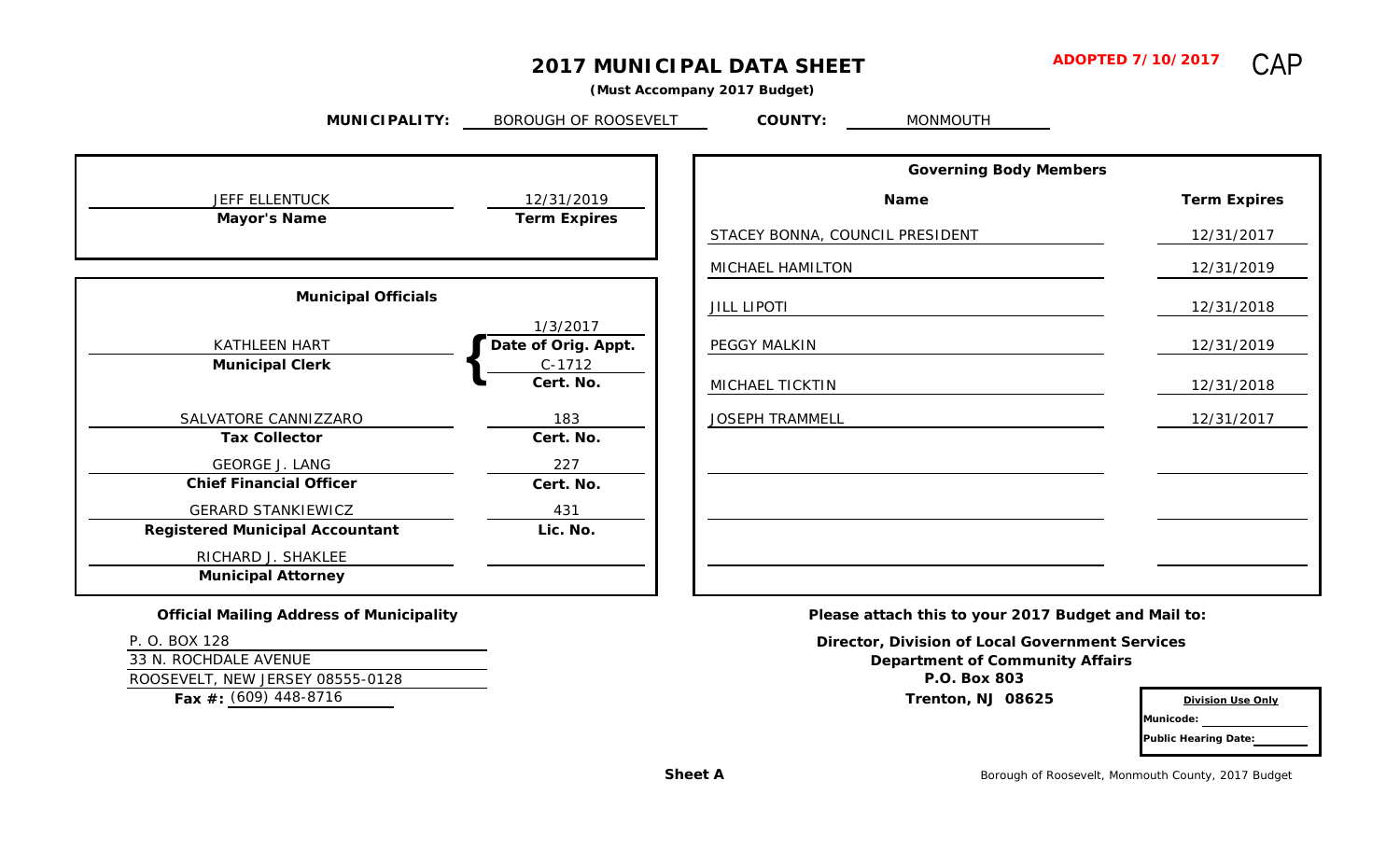# 2017 MUNICIPAL DATA SHEET

**ADOPTED 7/10/2017** CAP

***(Must Accompany 2017 Budget)***

**MUNICIPALITY:** BOROUGH OF ROOSEVELT **COUNTY:** MONMOUTH

| Mayor's Name | Term Expires |
| --- | --- |
| JEFF ELLENTUCK | 12/31/2019 |

**Municipal Officials**

| Title | Name | Date of Orig. Appt. / Cert. No. / Lic. No. |
| --- | --- | --- |
| Municipal Clerk | KATHLEEN HART | Date of Orig. Appt.: 1/3/2017; Cert. No.: C-1712 |
| Tax Collector | SALVATORE CANNIZZARO | Cert. No.: 183 |
| Chief Financial Officer | GEORGE J. LANG | Cert. No.: 227 |
| Registered Municipal Accountant | GERARD STANKIEWICZ | Lic. No.: 431 |
| Municipal Attorney | RICHARD J. SHAKLEE | |

**Governing Body Members**

| Name | Term Expires |
| --- | --- |
| STACEY BONNA, COUNCIL PRESIDENT | 12/31/2017 |
| MICHAEL HAMILTON | 12/31/2019 |
| JILL LIPOTI | 12/31/2018 |
| PEGGY MALKIN | 12/31/2019 |
| MICHAEL TICKTIN | 12/31/2018 |
| JOSEPH TRAMMELL | 12/31/2017 |

**Official Mailing Address of Municipality**

P. O. BOX 128
33 N. ROCHDALE AVENUE
ROOSEVELT, NEW JERSEY 08555-0128
**Fax #:** (609) 448-8716

**Please attach this to your 2017 Budget and Mail to:**

**Director, Division of Local Government Services**
**Department of Community Affairs**
**P.O. Box 803**
**Trenton, NJ 08625**

| Division Use Only |
| --- |
| Municode: |
| Public Hearing Date: |

**Sheet A**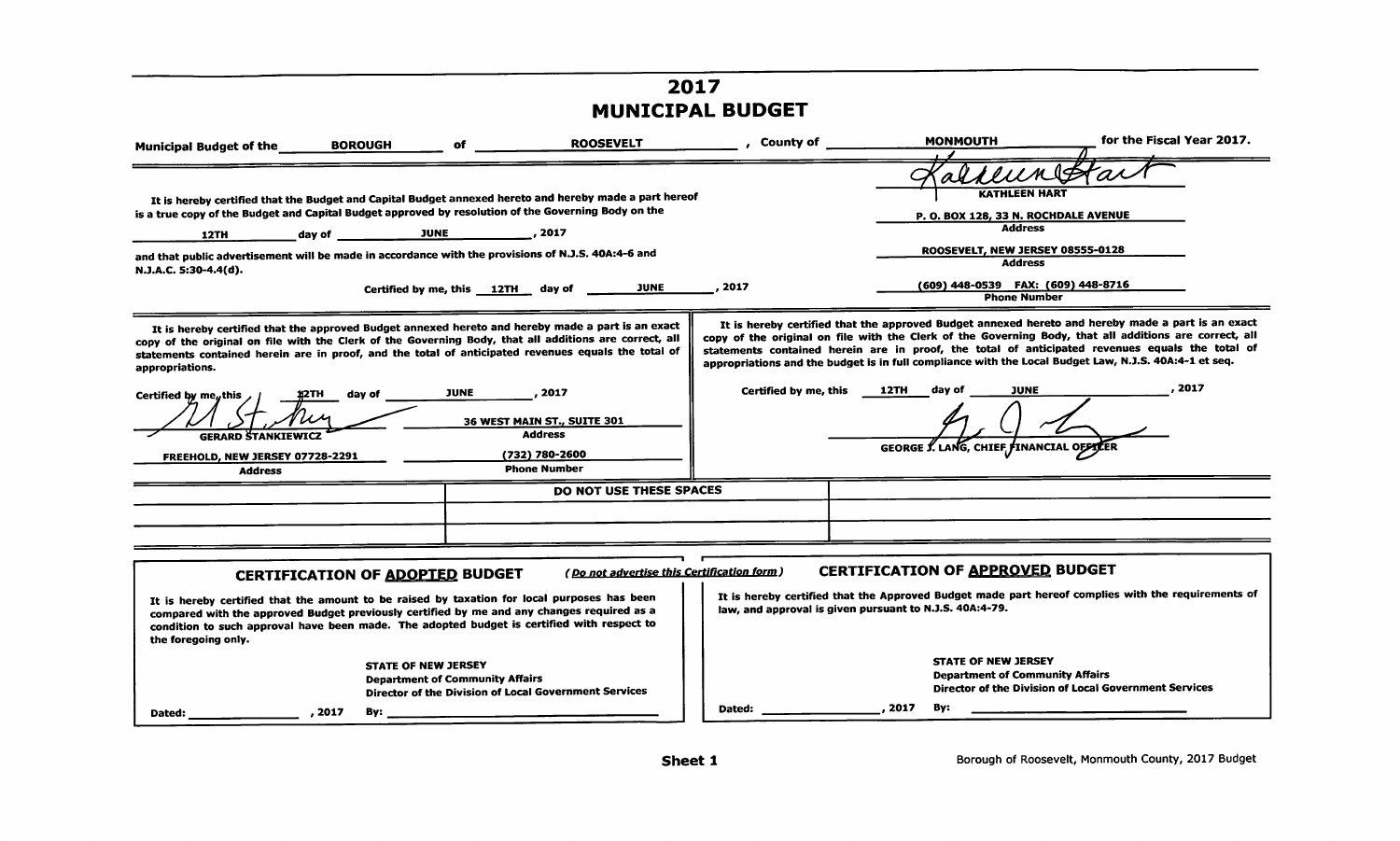# 2017
# MUNICIPAL BUDGET

Municipal Budget of the **BOROUGH** of **ROOSEVELT**, County of **MONMOUTH** for the Fiscal Year 2017.

It is hereby certified that the Budget and Capital Budget annexed hereto and hereby made a part hereof is a true copy of the Budget and Capital Budget approved by resolution of the Governing Body on the **12TH** day of **JUNE**, 2017 and that public advertisement will be made in accordance with the provisions of N.J.S. 40A:4-6 and N.J.A.C. 5:30-4.4(d).

Certified by me, this **12TH** day of **JUNE**, 2017

KATHLEEN HART
P. O. BOX 128, 33 N. ROCHDALE AVENUE
Address
ROOSEVELT, NEW JERSEY 08555-0128
Address
(609) 448-0539 FAX: (609) 448-8716
Phone Number

---

It is hereby certified that the approved Budget annexed hereto and hereby made a part is an exact copy of the original on file with the Clerk of the Governing Body, that all additions are correct, all statements contained herein are in proof, and the total of anticipated revenues equals the total of appropriations.

Certified by me, this **12TH** day of **JUNE**, 2017

GERARD STANKIEWICZ
36 WEST MAIN ST., SUITE 301
Address
FREEHOLD, NEW JERSEY 07728-2291
Address
(732) 780-2600
Phone Number

It is hereby certified that the approved Budget annexed hereto and hereby made a part is an exact copy of the original on file with the Clerk of the Governing Body, that all additions are correct, all statements contained herein are in proof, the total of anticipated revenues equals the total of appropriations and the budget is in full compliance with the Local Budget Law, N.J.S. 40A:4-1 et seq.

Certified by me, this **12TH** day of **JUNE**, 2017

GEORGE J. LANG, CHIEF FINANCIAL OFFICER

---

DO NOT USE THESE SPACES

---

## CERTIFICATION OF ADOPTED BUDGET

*(Do not advertise this Certification form)*

It is hereby certified that the amount to be raised by taxation for local purposes has been compared with the approved Budget previously certified by me and any changes required as a condition to such approval have been made. The adopted budget is certified with respect to the foregoing only.

STATE OF NEW JERSEY
Department of Community Affairs
Director of the Division of Local Government Services

Dated: ____________, 2017 By: ____________

## CERTIFICATION OF APPROVED BUDGET

It is hereby certified that the Approved Budget made part hereof complies with the requirements of law, and approval is given pursuant to N.J.S. 40A:4-79.

STATE OF NEW JERSEY
Department of Community Affairs
Director of the Division of Local Government Services

Dated: ____________, 2017 By: ____________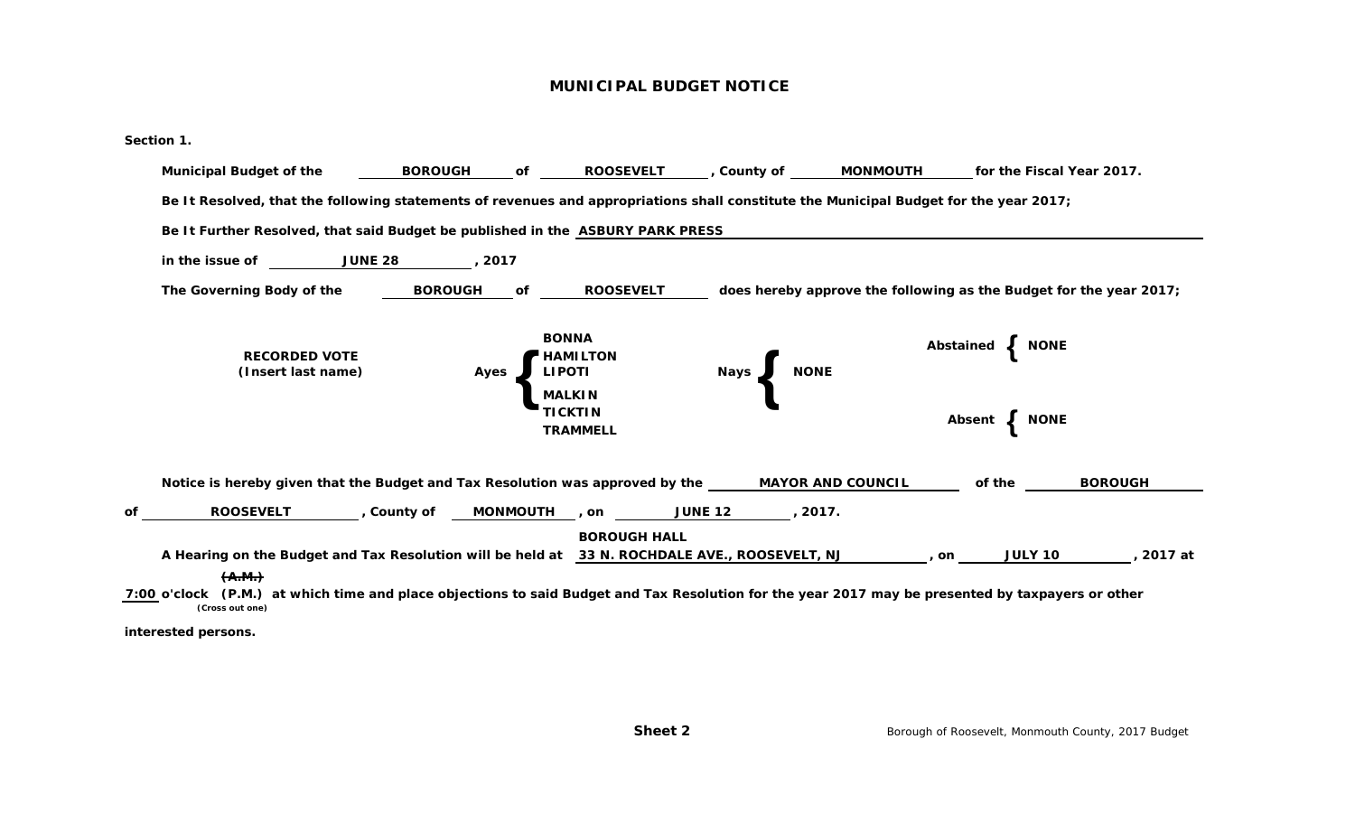# MUNICIPAL BUDGET NOTICE

**Section 1.**

**Municipal Budget of the BOROUGH of ROOSEVELT, County of MONMOUTH for the Fiscal Year 2017.**

**Be It Resolved, that the following statements of revenues and appropriations shall constitute the Municipal Budget for the year 2017;**

**Be It Further Resolved, that said Budget be published in the ASBURY PARK PRESS**

**in the issue of JUNE 28, 2017**

**The Governing Body of the BOROUGH of ROOSEVELT does hereby approve the following as the Budget for the year 2017;**

| RECORDED VOTE (Insert last name) | | |
|---|---|---|
| **Ayes** | BONNA, HAMILTON, LIPOTI, MALKIN, TICKTIN, TRAMMELL | |
| **Nays** | NONE | |
| **Abstained** | NONE | |
| **Absent** | NONE | |

**Notice is hereby given that the Budget and Tax Resolution was approved by the MAYOR AND COUNCIL of the BOROUGH of ROOSEVELT, County of MONMOUTH, on JUNE 12, 2017.**

**A Hearing on the Budget and Tax Resolution will be held at BOROUGH HALL 33 N. ROCHDALE AVE., ROOSEVELT, NJ, on JULY 10, 2017 at 7:00 o'clock ~~(A.M.)~~ (P.M.) (Cross out one) at which time and place objections to said Budget and Tax Resolution for the year 2017 may be presented by taxpayers or other interested persons.**

**Sheet 2**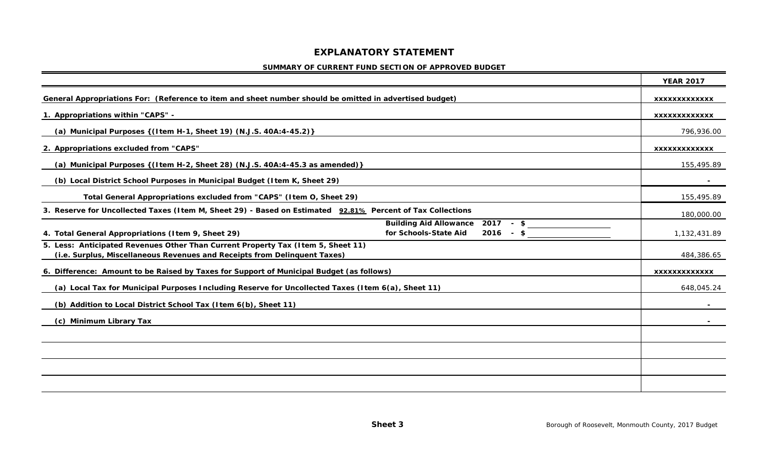# EXPLANATORY STATEMENT

## SUMMARY OF CURRENT FUND SECTION OF APPROVED BUDGET

| | YEAR 2017 |
|---|---|
| **General Appropriations For: (Reference to item and sheet number should be omitted in advertised budget)** | xxxxxxxxxxxx |
| **1. Appropriations within "CAPS" -** | xxxxxxxxxxxx |
| (a) Municipal Purposes {(Item H-1, Sheet 19) (N.J.S. 40A:4-45.2)} | 796,936.00 |
| **2. Appropriations excluded from "CAPS"** | xxxxxxxxxxxx |
| (a) Municipal Purposes {(Item H-2, Sheet 28) (N.J.S. 40A:4-45.3 as amended)} | 155,495.89 |
| (b) Local District School Purposes in Municipal Budget (Item K, Sheet 29) | - |
| Total General Appropriations excluded from "CAPS" (Item O, Sheet 29) | 155,495.89 |
| 3. Reserve for Uncollected Taxes (Item M, Sheet 29) - Based on Estimated 92.81% Percent of Tax Collections | 180,000.00 |
| 4. Total General Appropriations (Item 9, Sheet 29) — Building Aid Allowance for Schools-State Aid 2017 - $ ____ 2016 - $ ____ | 1,132,431.89 |
| 5. Less: Anticipated Revenues Other Than Current Property Tax (Item 5, Sheet 11) (i.e. Surplus, Miscellaneous Revenues and Receipts from Delinquent Taxes) | 484,386.65 |
| 6. Difference: Amount to be Raised by Taxes for Support of Municipal Budget (as follows) | xxxxxxxxxxxx |
| (a) Local Tax for Municipal Purposes Including Reserve for Uncollected Taxes (Item 6(a), Sheet 11) | 648,045.24 |
| (b) Addition to Local District School Tax (Item 6(b), Sheet 11) | - |
| (c) Minimum Library Tax | - |
| | |
| | |
| | |
| | |

**Sheet 3**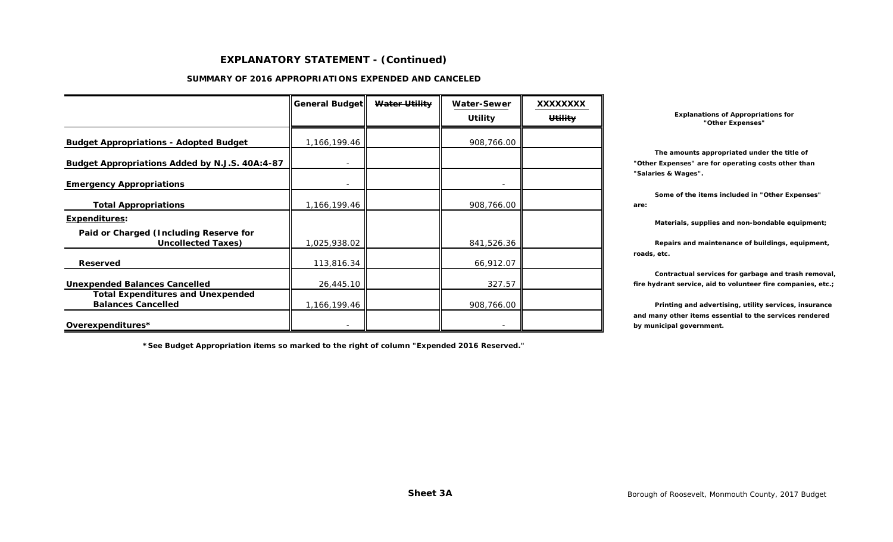## EXPLANATORY STATEMENT - (Continued)

### SUMMARY OF 2016 APPROPRIATIONS EXPENDED AND CANCELED

| | General Budget | ~~Water Utility~~ | Water-Sewer Utility | XXXXXXXX ~~Utility~~ |
|---|---|---|---|---|
| **Budget Appropriations - Adopted Budget** | 1,166,199.46 | | 908,766.00 | |
| **Budget Appropriations Added by N.J.S. 40A:4-87** | - | | | |
| **Emergency Appropriations** | - | | - | |
| **Total Appropriations** | 1,166,199.46 | | 908,766.00 | |
| **Expenditures:** | | | | |
| **Paid or Charged (Including Reserve for Uncollected Taxes)** | 1,025,938.02 | | 841,526.36 | |
| **Reserved** | 113,816.34 | | 66,912.07 | |
| **Unexpended Balances Cancelled** | 26,445.10 | | 327.57 | |
| **Total Expenditures and Unexpended Balances Cancelled** | 1,166,199.46 | | 908,766.00 | |
| **Overexpenditures*** | - | | - | |

**\*See Budget Appropriation items so marked to the right of column "Expended 2016 Reserved."**

**Explanations of Appropriations for "Other Expenses"**

**The amounts appropriated under the title of "Other Expenses" are for operating costs other than "Salaries & Wages".**

**Some of the items included in "Other Expenses" are:**

**Materials, supplies and non-bondable equipment;**

**Repairs and maintenance of buildings, equipment, roads, etc.**

**Contractual services for garbage and trash removal, fire hydrant service, aid to volunteer fire companies, etc.;**

**Printing and advertising, utility services, insurance and many other items essential to the services rendered by municipal government.**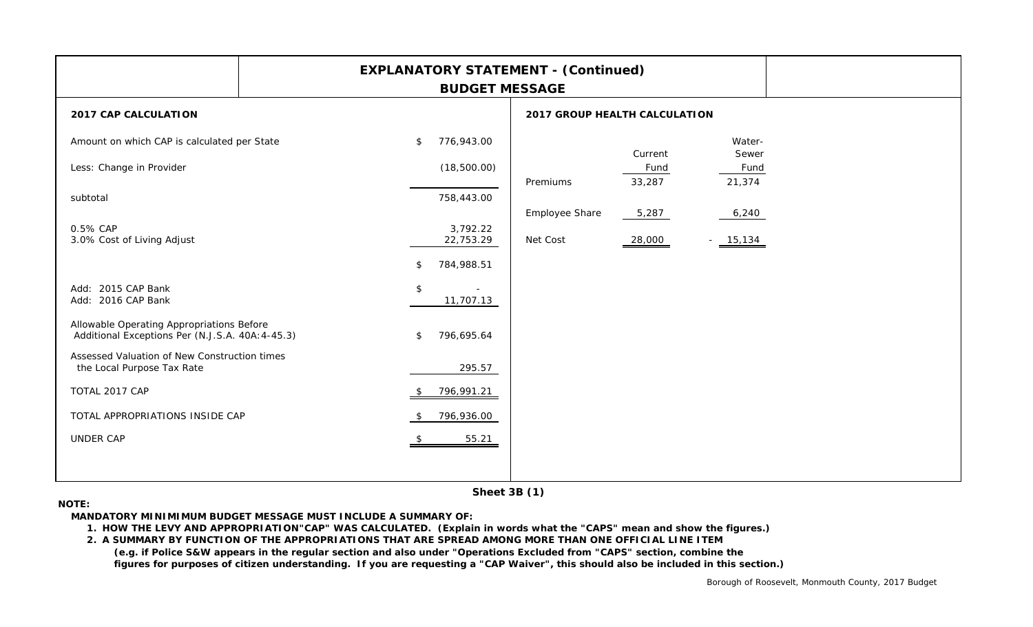## EXPLANATORY STATEMENT - (Continued)

### BUDGET MESSAGE

**2017 CAP CALCULATION**

| | | |
|---|---|---|
| Amount on which CAP is calculated per State | $ | 776,943.00 |
| Less: Change in Provider | | (18,500.00) |
| subtotal | | 758,443.00 |
| 0.5% CAP | | 3,792.22 |
| 3.0% Cost of Living Adjust | | 22,753.29 |
| | $ | 784,988.51 |
| Add: 2015 CAP Bank | $ | - |
| Add: 2016 CAP Bank | | 11,707.13 |
| Allowable Operating Appropriations Before Additional Exceptions Per (N.J.S.A. 40A:4-45.3) | $ | 796,695.64 |
| Assessed Valuation of New Construction times the Local Purpose Tax Rate | | 295.57 |
| TOTAL 2017 CAP | $ | 796,991.21 |
| TOTAL APPROPRIATIONS INSIDE CAP | $ | 796,936.00 |
| UNDER CAP | $ | 55.21 |

**2017 GROUP HEALTH CALCULATION**

| | Current Fund | Water-Sewer Fund |
|---|---|---|
| Premiums | 33,287 | 21,374 |
| Employee Share | 5,287 | 6,240 |
| Net Cost | 28,000 | 15,134 |

Sheet 3B (1)

**NOTE:**

**MANDATORY MINIMIMUM BUDGET MESSAGE MUST INCLUDE A SUMMARY OF:**

1. **HOW THE LEVY AND APPROPRIATION"CAP" WAS CALCULATED. (Explain in words what the "CAPS" mean and show the figures.)**
2. **A SUMMARY BY FUNCTION OF THE APPROPRIATIONS THAT ARE SPREAD AMONG MORE THAN ONE OFFICIAL LINE ITEM (e.g. if Police S&W appears in the regular section and also under "Operations Excluded from "CAPS" section, combine the figures for purposes of citizen understanding. If you are requesting a "CAP Waiver", this should also be included in this section.)**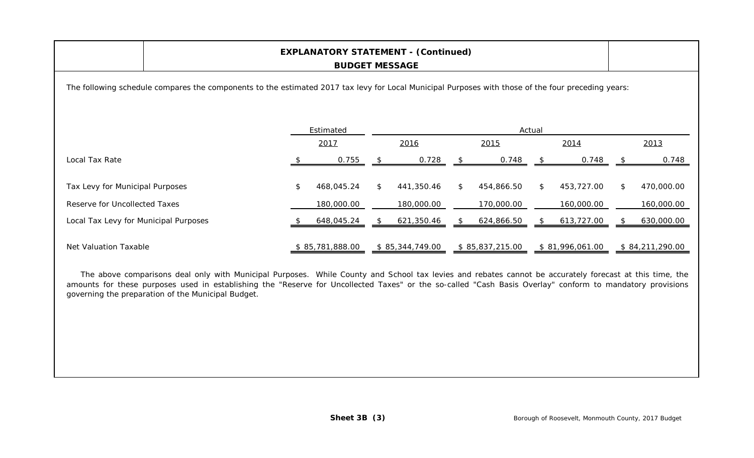## EXPLANATORY STATEMENT - (Continued)

### BUDGET MESSAGE

The following schedule compares the components to the estimated 2017 tax levy for Local Municipal Purposes with those of the four preceding years:

| | Estimated | Actual | | | |
|---|---|---|---|---|---|
| | 2017 | 2016 | 2015 | 2014 | 2013 |
| Local Tax Rate | $ 0.755 | $ 0.728 | $ 0.748 | $ 0.748 | $ 0.748 |
| Tax Levy for Municipal Purposes | $ 468,045.24 | $ 441,350.46 | $ 454,866.50 | $ 453,727.00 | $ 470,000.00 |
| Reserve for Uncollected Taxes | 180,000.00 | 180,000.00 | 170,000.00 | 160,000.00 | 160,000.00 |
| Local Tax Levy for Municipal Purposes | $ 648,045.24 | $ 621,350.46 | $ 624,866.50 | $ 613,727.00 | $ 630,000.00 |
| Net Valuation Taxable | $ 85,781,888.00 | $ 85,344,749.00 | $ 85,837,215.00 | $ 81,996,061.00 | $ 84,211,290.00 |

The above comparisons deal only with Municipal Purposes. While County and School tax levies and rebates cannot be accurately forecast at this time, the amounts for these purposes used in establishing the "Reserve for Uncollected Taxes" or the so-called "Cash Basis Overlay" conform to mandatory provisions governing the preparation of the Municipal Budget.

**Sheet 3B (3)**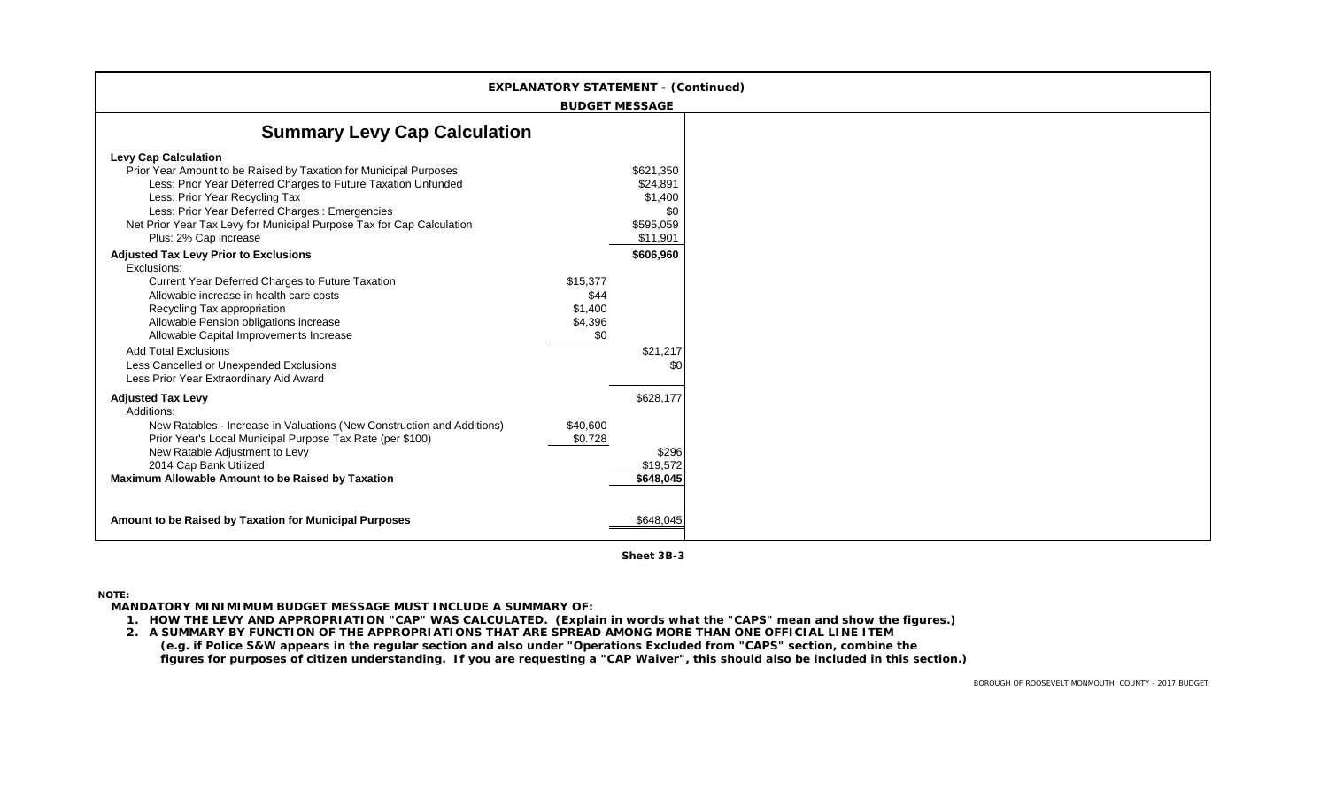**EXPLANATORY STATEMENT - (Continued)**

**BUDGET MESSAGE**

## Summary Levy Cap Calculation

| | | |
|---|---|---|
| **Levy Cap Calculation** | | |
| Prior Year Amount to be Raised by Taxation for Municipal Purposes | | $621,350 |
| Less: Prior Year Deferred Charges to Future Taxation Unfunded | | $24,891 |
| Less: Prior Year Recycling Tax | | $1,400 |
| Less: Prior Year Deferred Charges : Emergencies | | $0 |
| Net Prior Year Tax Levy for Municipal Purpose Tax for Cap Calculation | | $595,059 |
| Plus: 2% Cap increase | | $11,901 |
| **Adjusted Tax Levy Prior to Exclusions** | | **$606,960** |
| Exclusions: | | |
| Current Year Deferred Charges to Future Taxation | $15,377 | |
| Allowable increase in health care costs | $44 | |
| Recycling Tax appropriation | $1,400 | |
| Allowable Pension obligations increase | $4,396 | |
| Allowable Capital Improvements Increase | $0 | |
| Add Total Exclusions | | $21,217 |
| Less Cancelled or Unexpended Exclusions | | $0 |
| Less Prior Year Extraordinary Aid Award | | |
| **Adjusted Tax Levy** | | $628,177 |
| Additions: | | |
| New Ratables - Increase in Valuations (New Construction and Additions) | $40,600 | |
| Prior Year's Local Municipal Purpose Tax Rate (per $100) | $0.728 | |
| New Ratable Adjustment to Levy | | $296 |
| 2014 Cap Bank Utilized | | $19,572 |
| **Maximum Allowable Amount to be Raised by Taxation** | | **$648,045** |
| | | |
| **Amount to be Raised by Taxation for Municipal Purposes** | | $648,045 |

**Sheet 3B-3**

**NOTE:**

**MANDATORY MINIMIMUM BUDGET MESSAGE MUST INCLUDE A SUMMARY OF:**

1. **HOW THE LEVY AND APPROPRIATION "CAP" WAS CALCULATED. (Explain in words what the "CAPS" mean and show the figures.)**
2. **A SUMMARY BY FUNCTION OF THE APPROPRIATIONS THAT ARE SPREAD AMONG MORE THAN ONE OFFICIAL LINE ITEM (e.g. if Police S&W appears in the regular section and also under "Operations Excluded from "CAPS" section, combine the figures for purposes of citizen understanding. If you are requesting a "CAP Waiver", this should also be included in this section.)**

BOROUGH OF ROOSEVELT MONMOUTH COUNTY - 2017 BUDGET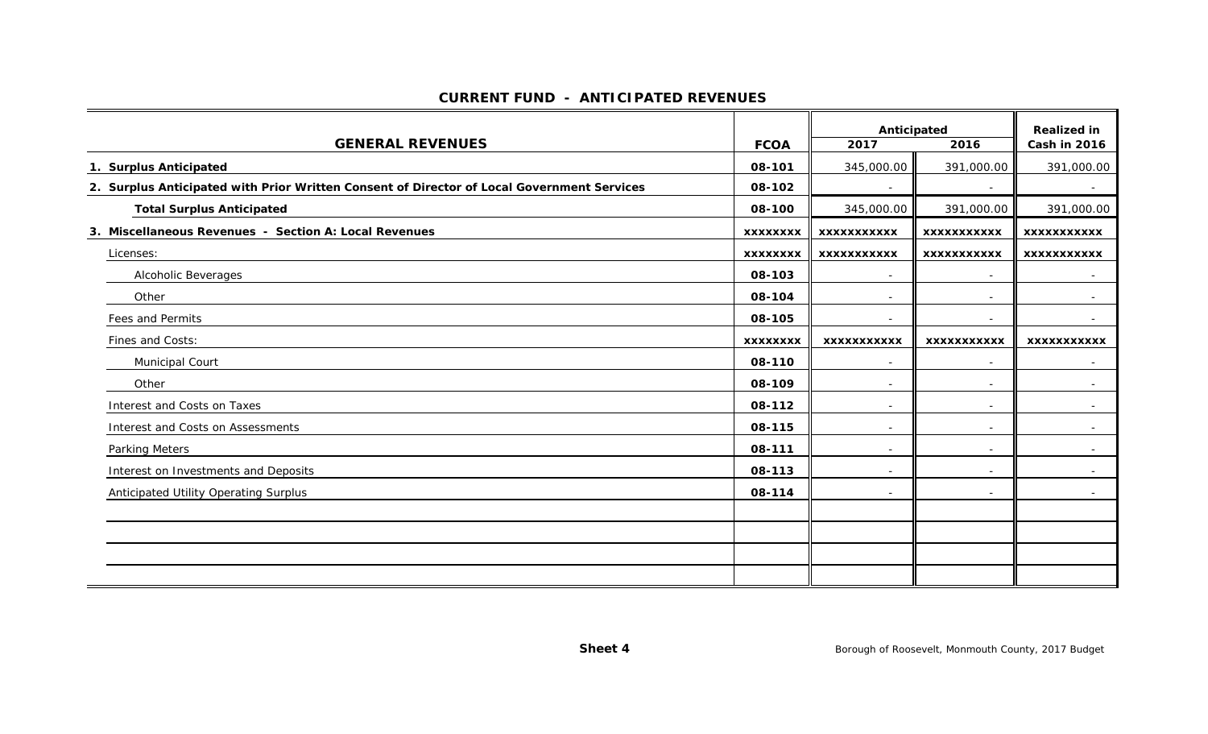## CURRENT FUND - ANTICIPATED REVENUES

| GENERAL REVENUES | FCOA | Anticipated | | Realized in |
|---|---|---|---|---|
| | | 2017 | 2016 | Cash in 2016 |
| **1. Surplus Anticipated** | **08-101** | 345,000.00 | 391,000.00 | 391,000.00 |
| **2. Surplus Anticipated with Prior Written Consent of Director of Local Government Services** | **08-102** | - | - | - |
| **Total Surplus Anticipated** | **08-100** | 345,000.00 | 391,000.00 | 391,000.00 |
| **3. Miscellaneous Revenues - Section A: Local Revenues** | **xxxxxxxx** | **xxxxxxxxxxx** | **xxxxxxxxxxx** | **xxxxxxxxxxx** |
| Licenses: | **xxxxxxxx** | **xxxxxxxxxxx** | **xxxxxxxxxxx** | **xxxxxxxxxxx** |
| Alcoholic Beverages | **08-103** | - | - | - |
| Other | **08-104** | - | - | - |
| Fees and Permits | **08-105** | - | - | - |
| Fines and Costs: | **xxxxxxxx** | **xxxxxxxxxxx** | **xxxxxxxxxxx** | **xxxxxxxxxxx** |
| Municipal Court | **08-110** | - | - | - |
| Other | **08-109** | - | - | - |
| Interest and Costs on Taxes | **08-112** | - | - | - |
| Interest and Costs on Assessments | **08-115** | - | - | - |
| Parking Meters | **08-111** | - | - | - |
| Interest on Investments and Deposits | **08-113** | - | - | - |
| Anticipated Utility Operating Surplus | **08-114** | - | - | - |
| | | | | |
| | | | | |
| | | | | |
| | | | | |

**Sheet 4**

Borough of Roosevelt, Monmouth County, 2017 Budget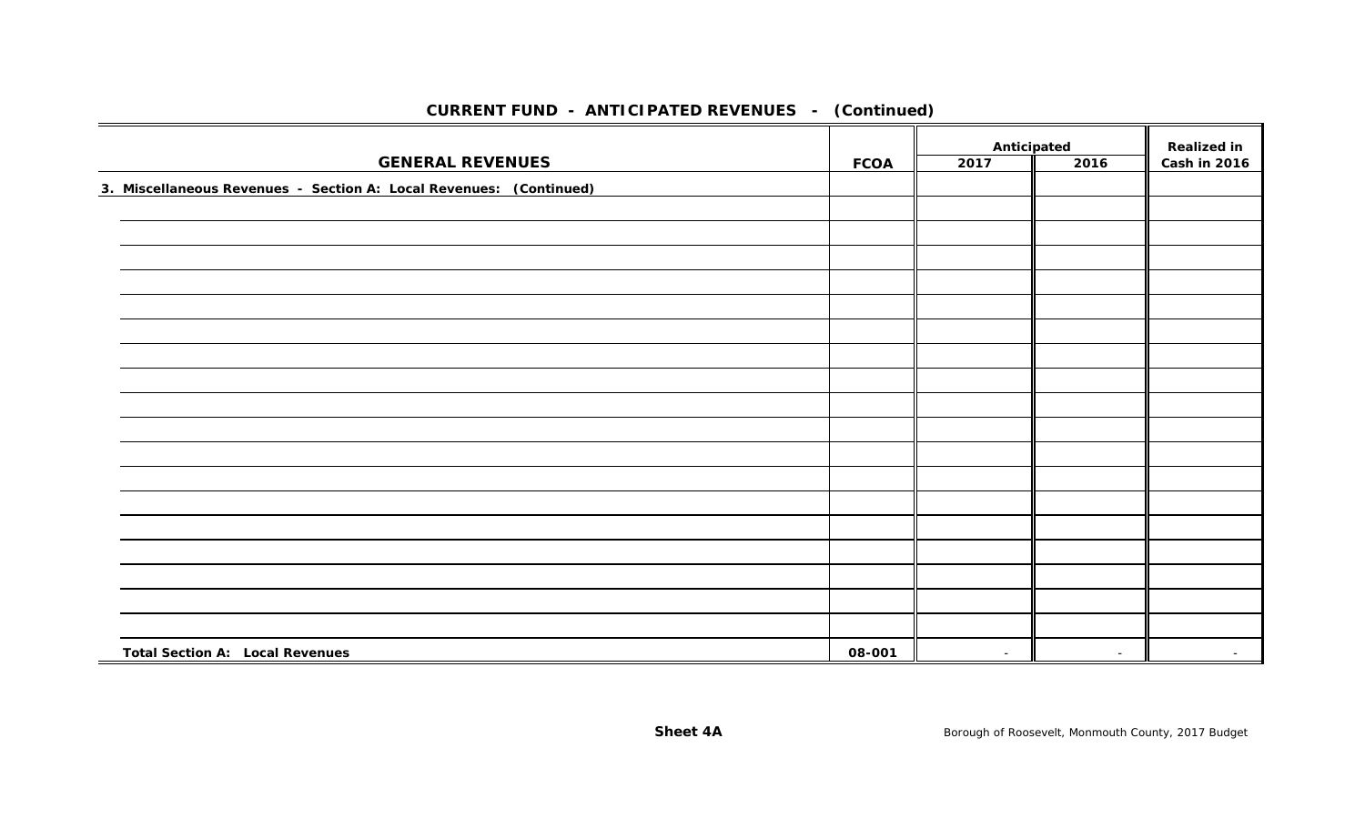## CURRENT FUND - ANTICIPATED REVENUES - (Continued)

| GENERAL REVENUES | FCOA | Anticipated 2017 | Anticipated 2016 | Realized in Cash in 2016 |
|---|---|---|---|---|
| 3. Miscellaneous Revenues - Section A: Local Revenues: (Continued) | | | | |
| | | | | |
| | | | | |
| | | | | |
| | | | | |
| | | | | |
| | | | | |
| | | | | |
| | | | | |
| | | | | |
| | | | | |
| | | | | |
| | | | | |
| | | | | |
| | | | | |
| | | | | |
| | | | | |
| | | | | |
| | | | | |
| Total Section A: Local Revenues | 08-001 | - | - | - |

**Sheet 4A**

Borough of Roosevelt, Monmouth County, 2017 Budget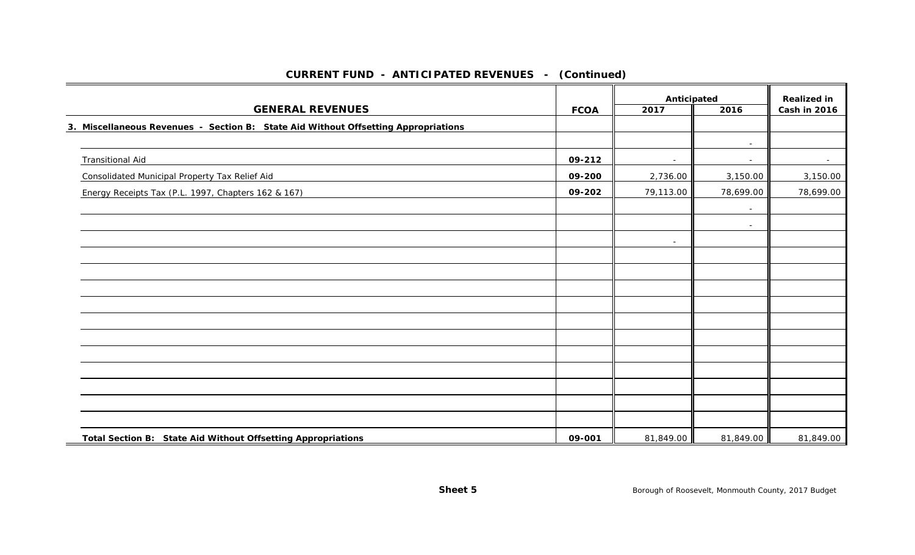## CURRENT FUND - ANTICIPATED REVENUES - (Continued)

| GENERAL REVENUES | FCOA | Anticipated 2017 | Anticipated 2016 | Realized in Cash in 2016 |
|---|---|---|---|---|
| **3. Miscellaneous Revenues - Section B: State Aid Without Offsetting Appropriations** | | | | |
| | | | - | |
| Transitional Aid | **09-212** | - | - | - |
| Consolidated Municipal Property Tax Relief Aid | **09-200** | 2,736.00 | 3,150.00 | 3,150.00 |
| Energy Receipts Tax (P.L. 1997, Chapters 162 & 167) | **09-202** | 79,113.00 | 78,699.00 | 78,699.00 |
| | | | - | |
| | | | - | |
| | | - | | |
| | | | | |
| | | | | |
| | | | | |
| | | | | |
| | | | | |
| | | | | |
| | | | | |
| | | | | |
| | | | | |
| | | | | |
| | | | | |
| **Total Section B: State Aid Without Offsetting Appropriations** | **09-001** | 81,849.00 | 81,849.00 | 81,849.00 |

**Sheet 5**

Borough of Roosevelt, Monmouth County, 2017 Budget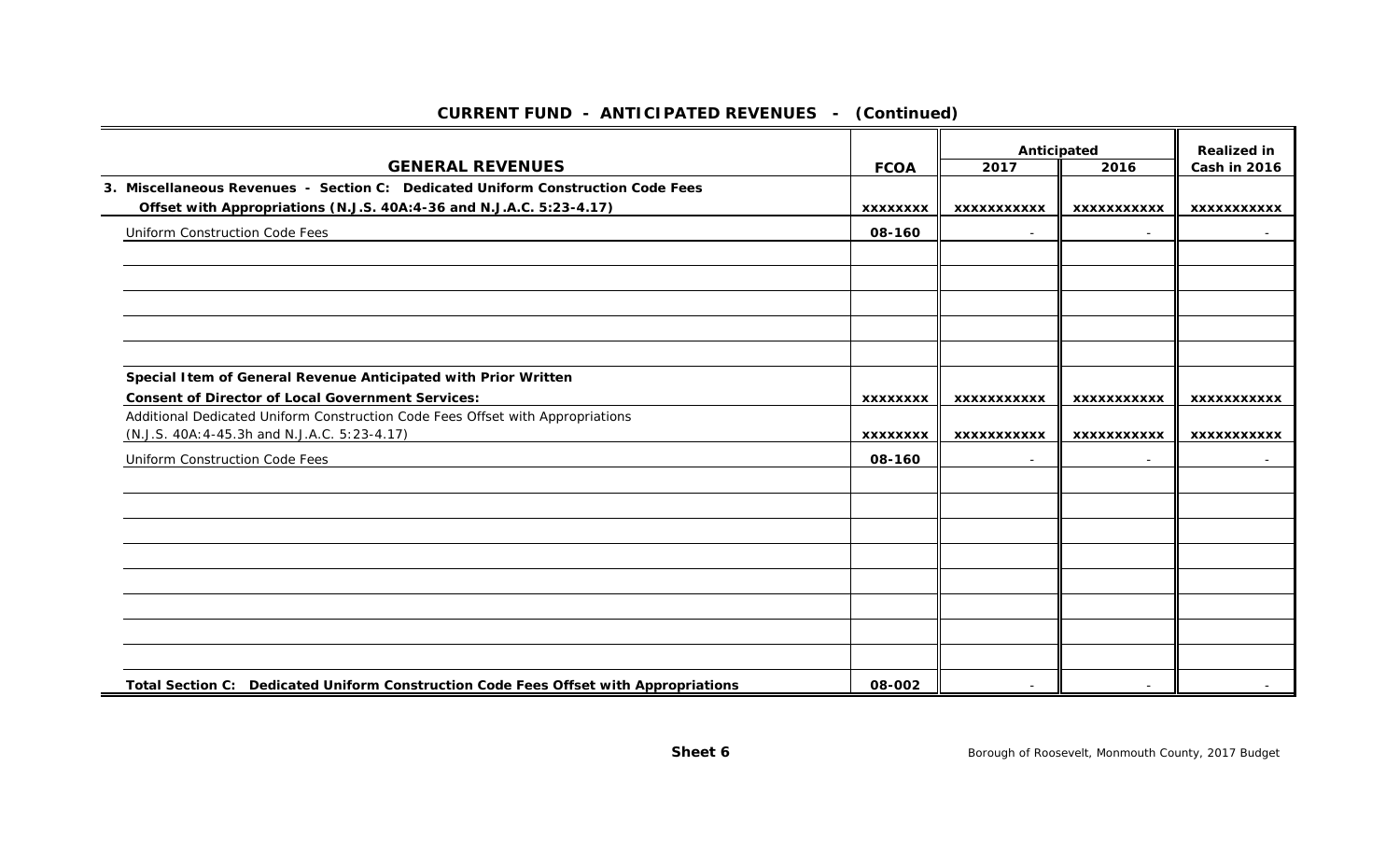## CURRENT FUND - ANTICIPATED REVENUES - (Continued)

| GENERAL REVENUES | FCOA | Anticipated 2017 | Anticipated 2016 | Realized in Cash in 2016 |
|---|---|---|---|---|
| **3. Miscellaneous Revenues - Section C: Dedicated Uniform Construction Code Fees Offset with Appropriations (N.J.S. 40A:4-36 and N.J.A.C. 5:23-4.17)** | xxxxxxxx | xxxxxxxxxxx | xxxxxxxxxxx | xxxxxxxxxxx |
| Uniform Construction Code Fees | 08-160 | - | - | - |
| | | | | |
| | | | | |
| | | | | |
| | | | | |
| | | | | |
| **Special Item of General Revenue Anticipated with Prior Written Consent of Director of Local Government Services:** | xxxxxxxx | xxxxxxxxxxx | xxxxxxxxxxx | xxxxxxxxxxx |
| Additional Dedicated Uniform Construction Code Fees Offset with Appropriations (N.J.S. 40A:4-45.3h and N.J.A.C. 5:23-4.17) | xxxxxxxx | xxxxxxxxxxx | xxxxxxxxxxx | xxxxxxxxxxx |
| Uniform Construction Code Fees | 08-160 | - | - | - |
| | | | | |
| | | | | |
| | | | | |
| | | | | |
| | | | | |
| | | | | |
| | | | | |
| | | | | |
| **Total Section C: Dedicated Uniform Construction Code Fees Offset with Appropriations** | 08-002 | - | - | - |

**Sheet 6**

Borough of Roosevelt, Monmouth County, 2017 Budget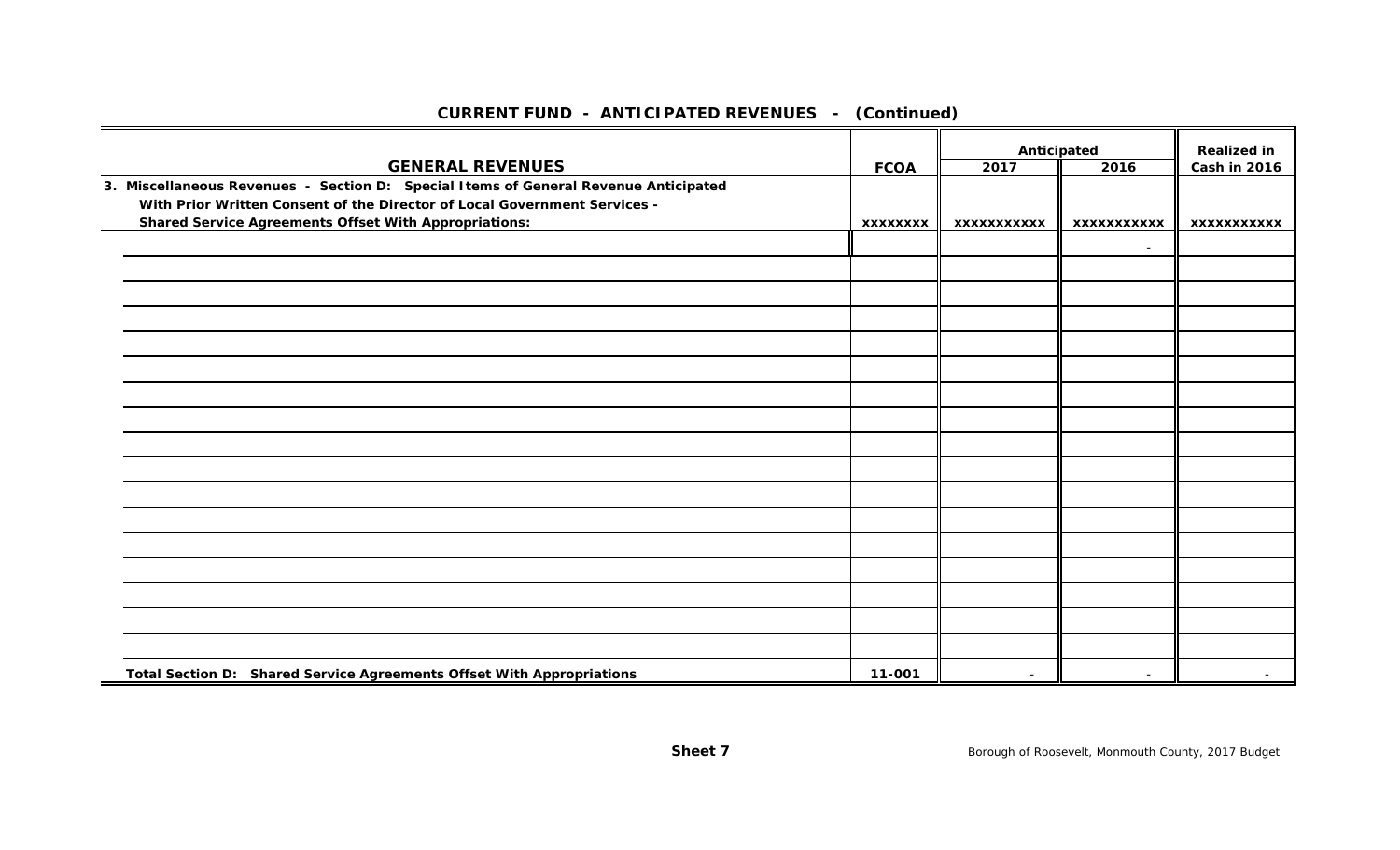## CURRENT FUND - ANTICIPATED REVENUES - (Continued)

| GENERAL REVENUES | FCOA | Anticipated 2017 | Anticipated 2016 | Realized in Cash in 2016 |
|---|---|---|---|---|
| **3. Miscellaneous Revenues - Section D: Special Items of General Revenue Anticipated With Prior Written Consent of the Director of Local Government Services - Shared Service Agreements Offset With Appropriations:** | xxxxxxxx | xxxxxxxxxxx | xxxxxxxxxxx | xxxxxxxxxxx |
| | | | - | |
| | | | | |
| | | | | |
| | | | | |
| | | | | |
| | | | | |
| | | | | |
| | | | | |
| | | | | |
| | | | | |
| | | | | |
| | | | | |
| | | | | |
| | | | | |
| | | | | |
| | | | | |
| | | | | |
| **Total Section D: Shared Service Agreements Offset With Appropriations** | 11-001 | - | - | - |

**Sheet 7** Borough of Roosevelt, Monmouth County, 2017 Budget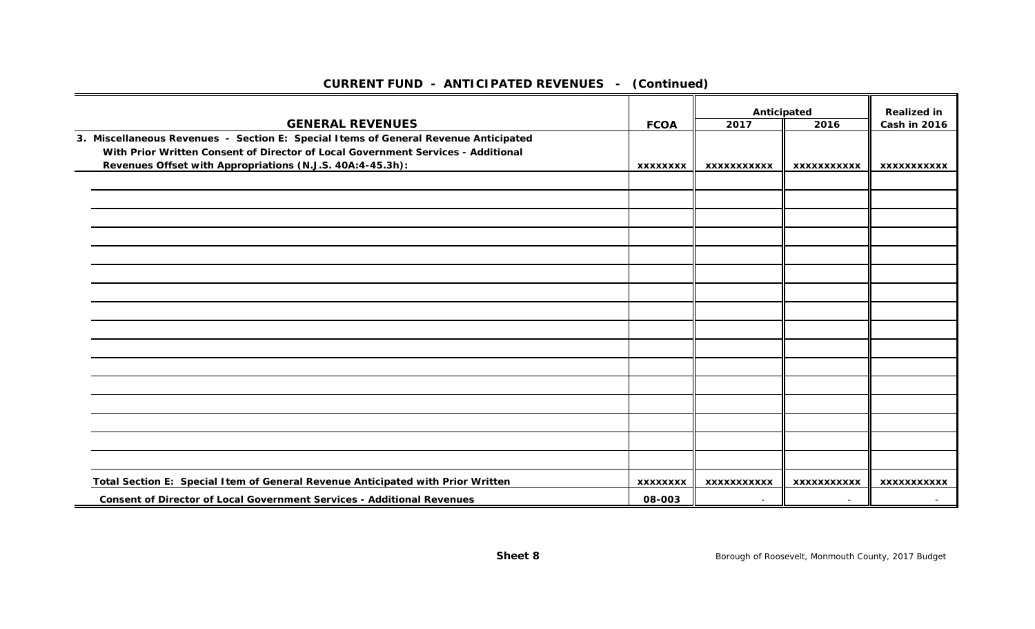## CURRENT FUND - ANTICIPATED REVENUES - (Continued)

| GENERAL REVENUES | FCOA | Anticipated 2017 | Anticipated 2016 | Realized in Cash in 2016 |
|---|---|---|---|---|
| 3. Miscellaneous Revenues - Section E: Special Items of General Revenue Anticipated With Prior Written Consent of Director of Local Government Services - Additional Revenues Offset with Appropriations (N.J.S. 40A:4-45.3h): | xxxxxxxx | xxxxxxxxxxx | xxxxxxxxxxx | xxxxxxxxxxx |
| | | | | |
| | | | | |
| | | | | |
| | | | | |
| | | | | |
| | | | | |
| | | | | |
| | | | | |
| | | | | |
| | | | | |
| | | | | |
| | | | | |
| | | | | |
| | | | | |
| | | | | |
| | | | | |
| Total Section E: Special Item of General Revenue Anticipated with Prior Written | xxxxxxxx | xxxxxxxxxxx | xxxxxxxxxxx | xxxxxxxxxxx |
| Consent of Director of Local Government Services - Additional Revenues | 08-003 | - | - | - |

**Sheet 8**

Borough of Roosevelt, Monmouth County, 2017 Budget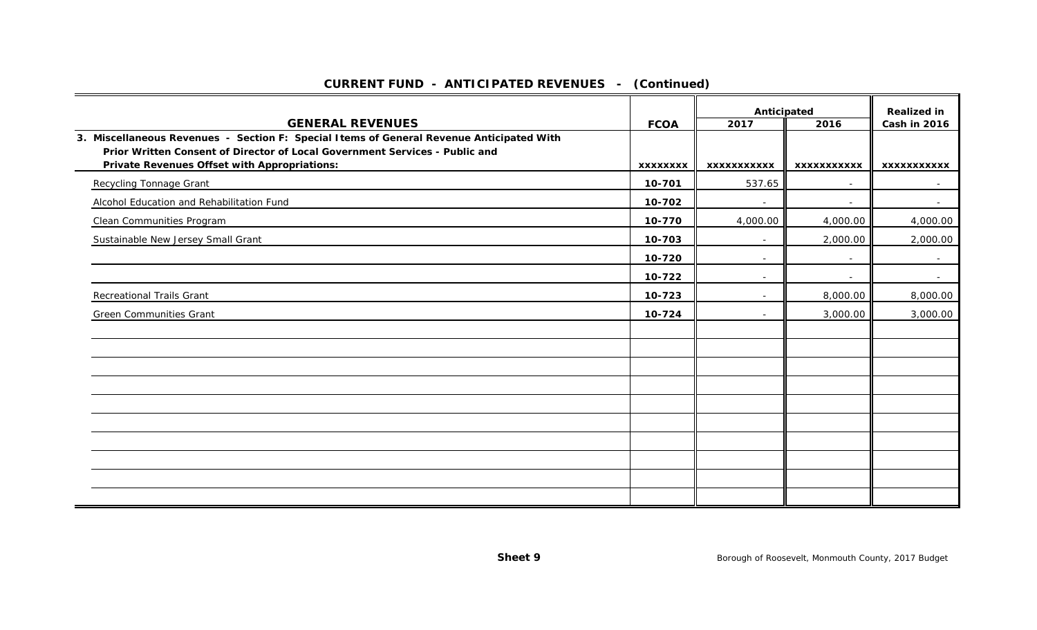## CURRENT FUND - ANTICIPATED REVENUES - (Continued)

| GENERAL REVENUES | FCOA | Anticipated | | Realized in |
|---|---|---|---|---|
| | | 2017 | 2016 | Cash in 2016 |
| **3. Miscellaneous Revenues - Section F: Special Items of General Revenue Anticipated With Prior Written Consent of Director of Local Government Services - Public and Private Revenues Offset with Appropriations:** | xxxxxxxx | xxxxxxxxxxx | xxxxxxxxxxx | xxxxxxxxxxx |
| Recycling Tonnage Grant | 10-701 | 537.65 | - | - |
| Alcohol Education and Rehabilitation Fund | 10-702 | - | - | - |
| Clean Communities Program | 10-770 | 4,000.00 | 4,000.00 | 4,000.00 |
| Sustainable New Jersey Small Grant | 10-703 | - | 2,000.00 | 2,000.00 |
| | 10-720 | - | - | - |
| | 10-722 | - | - | - |
| Recreational Trails Grant | 10-723 | - | 8,000.00 | 8,000.00 |
| Green Communities Grant | 10-724 | - | 3,000.00 | 3,000.00 |
| | | | | |
| | | | | |
| | | | | |
| | | | | |
| | | | | |
| | | | | |
| | | | | |
| | | | | |
| | | | | |
| | | | | |

**Sheet 9**

Borough of Roosevelt, Monmouth County, 2017 Budget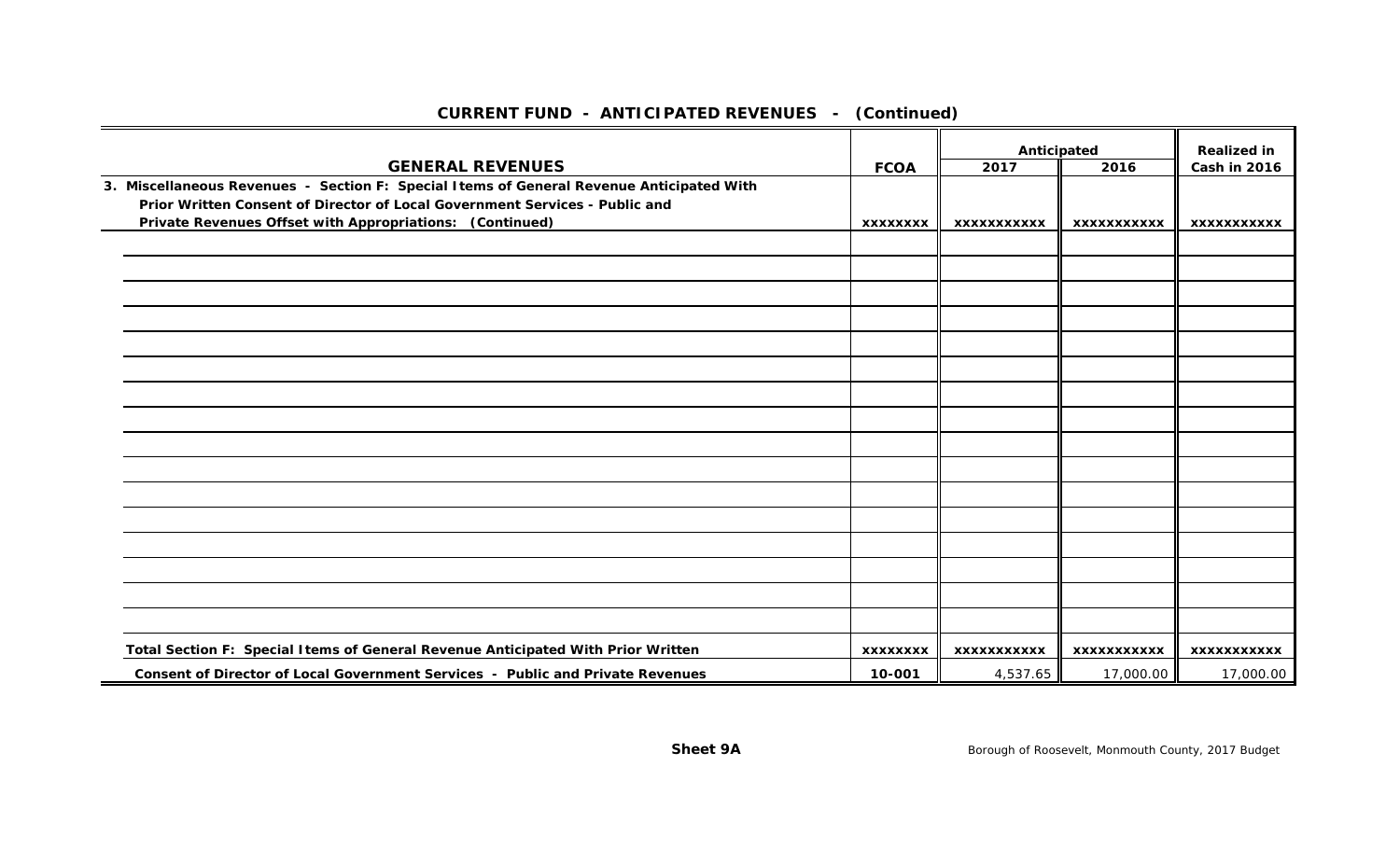## CURRENT FUND - ANTICIPATED REVENUES - (Continued)

| GENERAL REVENUES | FCOA | Anticipated 2017 | Anticipated 2016 | Realized in Cash in 2016 |
|---|---|---|---|---|
| 3. Miscellaneous Revenues - Section F: Special Items of General Revenue Anticipated With Prior Written Consent of Director of Local Government Services - Public and Private Revenues Offset with Appropriations: (Continued) | xxxxxxxx | xxxxxxxxxxx | xxxxxxxxxxx | xxxxxxxxxxx |
| | | | | |
| | | | | |
| | | | | |
| | | | | |
| | | | | |
| | | | | |
| | | | | |
| | | | | |
| | | | | |
| | | | | |
| | | | | |
| | | | | |
| | | | | |
| | | | | |
| | | | | |
| | | | | |
| Total Section F: Special Items of General Revenue Anticipated With Prior Written | xxxxxxxx | xxxxxxxxxxx | xxxxxxxxxxx | xxxxxxxxxxx |
| Consent of Director of Local Government Services - Public and Private Revenues | 10-001 | 4,537.65 | 17,000.00 | 17,000.00 |

**Sheet 9A**

Borough of Roosevelt, Monmouth County, 2017 Budget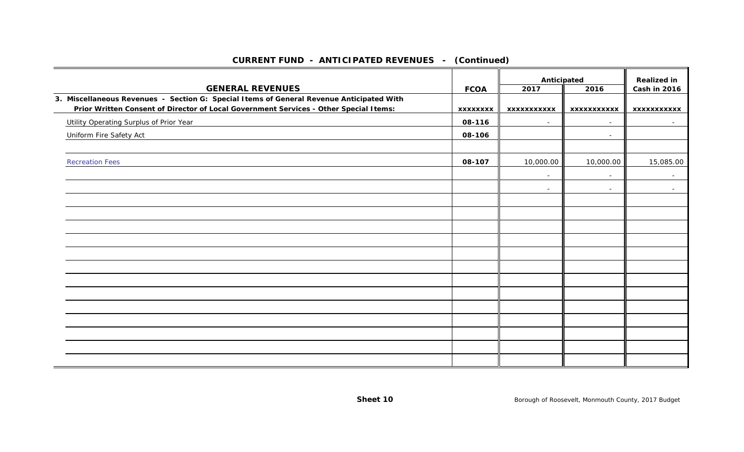## CURRENT FUND - ANTICIPATED REVENUES - (Continued)

| GENERAL REVENUES | FCOA | Anticipated 2017 | 2016 | Realized in Cash in 2016 |
|---|---|---|---|---|
| **3. Miscellaneous Revenues - Section G: Special Items of General Revenue Anticipated With Prior Written Consent of Director of Local Government Services - Other Special Items:** | xxxxxxxx | xxxxxxxxxxx | xxxxxxxxxxx | xxxxxxxxxxx |
| Utility Operating Surplus of Prior Year | 08-116 | - | - | - |
| Uniform Fire Safety Act | 08-106 | | - | |
| | | | | |
| Recreation Fees | 08-107 | 10,000.00 | 10,000.00 | 15,085.00 |
| | | - | - | - |
| | | - | - | - |
| | | | | |
| | | | | |
| | | | | |
| | | | | |
| | | | | |
| | | | | |
| | | | | |
| | | | | |
| | | | | |
| | | | | |
| | | | | |
| | | | | |
| | | | | |

**Sheet 10**

Borough of Roosevelt, Monmouth County, 2017 Budget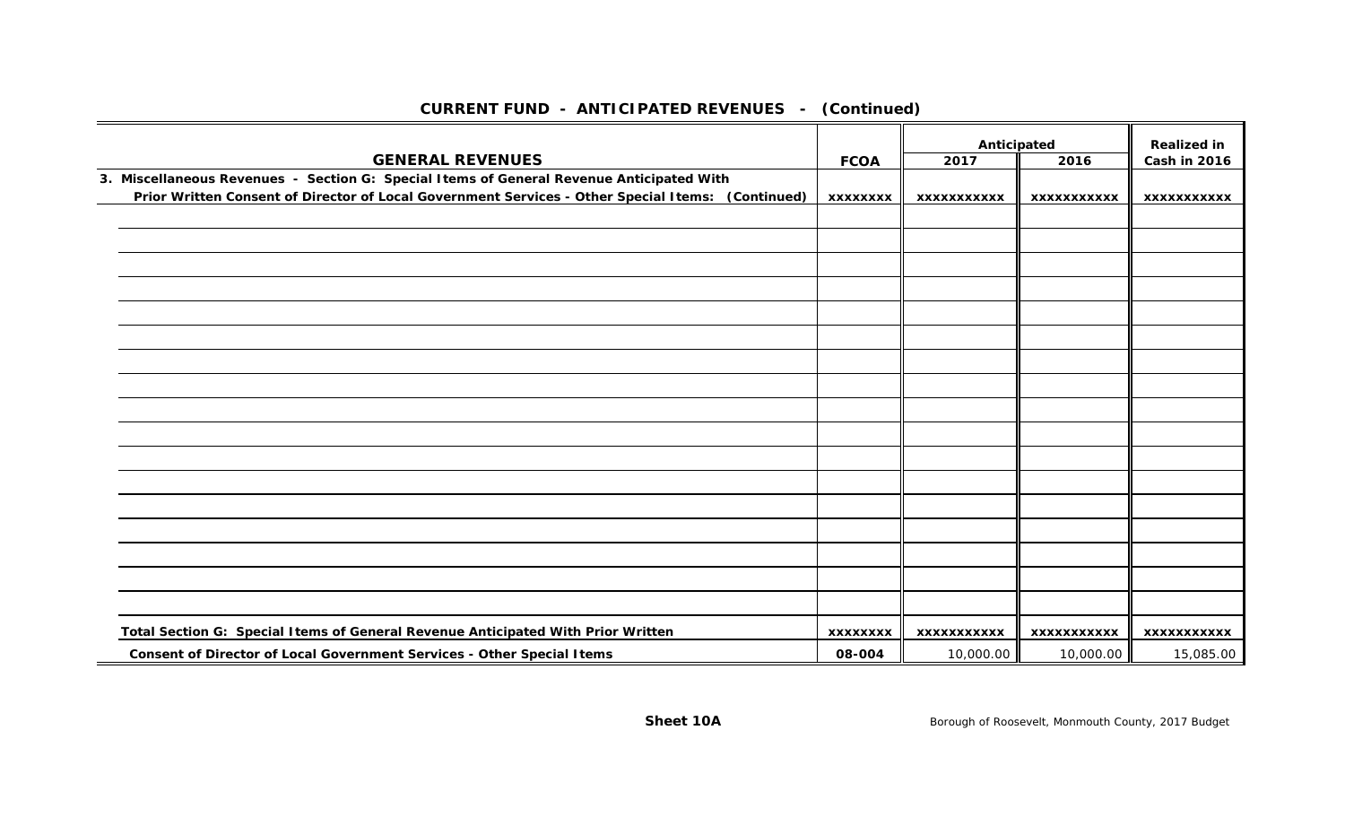# CURRENT FUND - ANTICIPATED REVENUES - (Continued)

| GENERAL REVENUES | FCOA | Anticipated | | Realized in |
|---|---|---|---|---|
| | | 2017 | 2016 | Cash in 2016 |
| 3. Miscellaneous Revenues - Section G: Special Items of General Revenue Anticipated With Prior Written Consent of Director of Local Government Services - Other Special Items: (Continued) | xxxxxxxx | xxxxxxxxxxx | xxxxxxxxxxx | xxxxxxxxxxx |
| | | | | |
| | | | | |
| | | | | |
| | | | | |
| | | | | |
| | | | | |
| | | | | |
| | | | | |
| | | | | |
| | | | | |
| | | | | |
| | | | | |
| | | | | |
| | | | | |
| | | | | |
| | | | | |
| | | | | |
| Total Section G: Special Items of General Revenue Anticipated With Prior Written | xxxxxxxx | xxxxxxxxxxx | xxxxxxxxxxx | xxxxxxxxxxx |
| Consent of Director of Local Government Services - Other Special Items | 08-004 | 10,000.00 | 10,000.00 | 15,085.00 |

**Sheet 10A**

Borough of Roosevelt, Monmouth County, 2017 Budget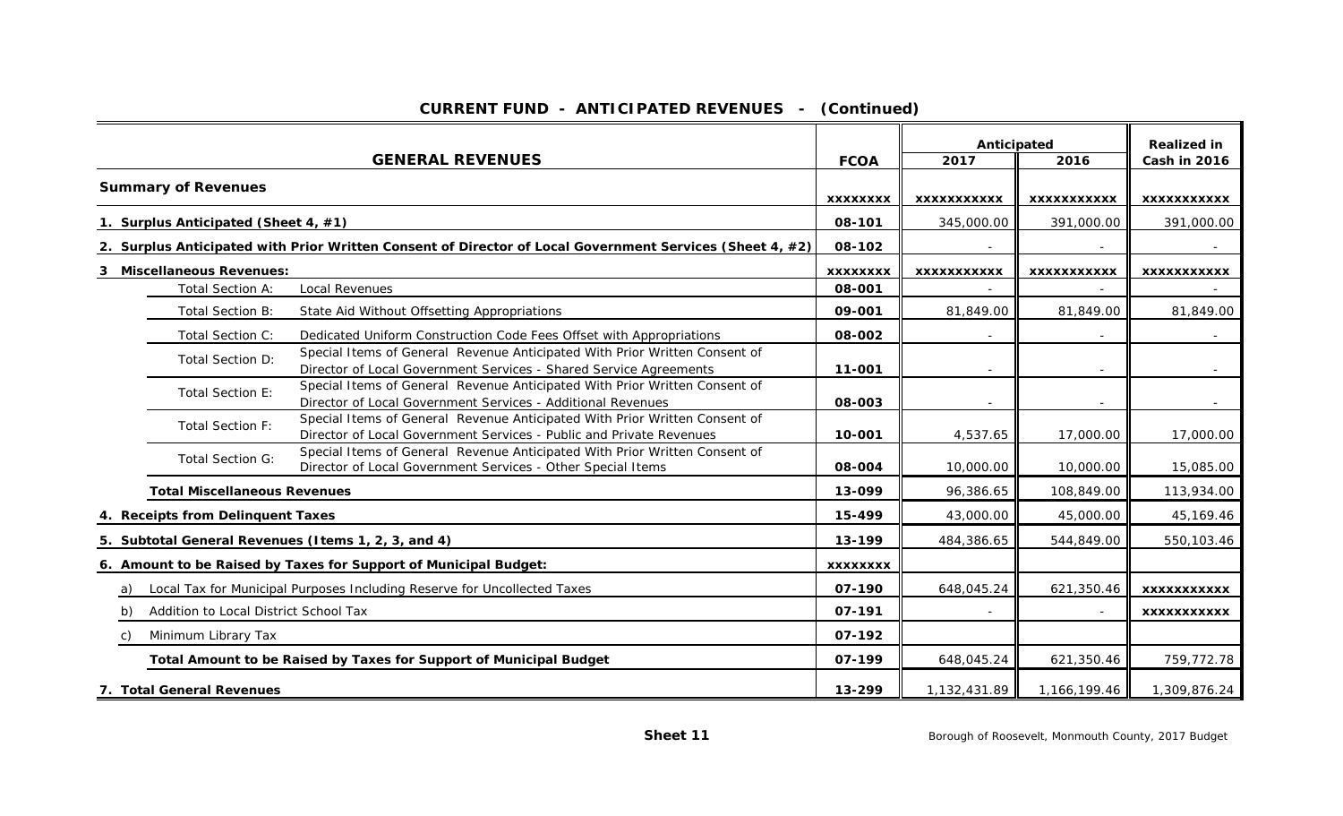## CURRENT FUND - ANTICIPATED REVENUES - (Continued)

| GENERAL REVENUES | | FCOA | Anticipated | | Realized in |
|---|---|---|---|---|---|
| | | | 2017 | 2016 | Cash in 2016 |
| **Summary of Revenues** | | xxxxxxxx | xxxxxxxxxxx | xxxxxxxxxxx | xxxxxxxxxxx |
| **1. Surplus Anticipated (Sheet 4, #1)** | | 08-101 | 345,000.00 | 391,000.00 | 391,000.00 |
| **2. Surplus Anticipated with Prior Written Consent of Director of Local Government Services (Sheet 4, #2)** | | 08-102 | - | - | - |
| **3 Miscellaneous Revenues:** | | xxxxxxxx | xxxxxxxxxxx | xxxxxxxxxxx | xxxxxxxxxxx |
| Total Section A: | Local Revenues | 08-001 | - | - | - |
| Total Section B: | State Aid Without Offsetting Appropriations | 09-001 | 81,849.00 | 81,849.00 | 81,849.00 |
| Total Section C: | Dedicated Uniform Construction Code Fees Offset with Appropriations | 08-002 | - | - | - |
| Total Section D: | Special Items of General Revenue Anticipated With Prior Written Consent of Director of Local Government Services - Shared Service Agreements | 11-001 | - | - | - |
| Total Section E: | Special Items of General Revenue Anticipated With Prior Written Consent of Director of Local Government Services - Additional Revenues | 08-003 | - | - | - |
| Total Section F: | Special Items of General Revenue Anticipated With Prior Written Consent of Director of Local Government Services - Public and Private Revenues | 10-001 | 4,537.65 | 17,000.00 | 17,000.00 |
| Total Section G: | Special Items of General Revenue Anticipated With Prior Written Consent of Director of Local Government Services - Other Special Items | 08-004 | 10,000.00 | 10,000.00 | 15,085.00 |
| **Total Miscellaneous Revenues** | | 13-099 | 96,386.65 | 108,849.00 | 113,934.00 |
| **4. Receipts from Delinquent Taxes** | | 15-499 | 43,000.00 | 45,000.00 | 45,169.46 |
| **5. Subtotal General Revenues (Items 1, 2, 3, and 4)** | | 13-199 | 484,386.65 | 544,849.00 | 550,103.46 |
| **6. Amount to be Raised by Taxes for Support of Municipal Budget:** | | xxxxxxxx | | | |
| a) Local Tax for Municipal Purposes Including Reserve for Uncollected Taxes | | 07-190 | 648,045.24 | 621,350.46 | xxxxxxxxxxx |
| b) Addition to Local District School Tax | | 07-191 | - | - | xxxxxxxxxxx |
| c) Minimum Library Tax | | 07-192 | | | |
| **Total Amount to be Raised by Taxes for Support of Municipal Budget** | | 07-199 | 648,045.24 | 621,350.46 | 759,772.78 |
| **7. Total General Revenues** | | 13-299 | 1,132,431.89 | 1,166,199.46 | 1,309,876.24 |

**Sheet 11**

Borough of Roosevelt, Monmouth County, 2017 Budget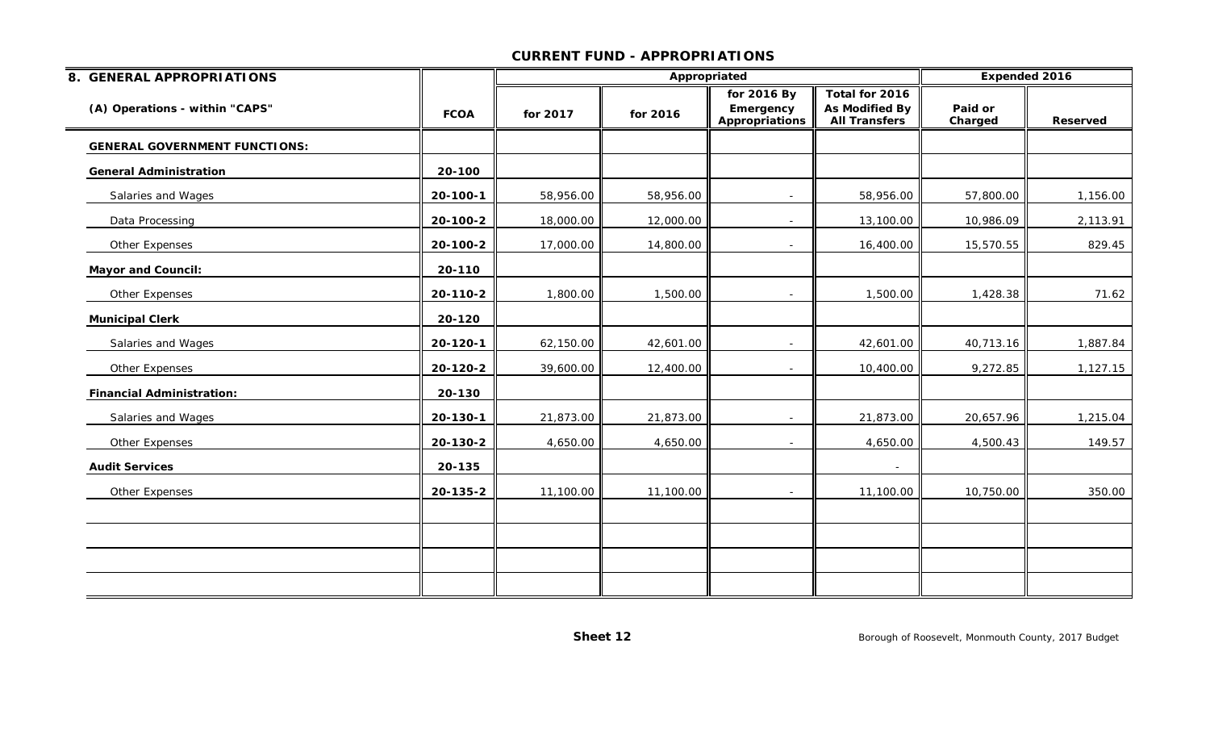## CURRENT FUND - APPROPRIATIONS

| 8. GENERAL APPROPRIATIONS | | Appropriated | | | | Expended 2016 | |
|---|---|---|---|---|---|---|---|
| (A) Operations - within "CAPS" | FCOA | for 2017 | for 2016 | for 2016 By Emergency Appropriations | Total for 2016 As Modified By All Transfers | Paid or Charged | Reserved |
| **GENERAL GOVERNMENT FUNCTIONS:** | | | | | | | |
| **General Administration** | 20-100 | | | | | | |
| Salaries and Wages | 20-100-1 | 58,956.00 | 58,956.00 | - | 58,956.00 | 57,800.00 | 1,156.00 |
| Data Processing | 20-100-2 | 18,000.00 | 12,000.00 | - | 13,100.00 | 10,986.09 | 2,113.91 |
| Other Expenses | 20-100-2 | 17,000.00 | 14,800.00 | - | 16,400.00 | 15,570.55 | 829.45 |
| **Mayor and Council:** | 20-110 | | | | | | |
| Other Expenses | 20-110-2 | 1,800.00 | 1,500.00 | - | 1,500.00 | 1,428.38 | 71.62 |
| **Municipal Clerk** | 20-120 | | | | | | |
| Salaries and Wages | 20-120-1 | 62,150.00 | 42,601.00 | - | 42,601.00 | 40,713.16 | 1,887.84 |
| Other Expenses | 20-120-2 | 39,600.00 | 12,400.00 | - | 10,400.00 | 9,272.85 | 1,127.15 |
| **Financial Administration:** | 20-130 | | | | | | |
| Salaries and Wages | 20-130-1 | 21,873.00 | 21,873.00 | - | 21,873.00 | 20,657.96 | 1,215.04 |
| Other Expenses | 20-130-2 | 4,650.00 | 4,650.00 | - | 4,650.00 | 4,500.43 | 149.57 |
| **Audit Services** | 20-135 | | | | - | | |
| Other Expenses | 20-135-2 | 11,100.00 | 11,100.00 | - | 11,100.00 | 10,750.00 | 350.00 |
| | | | | | | | |
| | | | | | | | |
| | | | | | | | |
| | | | | | | | |

**Sheet 12**

Borough of Roosevelt, Monmouth County, 2017 Budget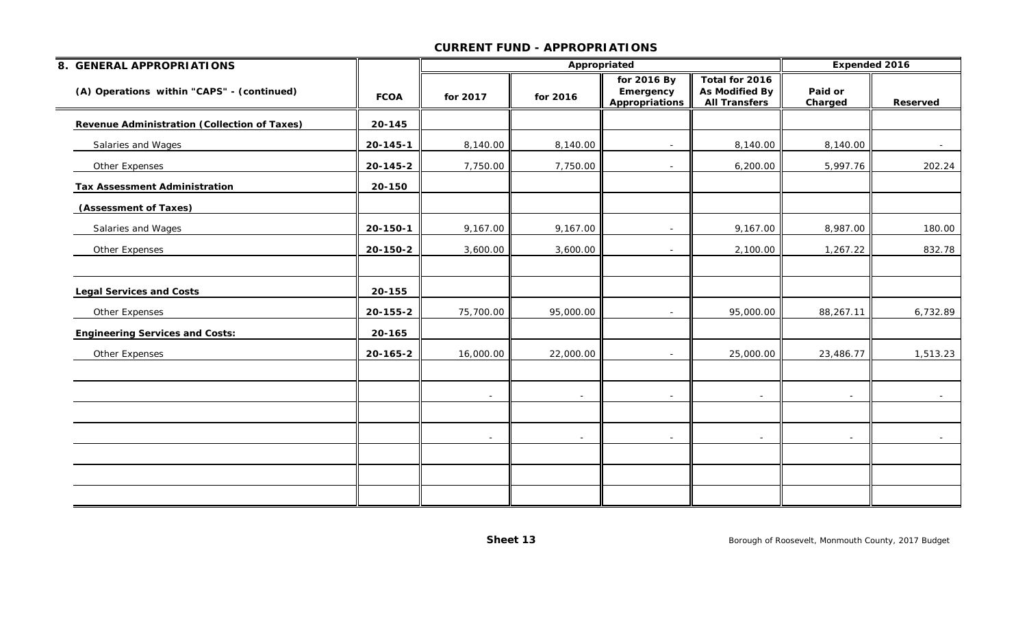## CURRENT FUND - APPROPRIATIONS

| 8. GENERAL APPROPRIATIONS | | Appropriated | | | | Expended 2016 | |
|---|---|---|---|---|---|---|---|
| (A) Operations within "CAPS" - (continued) | FCOA | for 2017 | for 2016 | for 2016 By Emergency Appropriations | Total for 2016 As Modified By All Transfers | Paid or Charged | Reserved |
| **Revenue Administration (Collection of Taxes)** | 20-145 | | | | | | |
| Salaries and Wages | 20-145-1 | 8,140.00 | 8,140.00 | - | 8,140.00 | 8,140.00 | - |
| Other Expenses | 20-145-2 | 7,750.00 | 7,750.00 | - | 6,200.00 | 5,997.76 | 202.24 |
| **Tax Assessment Administration** | 20-150 | | | | | | |
| **(Assessment of Taxes)** | | | | | | | |
| Salaries and Wages | 20-150-1 | 9,167.00 | 9,167.00 | - | 9,167.00 | 8,987.00 | 180.00 |
| Other Expenses | 20-150-2 | 3,600.00 | 3,600.00 | - | 2,100.00 | 1,267.22 | 832.78 |
| | | | | | | | |
| **Legal Services and Costs** | 20-155 | | | | | | |
| Other Expenses | 20-155-2 | 75,700.00 | 95,000.00 | - | 95,000.00 | 88,267.11 | 6,732.89 |
| **Engineering Services and Costs:** | 20-165 | | | | | | |
| Other Expenses | 20-165-2 | 16,000.00 | 22,000.00 | - | 25,000.00 | 23,486.77 | 1,513.23 |
| | | | | | | | |
| | | - | - | - | - | - | - |
| | | | | | | | |
| | | - | - | - | - | - | - |
| | | | | | | | |
| | | | | | | | |
| | | | | | | | |

**Sheet 13**

Borough of Roosevelt, Monmouth County, 2017 Budget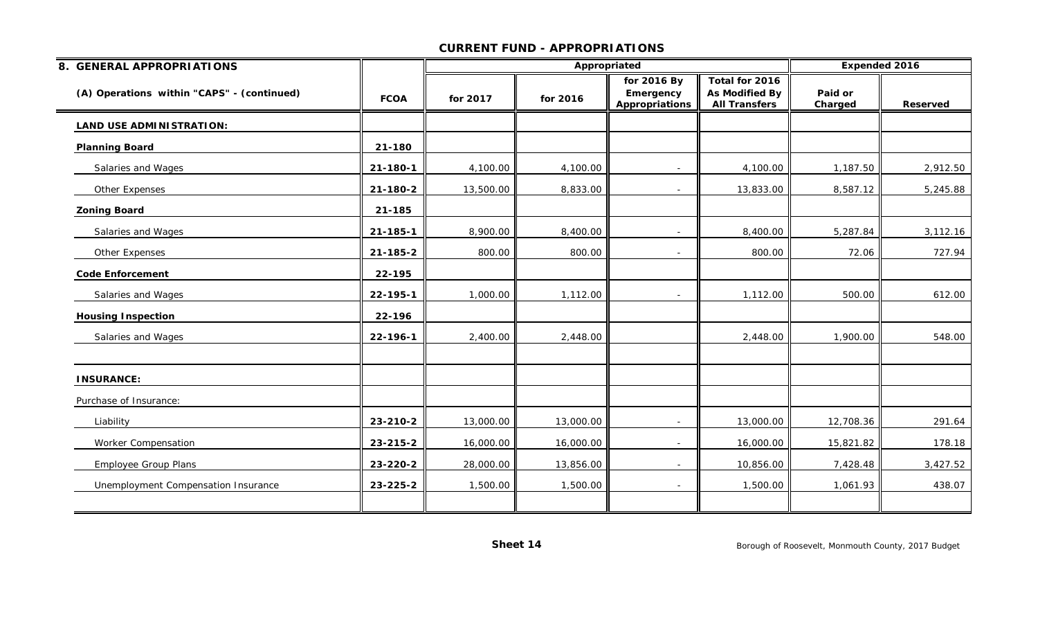## CURRENT FUND - APPROPRIATIONS

| 8. GENERAL APPROPRIATIONS | | Appropriated | | | | Expended 2016 | |
|---|---|---|---|---|---|---|---|
| (A) Operations within "CAPS" - (continued) | FCOA | for 2017 | for 2016 | for 2016 By Emergency Appropriations | Total for 2016 As Modified By All Transfers | Paid or Charged | Reserved |
| **LAND USE ADMINISTRATION:** | | | | | | | |
| **Planning Board** | 21-180 | | | | | | |
| Salaries and Wages | 21-180-1 | 4,100.00 | 4,100.00 | - | 4,100.00 | 1,187.50 | 2,912.50 |
| Other Expenses | 21-180-2 | 13,500.00 | 8,833.00 | - | 13,833.00 | 8,587.12 | 5,245.88 |
| **Zoning Board** | 21-185 | | | | | | |
| Salaries and Wages | 21-185-1 | 8,900.00 | 8,400.00 | - | 8,400.00 | 5,287.84 | 3,112.16 |
| Other Expenses | 21-185-2 | 800.00 | 800.00 | - | 800.00 | 72.06 | 727.94 |
| **Code Enforcement** | 22-195 | | | | | | |
| Salaries and Wages | 22-195-1 | 1,000.00 | 1,112.00 | - | 1,112.00 | 500.00 | 612.00 |
| **Housing Inspection** | 22-196 | | | | | | |
| Salaries and Wages | 22-196-1 | 2,400.00 | 2,448.00 | | 2,448.00 | 1,900.00 | 548.00 |
| | | | | | | | |
| **INSURANCE:** | | | | | | | |
| Purchase of Insurance: | | | | | | | |
| Liability | 23-210-2 | 13,000.00 | 13,000.00 | - | 13,000.00 | 12,708.36 | 291.64 |
| Worker Compensation | 23-215-2 | 16,000.00 | 16,000.00 | - | 16,000.00 | 15,821.82 | 178.18 |
| Employee Group Plans | 23-220-2 | 28,000.00 | 13,856.00 | - | 10,856.00 | 7,428.48 | 3,427.52 |
| Unemployment Compensation Insurance | 23-225-2 | 1,500.00 | 1,500.00 | - | 1,500.00 | 1,061.93 | 438.07 |
| | | | | | | | |

**Sheet 14**

Borough of Roosevelt, Monmouth County, 2017 Budget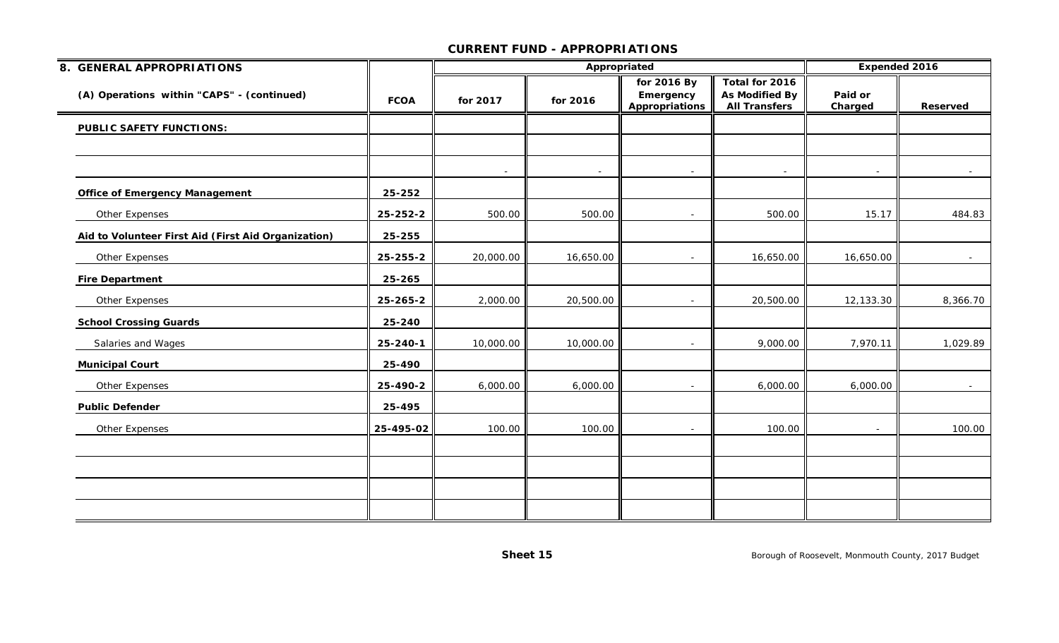## CURRENT FUND - APPROPRIATIONS

| 8. GENERAL APPROPRIATIONS | | Appropriated | | | | Expended 2016 | |
|---|---|---|---|---|---|---|---|
| (A) Operations within "CAPS" - (continued) | FCOA | for 2017 | for 2016 | for 2016 By Emergency Appropriations | Total for 2016 As Modified By All Transfers | Paid or Charged | Reserved |
| **PUBLIC SAFETY FUNCTIONS:** | | | | | | | |
| | | | | | | | |
| | | - | - | - | - | - | - |
| **Office of Emergency Management** | 25-252 | | | | | | |
| Other Expenses | 25-252-2 | 500.00 | 500.00 | - | 500.00 | 15.17 | 484.83 |
| **Aid to Volunteer First Aid (First Aid Organization)** | 25-255 | | | | | | |
| Other Expenses | 25-255-2 | 20,000.00 | 16,650.00 | - | 16,650.00 | 16,650.00 | - |
| **Fire Department** | 25-265 | | | | | | |
| Other Expenses | 25-265-2 | 2,000.00 | 20,500.00 | - | 20,500.00 | 12,133.30 | 8,366.70 |
| **School Crossing Guards** | 25-240 | | | | | | |
| Salaries and Wages | 25-240-1 | 10,000.00 | 10,000.00 | - | 9,000.00 | 7,970.11 | 1,029.89 |
| **Municipal Court** | 25-490 | | | | | | |
| Other Expenses | 25-490-2 | 6,000.00 | 6,000.00 | - | 6,000.00 | 6,000.00 | - |
| **Public Defender** | 25-495 | | | | | | |
| Other Expenses | 25-495-02 | 100.00 | 100.00 | - | 100.00 | - | 100.00 |
| | | | | | | | |
| | | | | | | | |
| | | | | | | | |
| | | | | | | | |

**Sheet 15**

Borough of Roosevelt, Monmouth County, 2017 Budget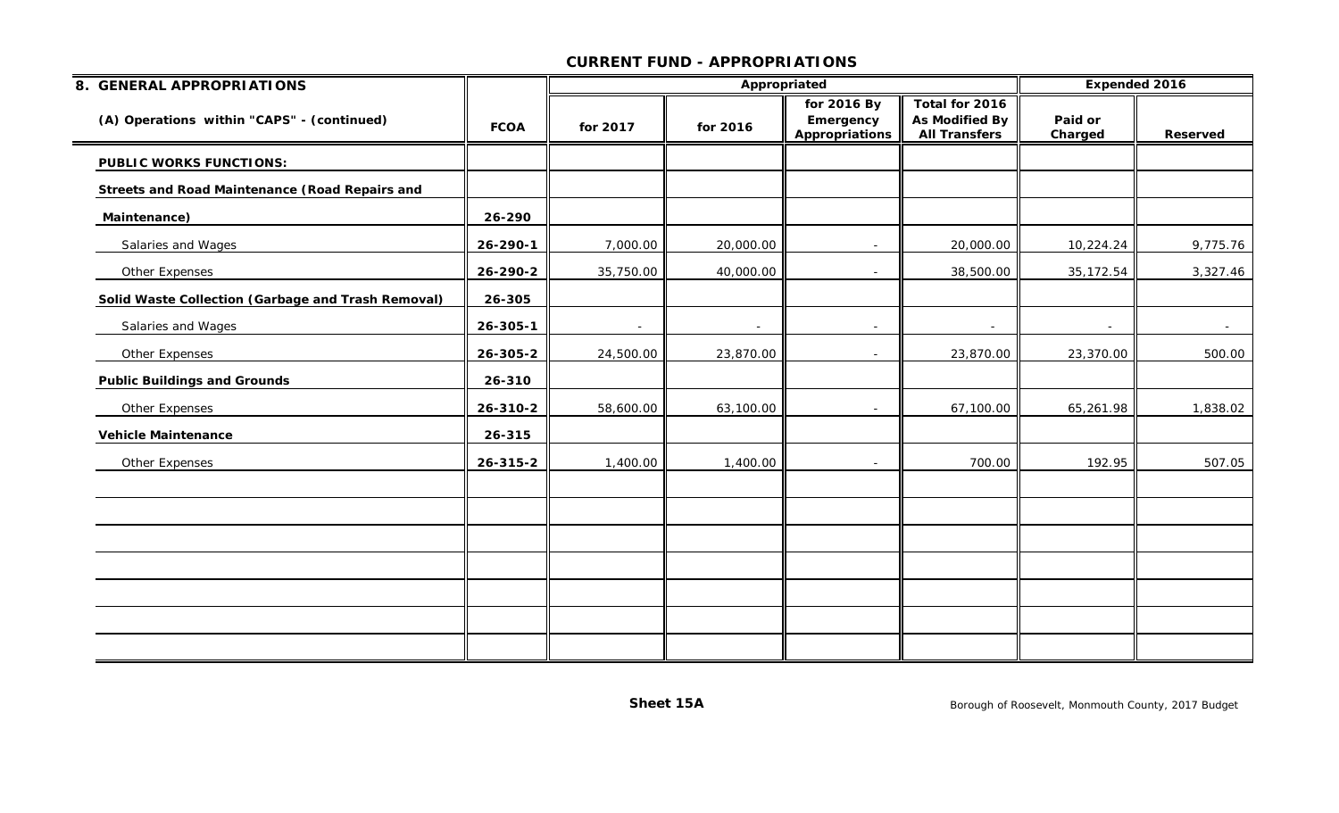## CURRENT FUND - APPROPRIATIONS

| 8. GENERAL APPROPRIATIONS | | Appropriated | | | | Expended 2016 | |
|---|---|---|---|---|---|---|---|
| (A) Operations within "CAPS" - (continued) | FCOA | for 2017 | for 2016 | for 2016 By Emergency Appropriations | Total for 2016 As Modified By All Transfers | Paid or Charged | Reserved |
| **PUBLIC WORKS FUNCTIONS:** | | | | | | | |
| **Streets and Road Maintenance (Road Repairs and** | | | | | | | |
| **Maintenance)** | 26-290 | | | | | | |
| Salaries and Wages | 26-290-1 | 7,000.00 | 20,000.00 | - | 20,000.00 | 10,224.24 | 9,775.76 |
| Other Expenses | 26-290-2 | 35,750.00 | 40,000.00 | - | 38,500.00 | 35,172.54 | 3,327.46 |
| **Solid Waste Collection (Garbage and Trash Removal)** | 26-305 | | | | | | |
| Salaries and Wages | 26-305-1 | - | - | - | - | - | - |
| Other Expenses | 26-305-2 | 24,500.00 | 23,870.00 | - | 23,870.00 | 23,370.00 | 500.00 |
| **Public Buildings and Grounds** | 26-310 | | | | | | |
| Other Expenses | 26-310-2 | 58,600.00 | 63,100.00 | - | 67,100.00 | 65,261.98 | 1,838.02 |
| **Vehicle Maintenance** | 26-315 | | | | | | |
| Other Expenses | 26-315-2 | 1,400.00 | 1,400.00 | - | 700.00 | 192.95 | 507.05 |

Sheet 15A

Borough of Roosevelt, Monmouth County, 2017 Budget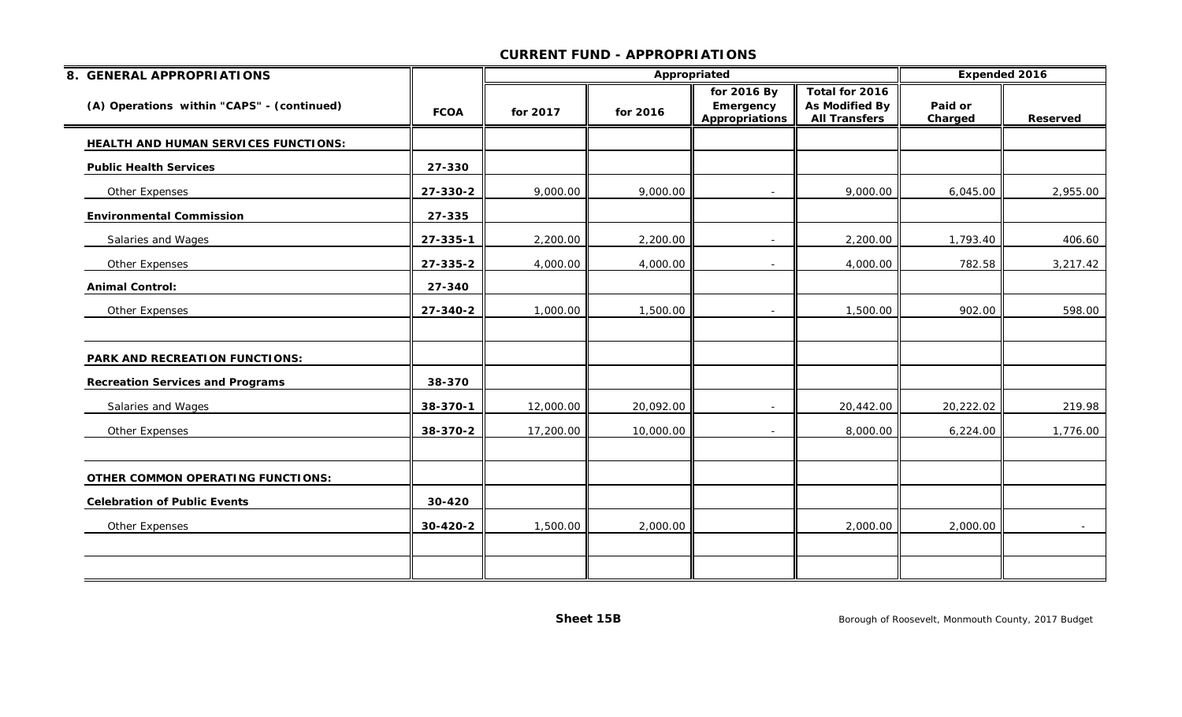## CURRENT FUND - APPROPRIATIONS

| 8. GENERAL APPROPRIATIONS | | Appropriated | | | | Expended 2016 | |
|---|---|---|---|---|---|---|---|
| (A) Operations within "CAPS" - (continued) | FCOA | for 2017 | for 2016 | for 2016 By Emergency Appropriations | Total for 2016 As Modified By All Transfers | Paid or Charged | Reserved |
| **HEALTH AND HUMAN SERVICES FUNCTIONS:** | | | | | | | |
| **Public Health Services** | 27-330 | | | | | | |
| Other Expenses | 27-330-2 | 9,000.00 | 9,000.00 | - | 9,000.00 | 6,045.00 | 2,955.00 |
| **Environmental Commission** | 27-335 | | | | | | |
| Salaries and Wages | 27-335-1 | 2,200.00 | 2,200.00 | - | 2,200.00 | 1,793.40 | 406.60 |
| Other Expenses | 27-335-2 | 4,000.00 | 4,000.00 | - | 4,000.00 | 782.58 | 3,217.42 |
| **Animal Control:** | 27-340 | | | | | | |
| Other Expenses | 27-340-2 | 1,000.00 | 1,500.00 | - | 1,500.00 | 902.00 | 598.00 |
| | | | | | | | |
| **PARK AND RECREATION FUNCTIONS:** | | | | | | | |
| **Recreation Services and Programs** | 38-370 | | | | | | |
| Salaries and Wages | 38-370-1 | 12,000.00 | 20,092.00 | - | 20,442.00 | 20,222.02 | 219.98 |
| Other Expenses | 38-370-2 | 17,200.00 | 10,000.00 | - | 8,000.00 | 6,224.00 | 1,776.00 |
| | | | | | | | |
| **OTHER COMMON OPERATING FUNCTIONS:** | | | | | | | |
| **Celebration of Public Events** | 30-420 | | | | | | |
| Other Expenses | 30-420-2 | 1,500.00 | 2,000.00 | | 2,000.00 | 2,000.00 | - |
| | | | | | | | |
| | | | | | | | |

**Sheet 15B**

Borough of Roosevelt, Monmouth County, 2017 Budget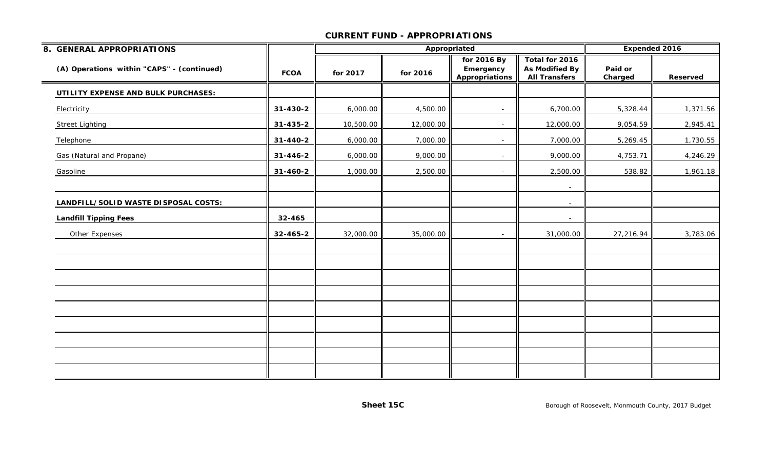## CURRENT FUND - APPROPRIATIONS

| 8. GENERAL APPROPRIATIONS | | Appropriated | | | | Expended 2016 | |
|---|---|---|---|---|---|---|---|
| (A) Operations within "CAPS" - (continued) | FCOA | for 2017 | for 2016 | for 2016 By Emergency Appropriations | Total for 2016 As Modified By All Transfers | Paid or Charged | Reserved |
| **UTILITY EXPENSE AND BULK PURCHASES:** | | | | | | | |
| Electricity | 31-430-2 | 6,000.00 | 4,500.00 | - | 6,700.00 | 5,328.44 | 1,371.56 |
| Street Lighting | 31-435-2 | 10,500.00 | 12,000.00 | - | 12,000.00 | 9,054.59 | 2,945.41 |
| Telephone | 31-440-2 | 6,000.00 | 7,000.00 | - | 7,000.00 | 5,269.45 | 1,730.55 |
| Gas (Natural and Propane) | 31-446-2 | 6,000.00 | 9,000.00 | - | 9,000.00 | 4,753.71 | 4,246.29 |
| Gasoline | 31-460-2 | 1,000.00 | 2,500.00 | - | 2,500.00 | 538.82 | 1,961.18 |
| | | | | | - | | |
| **LANDFILL/SOLID WASTE DISPOSAL COSTS:** | | | | | - | | |
| **Landfill Tipping Fees** | 32-465 | | | | - | | |
| Other Expenses | 32-465-2 | 32,000.00 | 35,000.00 | - | 31,000.00 | 27,216.94 | 3,783.06 |

Sheet 15C

Borough of Roosevelt, Monmouth County, 2017 Budget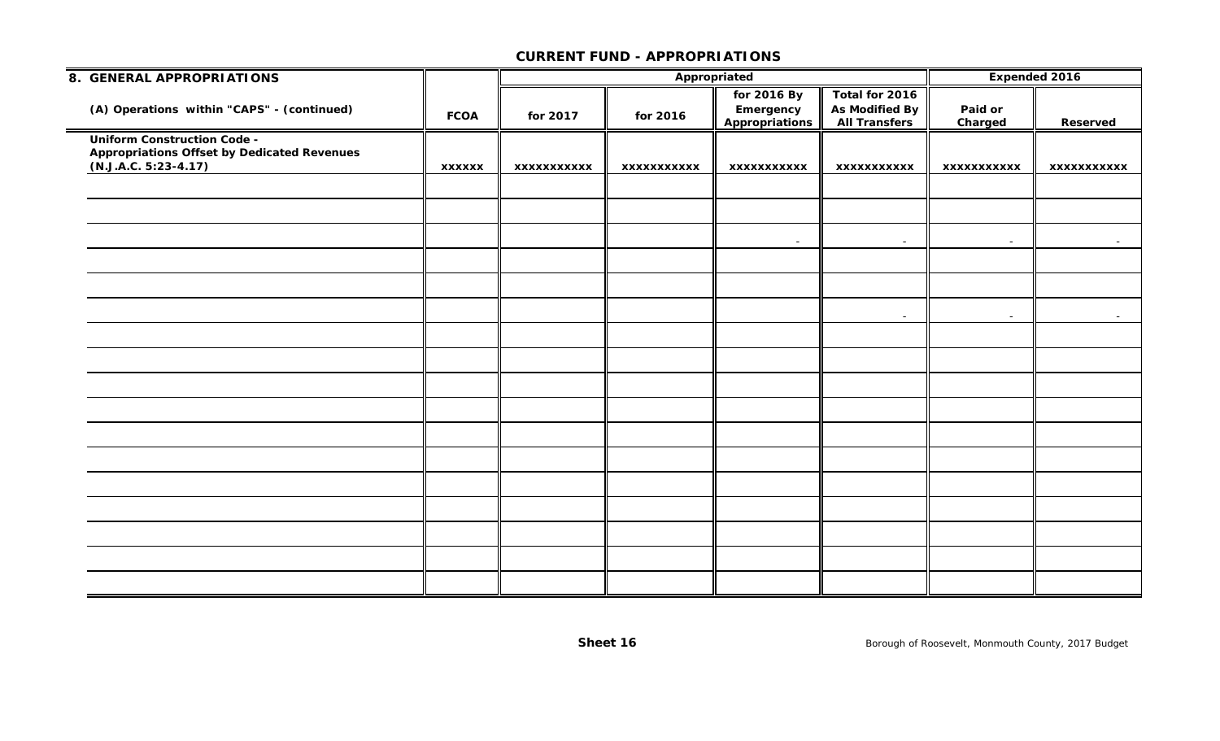## CURRENT FUND - APPROPRIATIONS

| 8. GENERAL APPROPRIATIONS | | Appropriated | | | | Expended 2016 | |
|---|---|---|---|---|---|---|---|
| (A) Operations within "CAPS" - (continued) | FCOA | for 2017 | for 2016 | for 2016 By Emergency Appropriations | Total for 2016 As Modified By All Transfers | Paid or Charged | Reserved |
| **Uniform Construction Code - Appropriations Offset by Dedicated Revenues (N.J.A.C. 5:23-4.17)** | xxxxxx | xxxxxxxxxxx | xxxxxxxxxxx | xxxxxxxxxxx | xxxxxxxxxxx | xxxxxxxxxxx | xxxxxxxxxxx |
| | | | | | | | |
| | | | | | | | |
| | | | | - | - | - | - |
| | | | | | | | |
| | | | | | | | |
| | | | | | - | - | - |
| | | | | | | | |
| | | | | | | | |
| | | | | | | | |
| | | | | | | | |
| | | | | | | | |
| | | | | | | | |
| | | | | | | | |
| | | | | | | | |
| | | | | | | | |
| | | | | | | | |
| | | | | | | | |

**Sheet 16**

Borough of Roosevelt, Monmouth County, 2017 Budget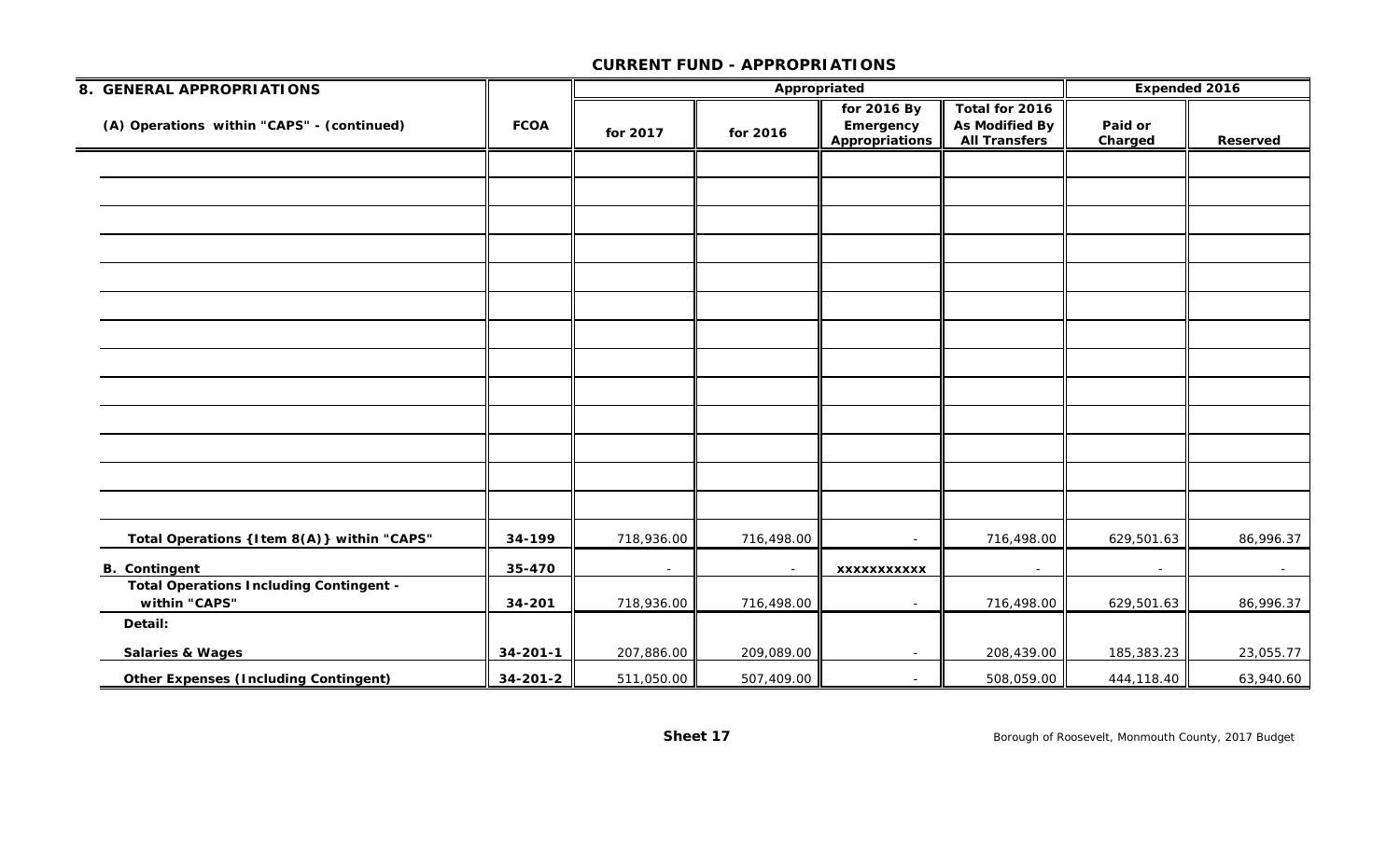## CURRENT FUND - APPROPRIATIONS

| 8. GENERAL APPROPRIATIONS | | Appropriated | | | | Expended 2016 | |
|---|---|---|---|---|---|---|---|
| (A) Operations within "CAPS" - (continued) | FCOA | for 2017 | for 2016 | for 2016 By Emergency Appropriations | Total for 2016 As Modified By All Transfers | Paid or Charged | Reserved |
| | | | | | | | |
| | | | | | | | |
| | | | | | | | |
| | | | | | | | |
| | | | | | | | |
| | | | | | | | |
| | | | | | | | |
| | | | | | | | |
| | | | | | | | |
| | | | | | | | |
| | | | | | | | |
| | | | | | | | |
| | | | | | | | |
| Total Operations {Item 8(A)} within "CAPS" | 34-199 | 718,936.00 | 716,498.00 | - | 716,498.00 | 629,501.63 | 86,996.37 |
| B. Contingent | 35-470 | - | - | xxxxxxxxxxx | - | - | - |
| Total Operations Including Contingent - within "CAPS" | 34-201 | 718,936.00 | 716,498.00 | - | 716,498.00 | 629,501.63 | 86,996.37 |
| Detail: | | | | | | | |
| Salaries & Wages | 34-201-1 | 207,886.00 | 209,089.00 | - | 208,439.00 | 185,383.23 | 23,055.77 |
| Other Expenses (Including Contingent) | 34-201-2 | 511,050.00 | 507,409.00 | - | 508,059.00 | 444,118.40 | 63,940.60 |

**Sheet 17**

Borough of Roosevelt, Monmouth County, 2017 Budget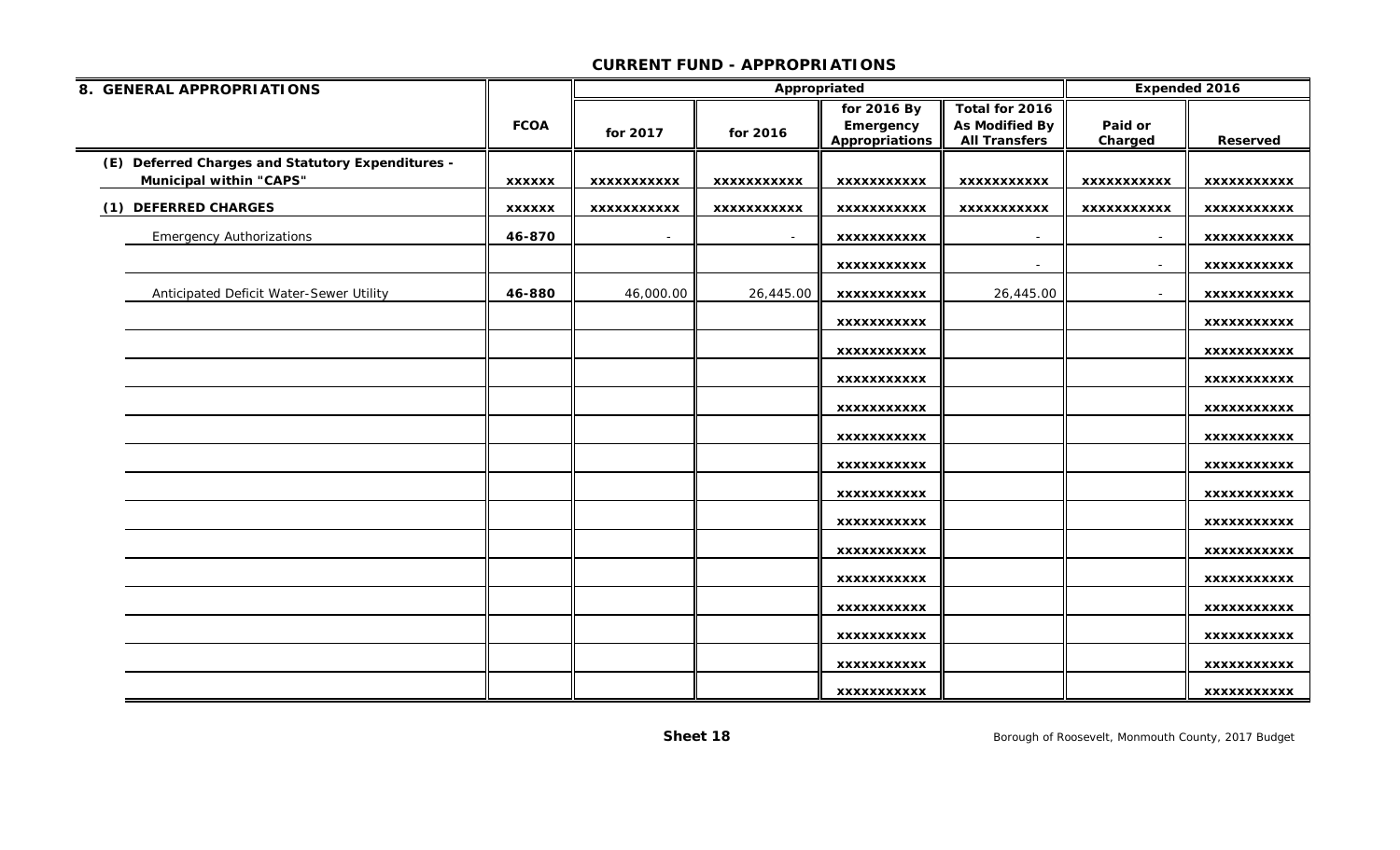## CURRENT FUND - APPROPRIATIONS

| 8. GENERAL APPROPRIATIONS | FCOA | Appropriated | | | | Expended 2016 | |
|---|---|---|---|---|---|---|---|
| | | for 2017 | for 2016 | for 2016 By Emergency Appropriations | Total for 2016 As Modified By All Transfers | Paid or Charged | Reserved |
| **(E) Deferred Charges and Statutory Expenditures - Municipal within "CAPS"** | xxxxxx | xxxxxxxxxxx | xxxxxxxxxxx | xxxxxxxxxxx | xxxxxxxxxxx | xxxxxxxxxxx | xxxxxxxxxxx |
| **(1) DEFERRED CHARGES** | xxxxxx | xxxxxxxxxxx | xxxxxxxxxxx | xxxxxxxxxxx | xxxxxxxxxxx | xxxxxxxxxxx | xxxxxxxxxxx |
| Emergency Authorizations | 46-870 | - | - | xxxxxxxxxxx | - | - | xxxxxxxxxxx |
| | | | | xxxxxxxxxxx | - | - | xxxxxxxxxxx |
| Anticipated Deficit Water-Sewer Utility | 46-880 | 46,000.00 | 26,445.00 | xxxxxxxxxxx | 26,445.00 | - | xxxxxxxxxxx |
| | | | | xxxxxxxxxxx | | | xxxxxxxxxxx |
| | | | | xxxxxxxxxxx | | | xxxxxxxxxxx |
| | | | | xxxxxxxxxxx | | | xxxxxxxxxxx |
| | | | | xxxxxxxxxxx | | | xxxxxxxxxxx |
| | | | | xxxxxxxxxxx | | | xxxxxxxxxxx |
| | | | | xxxxxxxxxxx | | | xxxxxxxxxxx |
| | | | | xxxxxxxxxxx | | | xxxxxxxxxxx |
| | | | | xxxxxxxxxxx | | | xxxxxxxxxxx |
| | | | | xxxxxxxxxxx | | | xxxxxxxxxxx |
| | | | | xxxxxxxxxxx | | | xxxxxxxxxxx |
| | | | | xxxxxxxxxxx | | | xxxxxxxxxxx |
| | | | | xxxxxxxxxxx | | | xxxxxxxxxxx |
| | | | | xxxxxxxxxxx | | | xxxxxxxxxxx |
| | | | | xxxxxxxxxxx | | | xxxxxxxxxxx |

**Sheet 18**

Borough of Roosevelt, Monmouth County, 2017 Budget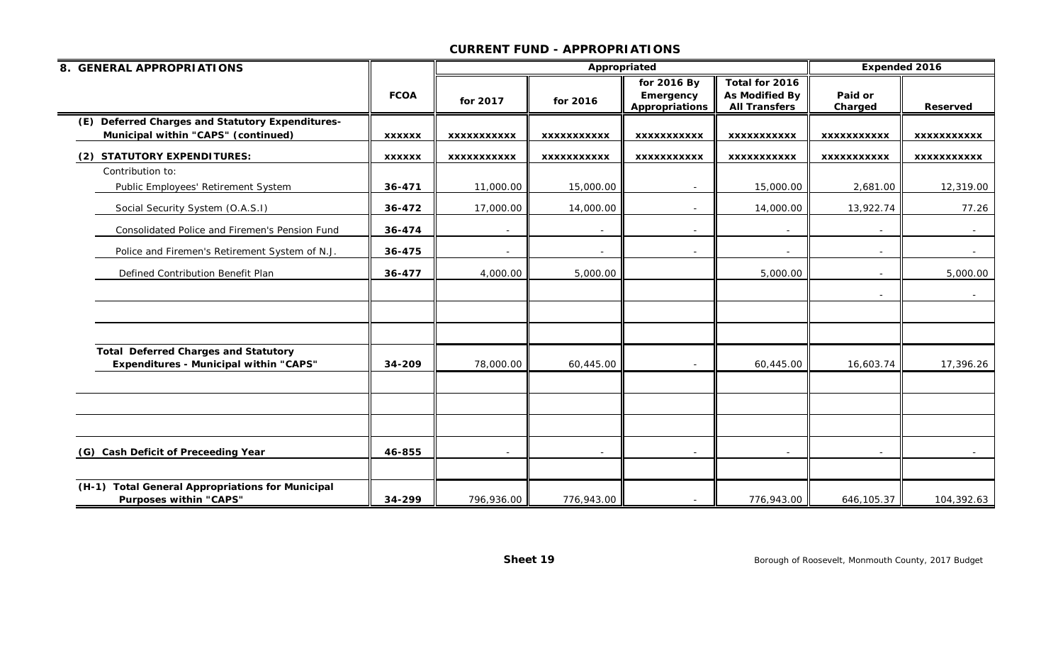## CURRENT FUND - APPROPRIATIONS

| 8. GENERAL APPROPRIATIONS | FCOA | Appropriated | | | | Expended 2016 | |
|---|---|---|---|---|---|---|---|
| | | for 2017 | for 2016 | for 2016 By Emergency Appropriations | Total for 2016 As Modified By All Transfers | Paid or Charged | Reserved |
| **(E) Deferred Charges and Statutory Expenditures- Municipal within "CAPS" (continued)** | **xxxxxx** | **xxxxxxxxxxx** | **xxxxxxxxxxx** | **xxxxxxxxxxx** | **xxxxxxxxxxx** | **xxxxxxxxxxx** | **xxxxxxxxxxx** |
| **(2) STATUTORY EXPENDITURES:** | **xxxxxx** | **xxxxxxxxxxx** | **xxxxxxxxxxx** | **xxxxxxxxxxx** | **xxxxxxxxxxx** | **xxxxxxxxxxx** | **xxxxxxxxxxx** |
| Contribution to: | | | | | | | |
| Public Employees' Retirement System | **36-471** | 11,000.00 | 15,000.00 | - | 15,000.00 | 2,681.00 | 12,319.00 |
| Social Security System (O.A.S.I) | **36-472** | 17,000.00 | 14,000.00 | - | 14,000.00 | 13,922.74 | 77.26 |
| Consolidated Police and Firemen's Pension Fund | **36-474** | - | - | - | - | - | - |
| Police and Firemen's Retirement System of N.J. | **36-475** | - | - | - | - | - | - |
| Defined Contribution Benefit Plan | **36-477** | 4,000.00 | 5,000.00 | | 5,000.00 | - | 5,000.00 |
| | | | | | | - | - |
| | | | | | | | |
| | | | | | | | |
| **Total Deferred Charges and Statutory Expenditures - Municipal within "CAPS"** | **34-209** | 78,000.00 | 60,445.00 | - | 60,445.00 | 16,603.74 | 17,396.26 |
| | | | | | | | |
| | | | | | | | |
| | | | | | | | |
| **(G) Cash Deficit of Preceeding Year** | **46-855** | - | - | - | - | - | - |
| | | | | | | | |
| **(H-1) Total General Appropriations for Municipal Purposes within "CAPS"** | **34-299** | 796,936.00 | 776,943.00 | - | 776,943.00 | 646,105.37 | 104,392.63 |

**Sheet 19**

Borough of Roosevelt, Monmouth County, 2017 Budget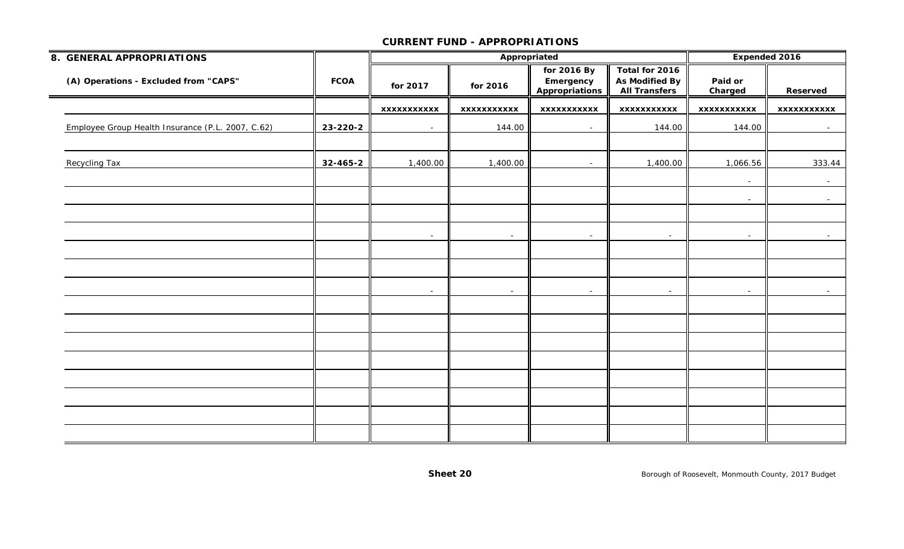## CURRENT FUND - APPROPRIATIONS

| 8. GENERAL APPROPRIATIONS | | Appropriated | | | | Expended 2016 | |
|---|---|---|---|---|---|---|---|
| (A) Operations - Excluded from "CAPS" | FCOA | for 2017 | for 2016 | for 2016 By Emergency Appropriations | Total for 2016 As Modified By All Transfers | Paid or Charged | Reserved |
| | | xxxxxxxxxxx | xxxxxxxxxxx | xxxxxxxxxxx | xxxxxxxxxxx | xxxxxxxxxxx | xxxxxxxxxxx |
| Employee Group Health Insurance (P.L. 2007, C.62) | 23-220-2 | - | 144.00 | - | 144.00 | 144.00 | - |
| | | | | | | | |
| Recycling Tax | 32-465-2 | 1,400.00 | 1,400.00 | - | 1,400.00 | 1,066.56 | 333.44 |
| | | | | | | - | - |
| | | | | | | - | - |
| | | | | | | | |
| | | - | - | - | - | - | - |
| | | | | | | | |
| | | | | | | | |
| | | - | - | - | - | - | - |
| | | | | | | | |
| | | | | | | | |
| | | | | | | | |
| | | | | | | | |
| | | | | | | | |
| | | | | | | | |
| | | | | | | | |
| | | | | | | | |

**Sheet 20**

Borough of Roosevelt, Monmouth County, 2017 Budget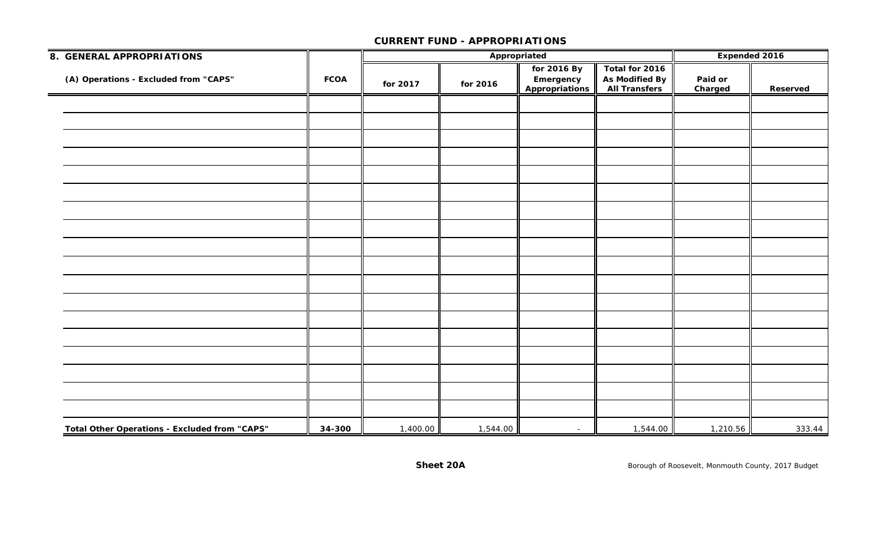## CURRENT FUND - APPROPRIATIONS

| 8. GENERAL APPROPRIATIONS | | Appropriated | | | | Expended 2016 | |
|---|---|---|---|---|---|---|---|
| (A) Operations - Excluded from "CAPS" | FCOA | for 2017 | for 2016 | for 2016 By Emergency Appropriations | Total for 2016 As Modified By All Transfers | Paid or Charged | Reserved |
| | | | | | | | |
| | | | | | | | |
| | | | | | | | |
| | | | | | | | |
| | | | | | | | |
| | | | | | | | |
| | | | | | | | |
| | | | | | | | |
| | | | | | | | |
| | | | | | | | |
| | | | | | | | |
| | | | | | | | |
| | | | | | | | |
| | | | | | | | |
| | | | | | | | |
| | | | | | | | |
| | | | | | | | |
| | | | | | | | |
| **Total Other Operations - Excluded from "CAPS"** | **34-300** | 1,400.00 | 1,544.00 | - | 1,544.00 | 1,210.56 | 333.44 |

**Sheet 20A**

Borough of Roosevelt, Monmouth County, 2017 Budget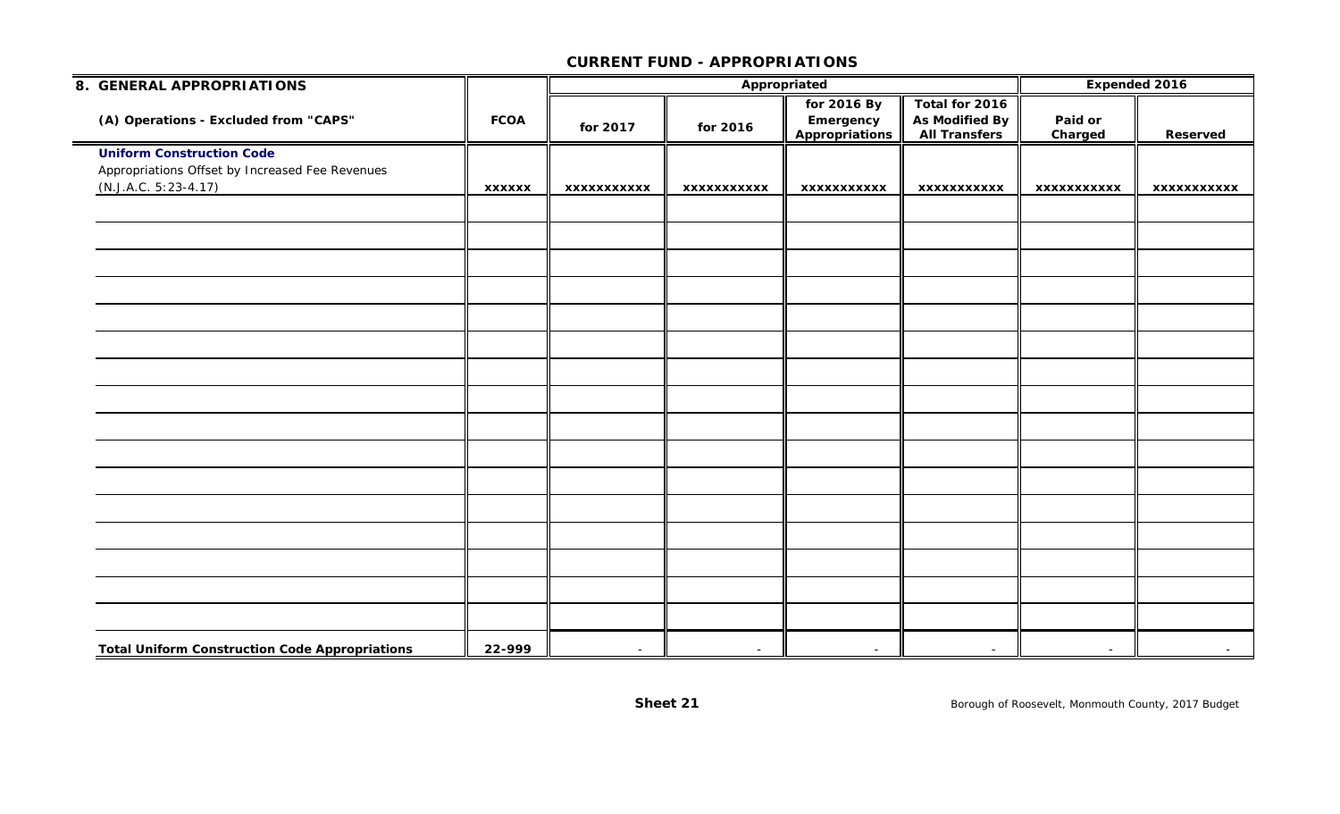## CURRENT FUND - APPROPRIATIONS

| 8. GENERAL APPROPRIATIONS | | Appropriated | | | | Expended 2016 | |
|---|---|---|---|---|---|---|---|
| (A) Operations - Excluded from "CAPS" | FCOA | for 2017 | for 2016 | for 2016 By Emergency Appropriations | Total for 2016 As Modified By All Transfers | Paid or Charged | Reserved |
| **Uniform Construction Code** Appropriations Offset by Increased Fee Revenues (N.J.A.C. 5:23-4.17) | xxxxxx | xxxxxxxxxxx | xxxxxxxxxxx | xxxxxxxxxxx | xxxxxxxxxxx | xxxxxxxxxxx | xxxxxxxxxxx |
| | | | | | | | |
| | | | | | | | |
| | | | | | | | |
| | | | | | | | |
| | | | | | | | |
| | | | | | | | |
| | | | | | | | |
| | | | | | | | |
| | | | | | | | |
| | | | | | | | |
| | | | | | | | |
| | | | | | | | |
| | | | | | | | |
| | | | | | | | |
| | | | | | | | |
| | | | | | | | |
| **Total Uniform Construction Code Appropriations** | 22-999 | - | - | - | - | - | - |

**Sheet 21**

Borough of Roosevelt, Monmouth County, 2017 Budget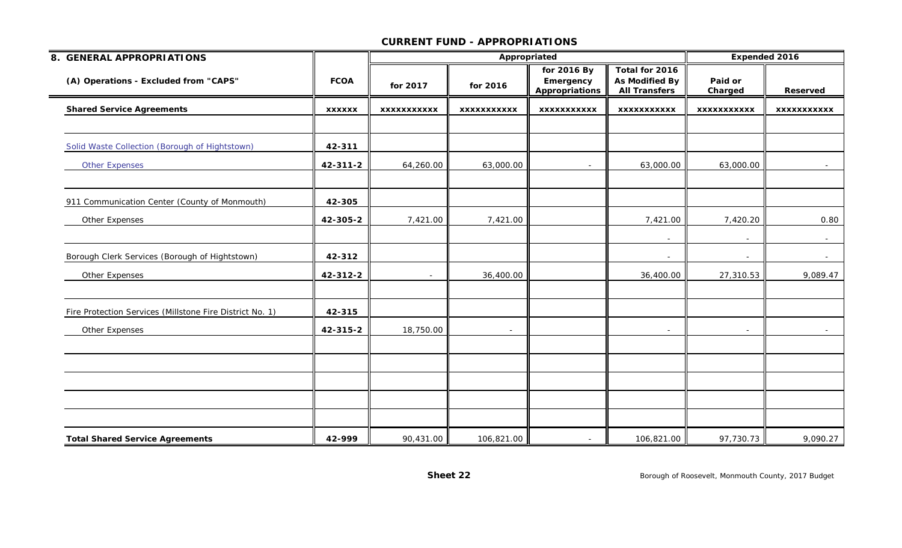## CURRENT FUND - APPROPRIATIONS

| 8. GENERAL APPROPRIATIONS | | Appropriated | | | | Expended 2016 | |
|---|---|---|---|---|---|---|---|
| (A) Operations - Excluded from "CAPS" | FCOA | for 2017 | for 2016 | for 2016 By Emergency Appropriations | Total for 2016 As Modified By All Transfers | Paid or Charged | Reserved |
| **Shared Service Agreements** | xxxxxx | xxxxxxxxxxx | xxxxxxxxxxx | xxxxxxxxxxx | xxxxxxxxxxx | xxxxxxxxxxx | xxxxxxxxxxx |
| | | | | | | | |
| Solid Waste Collection (Borough of Hightstown) | 42-311 | | | | | | |
| Other Expenses | 42-311-2 | 64,260.00 | 63,000.00 | - | 63,000.00 | 63,000.00 | - |
| | | | | | | | |
| 911 Communication Center (County of Monmouth) | 42-305 | | | | | | |
| Other Expenses | 42-305-2 | 7,421.00 | 7,421.00 | | 7,421.00 | 7,420.20 | 0.80 |
| | | | | | - | - | - |
| Borough Clerk Services (Borough of Hightstown) | 42-312 | | | | - | - | - |
| Other Expenses | 42-312-2 | - | 36,400.00 | | 36,400.00 | 27,310.53 | 9,089.47 |
| | | | | | | | |
| Fire Protection Services (Millstone Fire District No. 1) | 42-315 | | | | | | |
| Other Expenses | 42-315-2 | 18,750.00 | - | | - | - | - |
| | | | | | | | |
| | | | | | | | |
| | | | | | | | |
| | | | | | | | |
| | | | | | | | |
| **Total Shared Service Agreements** | 42-999 | 90,431.00 | 106,821.00 | - | 106,821.00 | 97,730.73 | 9,090.27 |

**Sheet 22**

Borough of Roosevelt, Monmouth County, 2017 Budget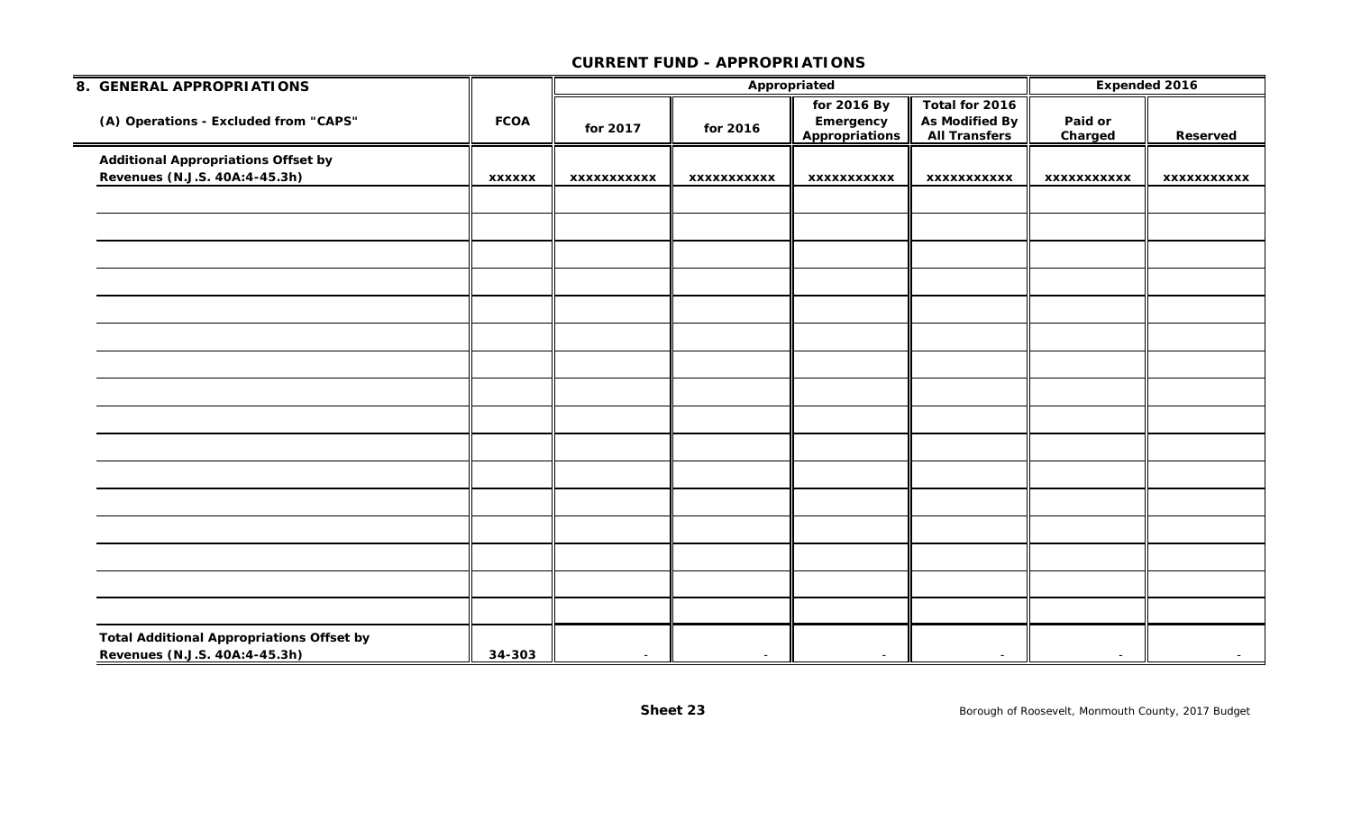## CURRENT FUND - APPROPRIATIONS

| 8. GENERAL APPROPRIATIONS | | Appropriated | | | | Expended 2016 | |
|---|---|---|---|---|---|---|---|
| (A) Operations - Excluded from "CAPS" | FCOA | for 2017 | for 2016 | for 2016 By Emergency Appropriations | Total for 2016 As Modified By All Transfers | Paid or Charged | Reserved |
| **Additional Appropriations Offset by Revenues (N.J.S. 40A:4-45.3h)** | xxxxxx | xxxxxxxxxxx | xxxxxxxxxxx | xxxxxxxxxxx | xxxxxxxxxxx | xxxxxxxxxxx | xxxxxxxxxxx |
| | | | | | | | |
| | | | | | | | |
| | | | | | | | |
| | | | | | | | |
| | | | | | | | |
| | | | | | | | |
| | | | | | | | |
| | | | | | | | |
| | | | | | | | |
| | | | | | | | |
| | | | | | | | |
| | | | | | | | |
| | | | | | | | |
| | | | | | | | |
| | | | | | | | |
| | | | | | | | |
| **Total Additional Appropriations Offset by Revenues (N.J.S. 40A:4-45.3h)** | 34-303 | - | - | - | - | - | - |

**Sheet 23**

Borough of Roosevelt, Monmouth County, 2017 Budget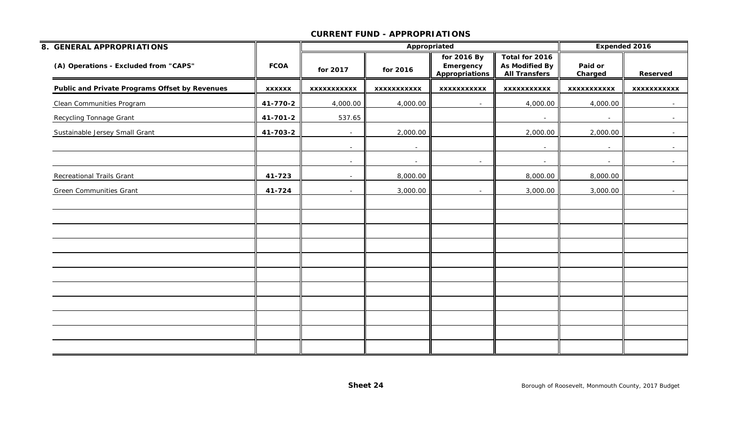## CURRENT FUND - APPROPRIATIONS

| 8. GENERAL APPROPRIATIONS | | Appropriated | | | | Expended 2016 | |
|---|---|---|---|---|---|---|---|
| (A) Operations - Excluded from "CAPS" | FCOA | for 2017 | for 2016 | for 2016 By Emergency Appropriations | Total for 2016 As Modified By All Transfers | Paid or Charged | Reserved |
| **Public and Private Programs Offset by Revenues** | xxxxxx | xxxxxxxxxxx | xxxxxxxxxxx | xxxxxxxxxxx | xxxxxxxxxxx | xxxxxxxxxxx | xxxxxxxxxxx |
| Clean Communities Program | 41-770-2 | 4,000.00 | 4,000.00 | - | 4,000.00 | 4,000.00 | - |
| Recycling Tonnage Grant | 41-701-2 | 537.65 | | | - | - | - |
| Sustainable Jersey Small Grant | 41-703-2 | - | 2,000.00 | | 2,000.00 | 2,000.00 | - |
| | | - | - | | - | - | - |
| | | - | - | - | - | - | - |
| Recreational Trails Grant | 41-723 | - | 8,000.00 | | 8,000.00 | 8,000.00 | |
| Green Communities Grant | 41-724 | - | 3,000.00 | - | 3,000.00 | 3,000.00 | - |
| | | | | | | | |
| | | | | | | | |
| | | | | | | | |
| | | | | | | | |
| | | | | | | | |
| | | | | | | | |
| | | | | | | | |
| | | | | | | | |
| | | | | | | | |
| | | | | | | | |
| | | | | | | | |

**Sheet 24**

Borough of Roosevelt, Monmouth County, 2017 Budget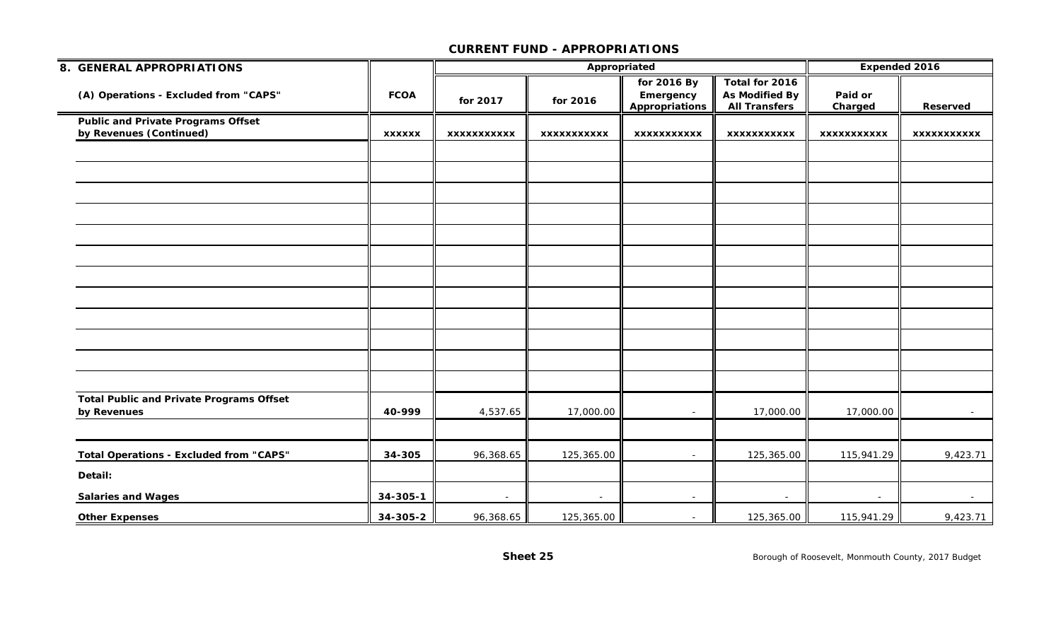## CURRENT FUND - APPROPRIATIONS

| 8. GENERAL APPROPRIATIONS | | Appropriated | | | | Expended 2016 | |
|---|---|---|---|---|---|---|---|
| (A) Operations - Excluded from "CAPS" | FCOA | for 2017 | for 2016 | for 2016 By Emergency Appropriations | Total for 2016 As Modified By All Transfers | Paid or Charged | Reserved |
| **Public and Private Programs Offset by Revenues (Continued)** | xxxxxx | xxxxxxxxxxx | xxxxxxxxxxx | xxxxxxxxxxx | xxxxxxxxxxx | xxxxxxxxxxx | xxxxxxxxxxx |
| | | | | | | | |
| | | | | | | | |
| | | | | | | | |
| | | | | | | | |
| | | | | | | | |
| | | | | | | | |
| | | | | | | | |
| | | | | | | | |
| | | | | | | | |
| | | | | | | | |
| | | | | | | | |
| | | | | | | | |
| **Total Public and Private Programs Offset by Revenues** | 40-999 | 4,537.65 | 17,000.00 | - | 17,000.00 | 17,000.00 | - |
| | | | | | | | |
| **Total Operations - Excluded from "CAPS"** | 34-305 | 96,368.65 | 125,365.00 | - | 125,365.00 | 115,941.29 | 9,423.71 |
| **Detail:** | | | | | | | |
| **Salaries and Wages** | 34-305-1 | - | - | - | - | - | - |
| **Other Expenses** | 34-305-2 | 96,368.65 | 125,365.00 | - | 125,365.00 | 115,941.29 | 9,423.71 |

**Sheet 25**

Borough of Roosevelt, Monmouth County, 2017 Budget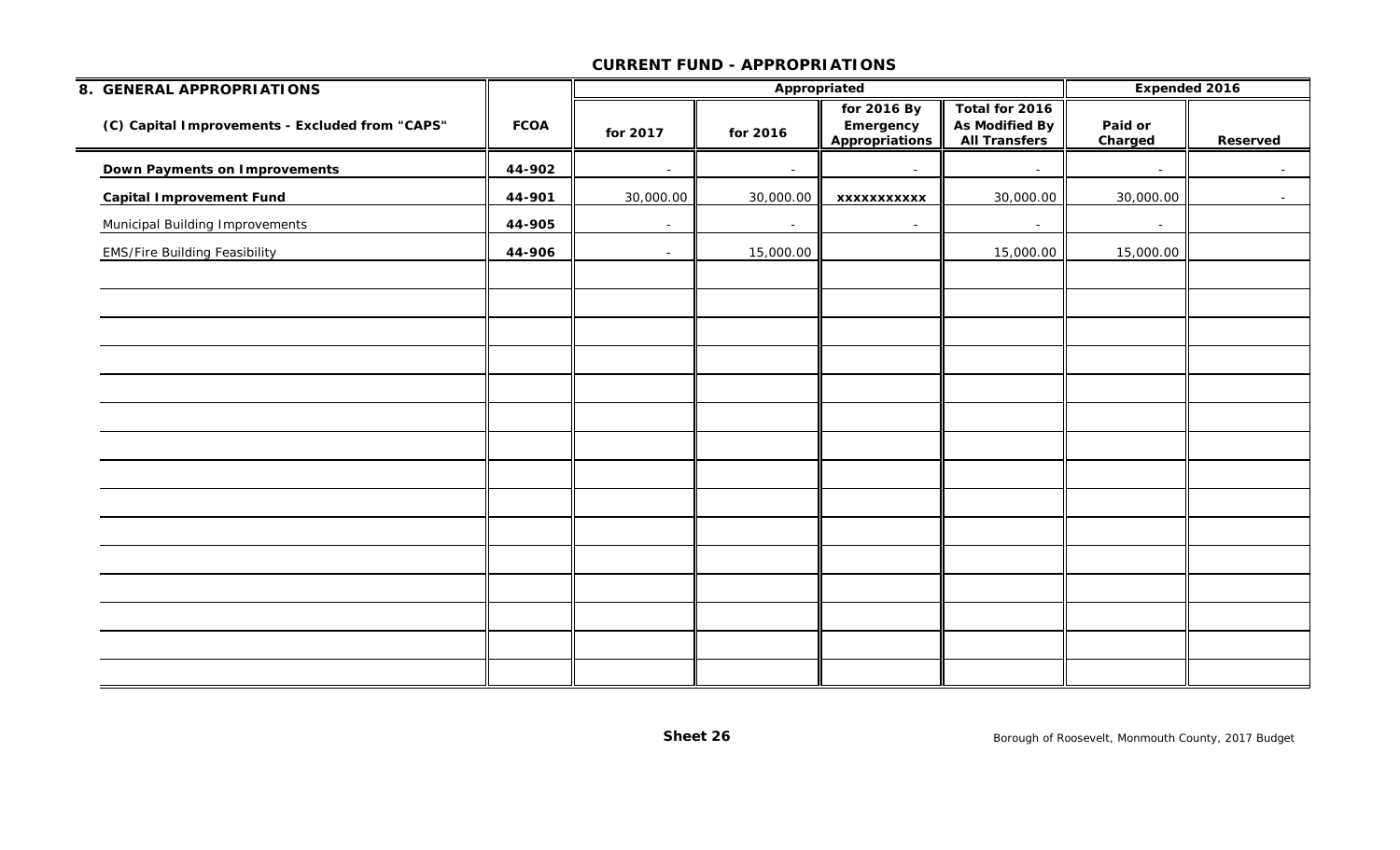## CURRENT FUND - APPROPRIATIONS

| 8. GENERAL APPROPRIATIONS | | Appropriated | | | | Expended 2016 | |
|---|---|---|---|---|---|---|---|
| (C) Capital Improvements - Excluded from "CAPS" | FCOA | for 2017 | for 2016 | for 2016 By Emergency Appropriations | Total for 2016 As Modified By All Transfers | Paid or Charged | Reserved |
| **Down Payments on Improvements** | 44-902 | - | - | - | - | - | - |
| **Capital Improvement Fund** | 44-901 | 30,000.00 | 30,000.00 | xxxxxxxxxxx | 30,000.00 | 30,000.00 | - |
| Municipal Building Improvements | 44-905 | - | - | - | - | - | |
| EMS/Fire Building Feasibility | 44-906 | - | 15,000.00 | | 15,000.00 | 15,000.00 | |
| | | | | | | | |
| | | | | | | | |
| | | | | | | | |
| | | | | | | | |
| | | | | | | | |
| | | | | | | | |
| | | | | | | | |
| | | | | | | | |
| | | | | | | | |
| | | | | | | | |
| | | | | | | | |
| | | | | | | | |
| | | | | | | | |
| | | | | | | | |
| | | | | | | | |

**Sheet 26**

Borough of Roosevelt, Monmouth County, 2017 Budget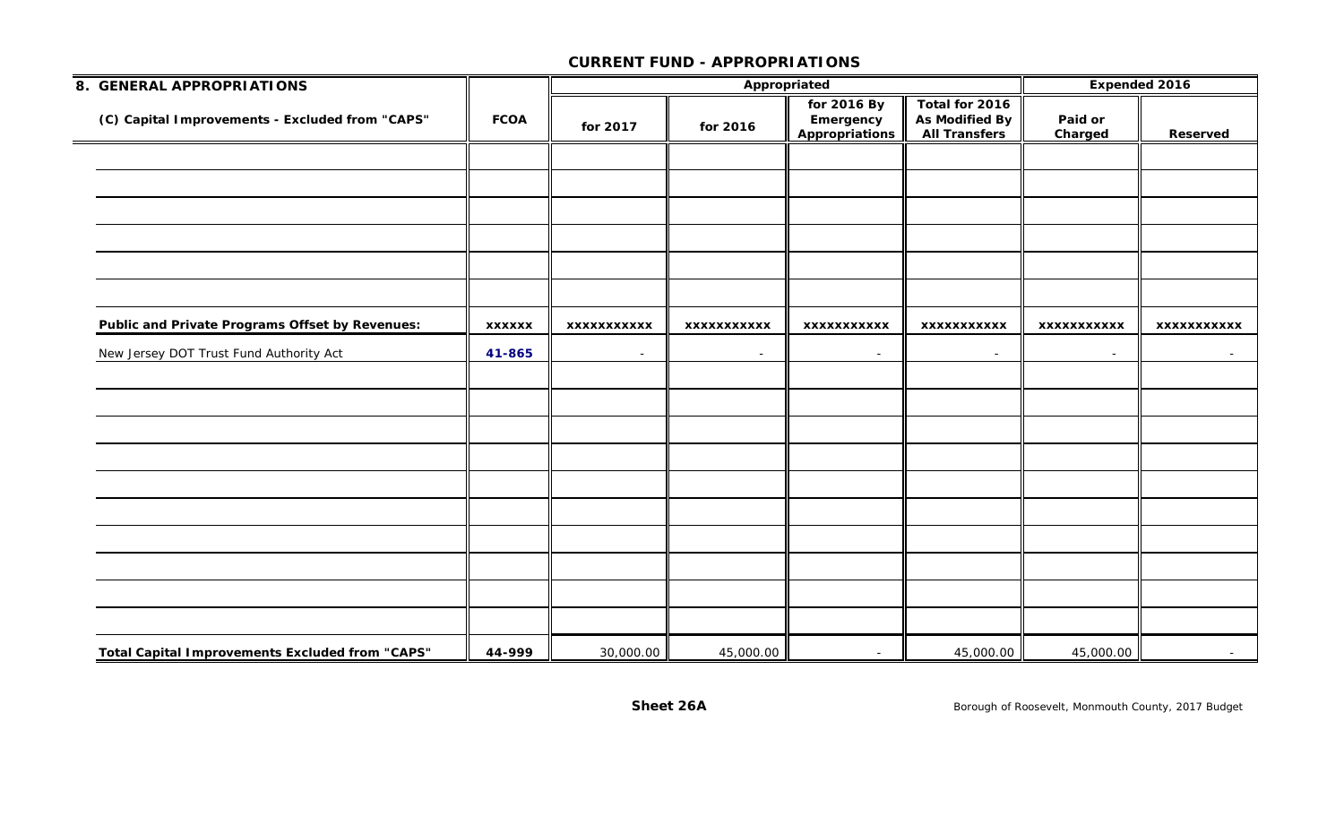## CURRENT FUND - APPROPRIATIONS

| 8. GENERAL APPROPRIATIONS | | Appropriated | | | | Expended 2016 | |
|---|---|---|---|---|---|---|---|
| (C) Capital Improvements - Excluded from "CAPS" | FCOA | for 2017 | for 2016 | for 2016 By Emergency Appropriations | Total for 2016 As Modified By All Transfers | Paid or Charged | Reserved |
| | | | | | | | |
| | | | | | | | |
| | | | | | | | |
| | | | | | | | |
| | | | | | | | |
| | | | | | | | |
| **Public and Private Programs Offset by Revenues:** | **xxxxxx** | **xxxxxxxxxxx** | **xxxxxxxxxxx** | **xxxxxxxxxxx** | **xxxxxxxxxxx** | **xxxxxxxxxxx** | **xxxxxxxxxxx** |
| New Jersey DOT Trust Fund Authority Act | 41-865 | - | - | - | - | - | - |
| | | | | | | | |
| | | | | | | | |
| | | | | | | | |
| | | | | | | | |
| | | | | | | | |
| | | | | | | | |
| | | | | | | | |
| | | | | | | | |
| | | | | | | | |
| | | | | | | | |
| **Total Capital Improvements Excluded from "CAPS"** | **44-999** | 30,000.00 | 45,000.00 | - | 45,000.00 | 45,000.00 | - |

**Sheet 26A**

Borough of Roosevelt, Monmouth County, 2017 Budget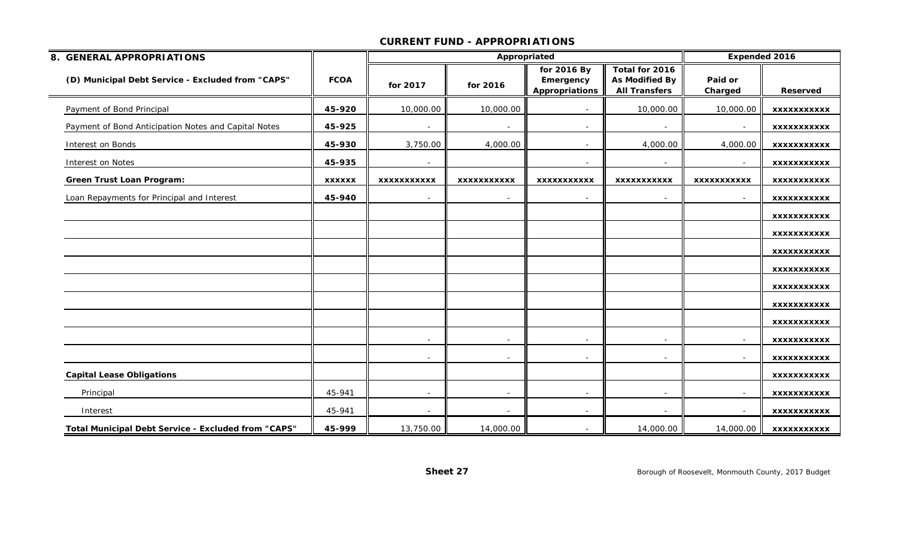## CURRENT FUND - APPROPRIATIONS

| 8. GENERAL APPROPRIATIONS | | Appropriated | | | | Expended 2016 | |
|---|---|---|---|---|---|---|---|
| (D) Municipal Debt Service - Excluded from "CAPS" | FCOA | for 2017 | for 2016 | for 2016 By Emergency Appropriations | Total for 2016 As Modified By All Transfers | Paid or Charged | Reserved |
| Payment of Bond Principal | 45-920 | 10,000.00 | 10,000.00 | - | 10,000.00 | 10,000.00 | xxxxxxxxxxx |
| Payment of Bond Anticipation Notes and Capital Notes | 45-925 | - | - | - | - | - | xxxxxxxxxxx |
| Interest on Bonds | 45-930 | 3,750.00 | 4,000.00 | - | 4,000.00 | 4,000.00 | xxxxxxxxxxx |
| Interest on Notes | 45-935 | - | | - | - | - | xxxxxxxxxxx |
| **Green Trust Loan Program:** | xxxxxx | xxxxxxxxxxx | xxxxxxxxxxx | xxxxxxxxxxx | xxxxxxxxxxx | xxxxxxxxxxx | xxxxxxxxxxx |
| Loan Repayments for Principal and Interest | 45-940 | - | - | - | - | - | xxxxxxxxxxx |
| | | | | | | | xxxxxxxxxxx |
| | | | | | | | xxxxxxxxxxx |
| | | | | | | | xxxxxxxxxxx |
| | | | | | | | xxxxxxxxxxx |
| | | | | | | | xxxxxxxxxxx |
| | | | | | | | xxxxxxxxxxx |
| | | | | | | | xxxxxxxxxxx |
| | | - | - | - | - | - | xxxxxxxxxxx |
| | | - | - | - | - | - | xxxxxxxxxxx |
| **Capital Lease Obligations** | | | | | | | xxxxxxxxxxx |
| Principal | 45-941 | - | - | - | - | - | xxxxxxxxxxx |
| Interest | 45-941 | - | - | - | - | - | xxxxxxxxxxx |
| **Total Municipal Debt Service - Excluded from "CAPS"** | **45-999** | 13,750.00 | 14,000.00 | - | 14,000.00 | 14,000.00 | xxxxxxxxxxx |

**Sheet 27**

Borough of Roosevelt, Monmouth County, 2017 Budget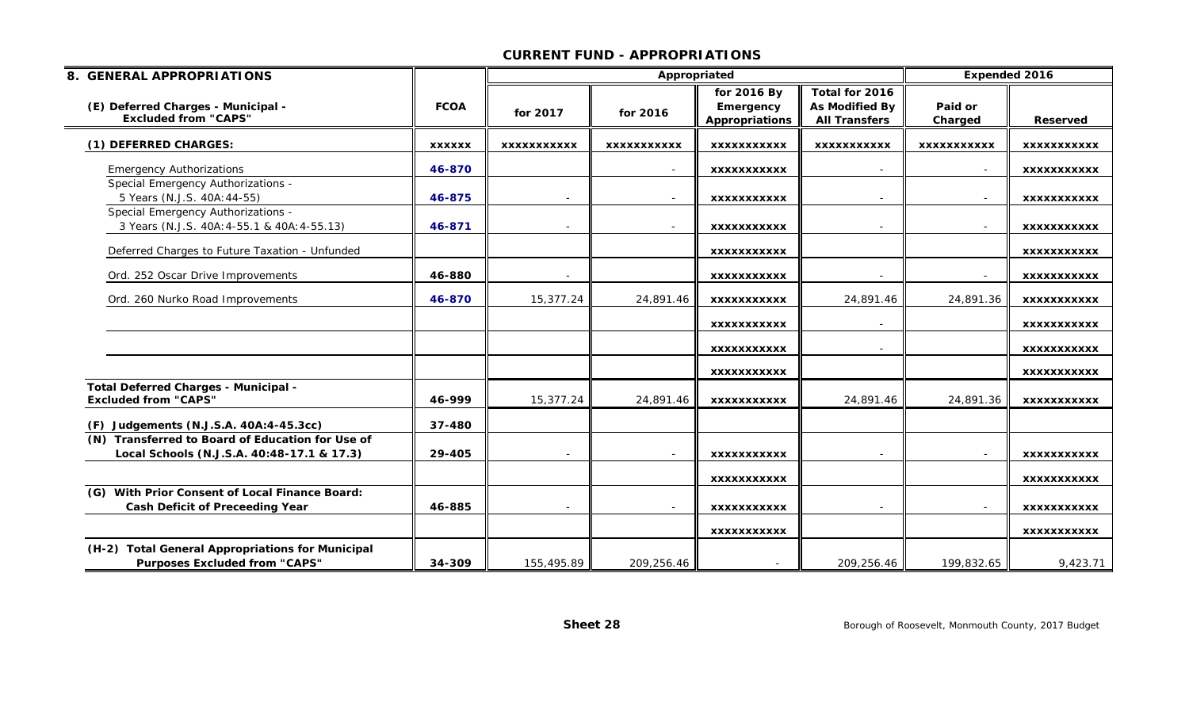## CURRENT FUND - APPROPRIATIONS

| 8. GENERAL APPROPRIATIONS | | Appropriated | | | | Expended 2016 | |
|---|---|---|---|---|---|---|---|
| (E) Deferred Charges - Municipal - Excluded from "CAPS" | FCOA | for 2017 | for 2016 | for 2016 By Emergency Appropriations | Total for 2016 As Modified By All Transfers | Paid or Charged | Reserved |
| (1) DEFERRED CHARGES: | xxxxxx | xxxxxxxxxxx | xxxxxxxxxxx | xxxxxxxxxxx | xxxxxxxxxxx | xxxxxxxxxxx | xxxxxxxxxxx |
| Emergency Authorizations | 46-870 | | - | xxxxxxxxxxx | - | - | xxxxxxxxxxx |
| Special Emergency Authorizations - 5 Years (N.J.S. 40A:44-55) | 46-875 | - | - | xxxxxxxxxxx | - | - | xxxxxxxxxxx |
| Special Emergency Authorizations - 3 Years (N.J.S. 40A:4-55.1 & 40A:4-55.13) | 46-871 | - | - | xxxxxxxxxxx | - | - | xxxxxxxxxxx |
| Deferred Charges to Future Taxation - Unfunded | | | | xxxxxxxxxxx | | | xxxxxxxxxxx |
| Ord. 252 Oscar Drive Improvements | 46-880 | - | | xxxxxxxxxxx | - | - | xxxxxxxxxxx |
| Ord. 260 Nurko Road Improvements | 46-870 | 15,377.24 | 24,891.46 | xxxxxxxxxxx | 24,891.46 | 24,891.36 | xxxxxxxxxxx |
| | | | | xxxxxxxxxxx | - | | xxxxxxxxxxx |
| | | | | xxxxxxxxxxx | - | | xxxxxxxxxxx |
| | | | | xxxxxxxxxxx | | | xxxxxxxxxxx |
| **Total Deferred Charges - Municipal - Excluded from "CAPS"** | 46-999 | 15,377.24 | 24,891.46 | xxxxxxxxxxx | 24,891.46 | 24,891.36 | xxxxxxxxxxx |
| **(F) Judgements (N.J.S.A. 40A:4-45.3cc)** | 37-480 | | | | | | |
| **(N) Transferred to Board of Education for Use of Local Schools (N.J.S.A. 40:48-17.1 & 17.3)** | 29-405 | - | - | xxxxxxxxxxx | - | - | xxxxxxxxxxx |
| | | | | xxxxxxxxxxx | | | xxxxxxxxxxx |
| **(G) With Prior Consent of Local Finance Board: Cash Deficit of Preceeding Year** | 46-885 | - | - | xxxxxxxxxxx | - | - | xxxxxxxxxxx |
| | | | | xxxxxxxxxxx | | | xxxxxxxxxxx |
| **(H-2) Total General Appropriations for Municipal Purposes Excluded from "CAPS"** | 34-309 | 155,495.89 | 209,256.46 | - | 209,256.46 | 199,832.65 | 9,423.71 |

**Sheet 28**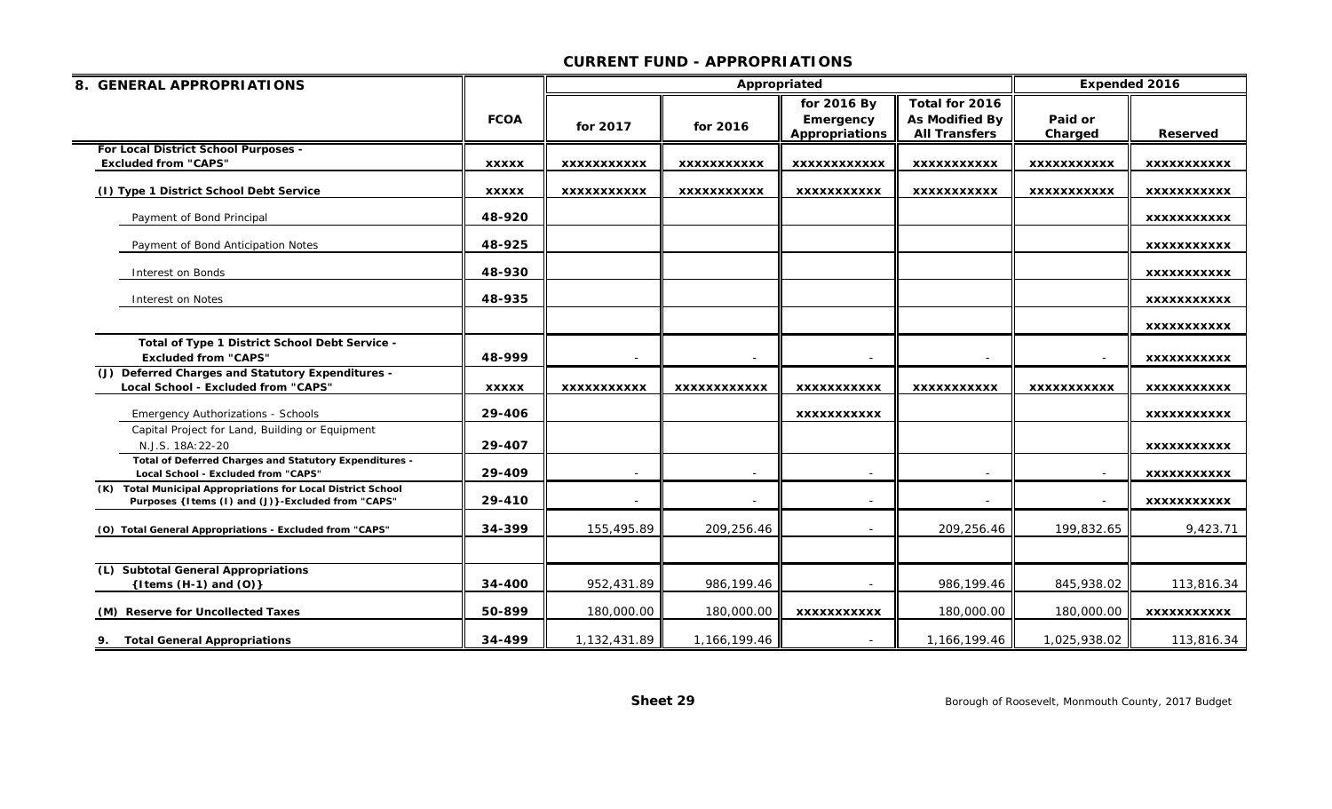## CURRENT FUND - APPROPRIATIONS

| 8. GENERAL APPROPRIATIONS | FCOA | Appropriated | | | | Expended 2016 | |
|---|---|---|---|---|---|---|---|
| | | for 2017 | for 2016 | for 2016 By Emergency Appropriations | Total for 2016 As Modified By All Transfers | Paid or Charged | Reserved |
| **For Local District School Purposes - Excluded from "CAPS"** | XXXXX | XXXXXXXXXXX | XXXXXXXXXXX | XXXXXXXXXXXX | XXXXXXXXXXX | XXXXXXXXXXX | XXXXXXXXXXX |
| **(I) Type 1 District School Debt Service** | XXXXX | XXXXXXXXXXX | XXXXXXXXXXX | XXXXXXXXXXX | XXXXXXXXXXX | XXXXXXXXXXX | XXXXXXXXXXX |
| Payment of Bond Principal | 48-920 | | | | | | XXXXXXXXXXX |
| Payment of Bond Anticipation Notes | 48-925 | | | | | | XXXXXXXXXXX |
| Interest on Bonds | 48-930 | | | | | | XXXXXXXXXXX |
| Interest on Notes | 48-935 | | | | | | XXXXXXXXXXX |
| | | | | | | | XXXXXXXXXXX |
| **Total of Type 1 District School Debt Service - Excluded from "CAPS"** | 48-999 | - | - | - | - | - | XXXXXXXXXXX |
| **(J) Deferred Charges and Statutory Expenditures - Local School - Excluded from "CAPS"** | XXXXX | XXXXXXXXXXX | XXXXXXXXXXXX | XXXXXXXXXXX | XXXXXXXXXXX | XXXXXXXXXXX | XXXXXXXXXXX |
| Emergency Authorizations - Schools | 29-406 | | | XXXXXXXXXXX | | | XXXXXXXXXXX |
| Capital Project for Land, Building or Equipment N.J.S. 18A:22-20 | 29-407 | | | | | | XXXXXXXXXXX |
| **Total of Deferred Charges and Statutory Expenditures - Local School - Excluded from "CAPS"** | 29-409 | - | - | - | - | - | XXXXXXXXXXX |
| **(K) Total Municipal Appropriations for Local District School Purposes {Items (I) and (J)}-Excluded from "CAPS"** | 29-410 | - | - | - | - | - | XXXXXXXXXXX |
| **(O) Total General Appropriations - Excluded from "CAPS"** | 34-399 | 155,495.89 | 209,256.46 | - | 209,256.46 | 199,832.65 | 9,423.71 |
| | | | | | | | |
| **(L) Subtotal General Appropriations {Items (H-1) and (O)}** | 34-400 | 952,431.89 | 986,199.46 | - | 986,199.46 | 845,938.02 | 113,816.34 |
| **(M) Reserve for Uncollected Taxes** | 50-899 | 180,000.00 | 180,000.00 | XXXXXXXXXXX | 180,000.00 | 180,000.00 | XXXXXXXXXXX |
| **9. Total General Appropriations** | 34-499 | 1,132,431.89 | 1,166,199.46 | - | 1,166,199.46 | 1,025,938.02 | 113,816.34 |

**Sheet 29**

Borough of Roosevelt, Monmouth County, 2017 Budget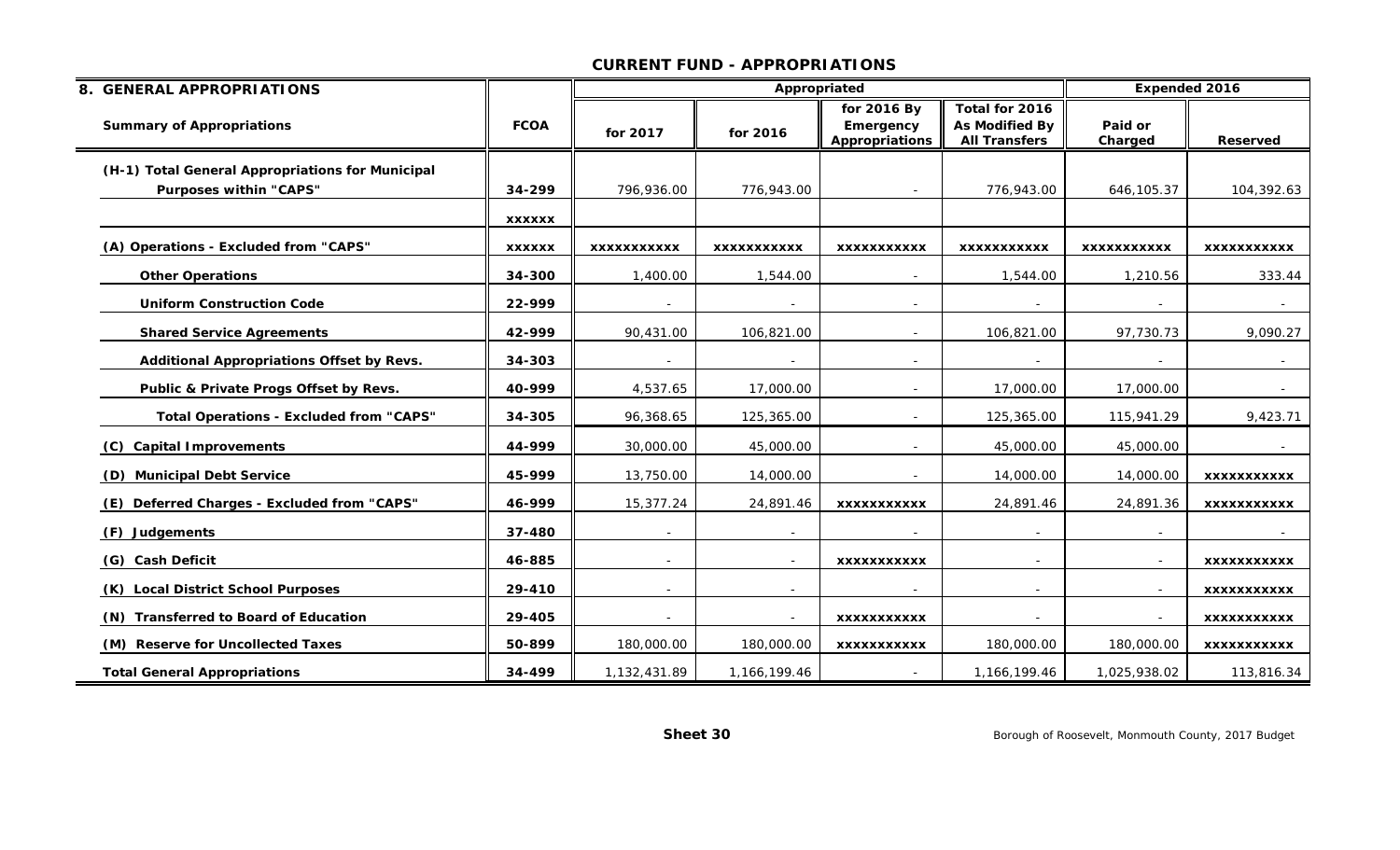## CURRENT FUND - APPROPRIATIONS

| 8. GENERAL APPROPRIATIONS | | Appropriated | | | | Expended 2016 | |
|---|---|---|---|---|---|---|---|
| **Summary of Appropriations** | **FCOA** | **for 2017** | **for 2016** | **for 2016 By Emergency Appropriations** | **Total for 2016 As Modified By All Transfers** | **Paid or Charged** | **Reserved** |
| (H-1) Total General Appropriations for Municipal Purposes within "CAPS" | 34-299 | 796,936.00 | 776,943.00 | - | 776,943.00 | 646,105.37 | 104,392.63 |
| | xxxxxx | | | | | | |
| (A) Operations - Excluded from "CAPS" | xxxxxx | xxxxxxxxxxx | xxxxxxxxxxx | xxxxxxxxxxx | xxxxxxxxxxx | xxxxxxxxxxx | xxxxxxxxxxx |
| Other Operations | 34-300 | 1,400.00 | 1,544.00 | - | 1,544.00 | 1,210.56 | 333.44 |
| Uniform Construction Code | 22-999 | - | - | - | - | - | - |
| Shared Service Agreements | 42-999 | 90,431.00 | 106,821.00 | - | 106,821.00 | 97,730.73 | 9,090.27 |
| Additional Appropriations Offset by Revs. | 34-303 | - | - | - | - | - | - |
| Public & Private Progs Offset by Revs. | 40-999 | 4,537.65 | 17,000.00 | - | 17,000.00 | 17,000.00 | - |
| Total Operations - Excluded from "CAPS" | 34-305 | 96,368.65 | 125,365.00 | - | 125,365.00 | 115,941.29 | 9,423.71 |
| (C) Capital Improvements | 44-999 | 30,000.00 | 45,000.00 | - | 45,000.00 | 45,000.00 | - |
| (D) Municipal Debt Service | 45-999 | 13,750.00 | 14,000.00 | - | 14,000.00 | 14,000.00 | xxxxxxxxxxx |
| (E) Deferred Charges - Excluded from "CAPS" | 46-999 | 15,377.24 | 24,891.46 | xxxxxxxxxxx | 24,891.46 | 24,891.36 | xxxxxxxxxxx |
| (F) Judgements | 37-480 | - | - | - | - | - | - |
| (G) Cash Deficit | 46-885 | - | - | xxxxxxxxxxx | - | - | xxxxxxxxxxx |
| (K) Local District School Purposes | 29-410 | - | - | - | - | - | xxxxxxxxxxx |
| (N) Transferred to Board of Education | 29-405 | - | - | xxxxxxxxxxx | - | - | xxxxxxxxxxx |
| (M) Reserve for Uncollected Taxes | 50-899 | 180,000.00 | 180,000.00 | xxxxxxxxxxx | 180,000.00 | 180,000.00 | xxxxxxxxxxx |
| Total General Appropriations | 34-499 | 1,132,431.89 | 1,166,199.46 | - | 1,166,199.46 | 1,025,938.02 | 113,816.34 |

**Sheet 30**

Borough of Roosevelt, Monmouth County, 2017 Budget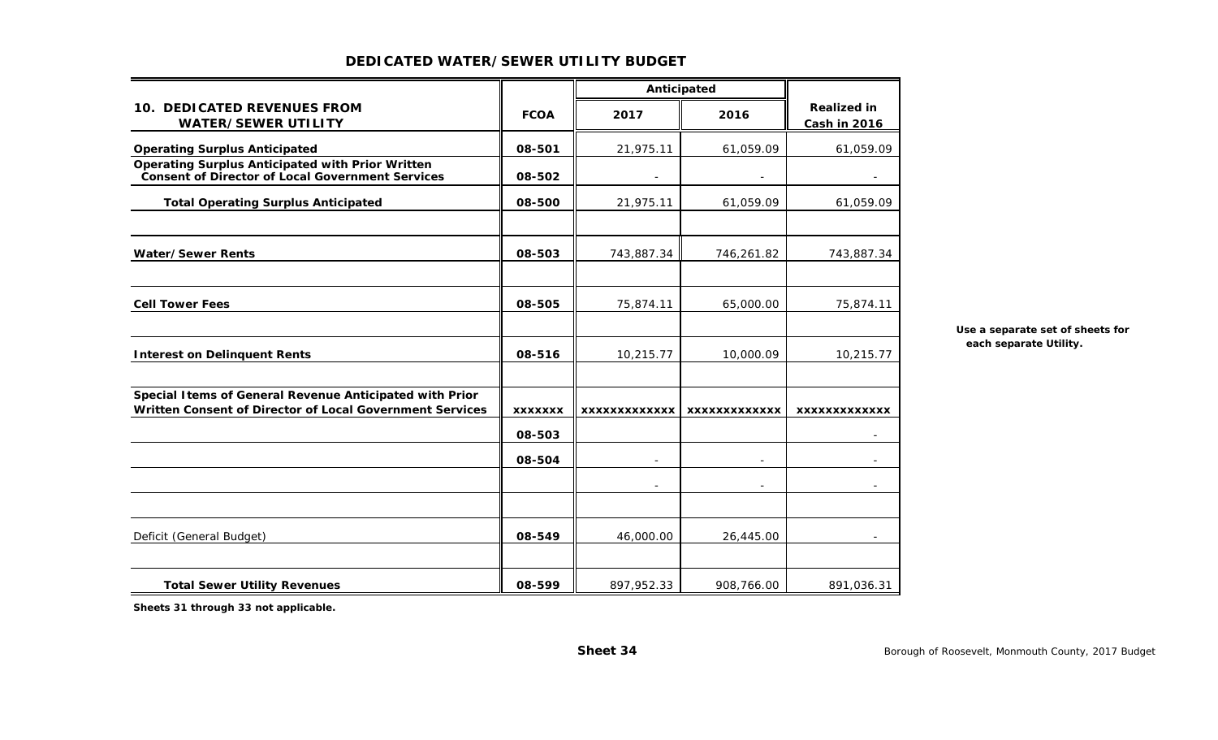## DEDICATED WATER/SEWER UTILITY BUDGET

| 10. DEDICATED REVENUES FROM WATER/SEWER UTILITY | FCOA | Anticipated 2017 | Anticipated 2016 | Realized in Cash in 2016 |
|---|---|---|---|---|
| **Operating Surplus Anticipated** | 08-501 | 21,975.11 | 61,059.09 | 61,059.09 |
| **Operating Surplus Anticipated with Prior Written Consent of Director of Local Government Services** | 08-502 | - | - | - |
| **Total Operating Surplus Anticipated** | 08-500 | 21,975.11 | 61,059.09 | 61,059.09 |
| | | | | |
| **Water/Sewer Rents** | 08-503 | 743,887.34 | 746,261.82 | 743,887.34 |
| | | | | |
| **Cell Tower Fees** | 08-505 | 75,874.11 | 65,000.00 | 75,874.11 |
| | | | | |
| **Interest on Delinquent Rents** | 08-516 | 10,215.77 | 10,000.09 | 10,215.77 |
| | | | | |
| **Special Items of General Revenue Anticipated with Prior Written Consent of Director of Local Government Services** | xxxxxxx | xxxxxxxxxxxxx | xxxxxxxxxxxxx | xxxxxxxxxxxxx |
| | 08-503 | | | - |
| | 08-504 | - | - | - |
| | | - | - | - |
| | | | | |
| Deficit (General Budget) | 08-549 | 46,000.00 | 26,445.00 | - |
| | | | | |
| **Total Sewer Utility Revenues** | 08-599 | 897,952.33 | 908,766.00 | 891,036.31 |

**Use a separate set of sheets for each separate Utility.**

**Sheets 31 through 33 not applicable.**

**Sheet 34**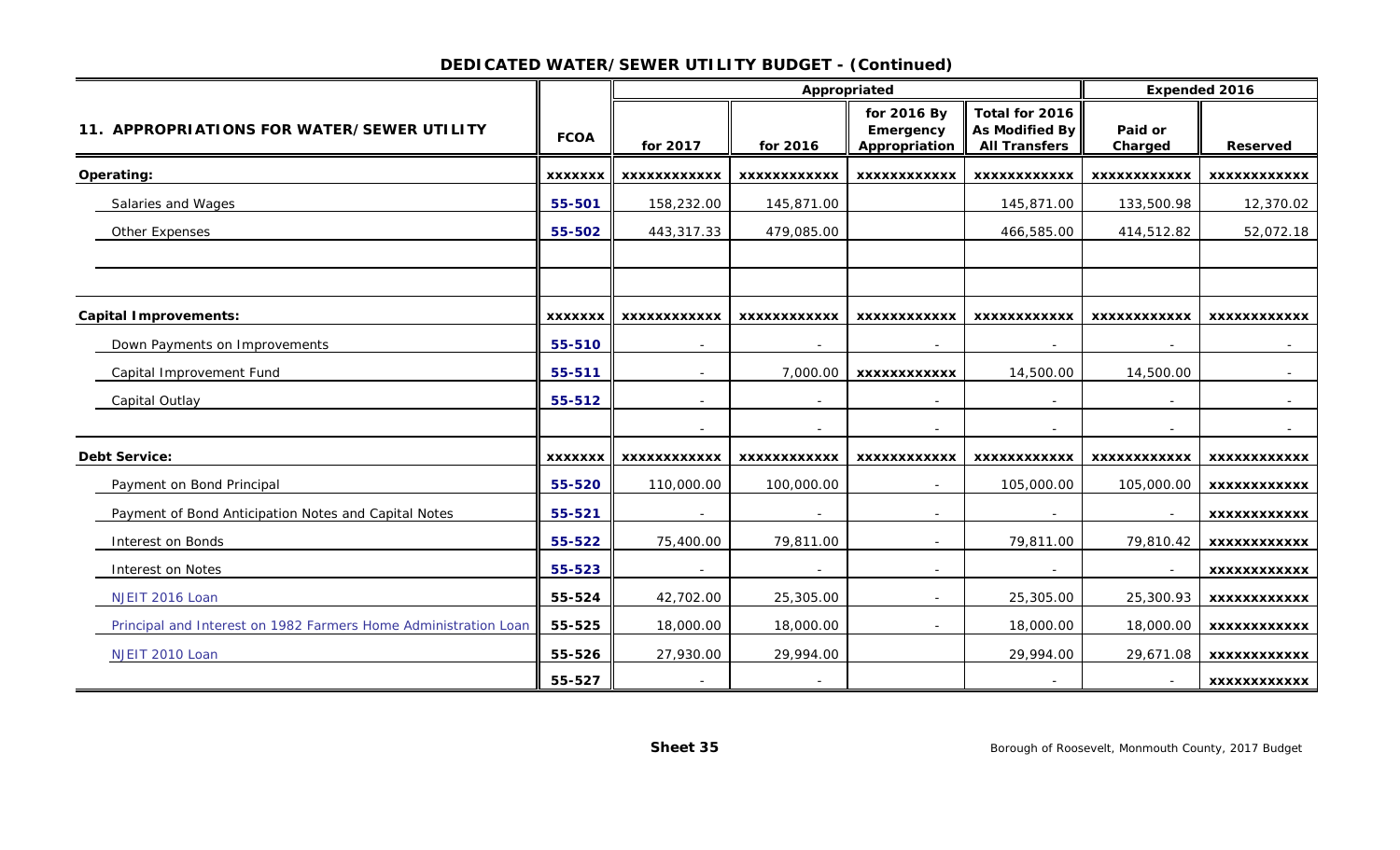## DEDICATED WATER/SEWER UTILITY BUDGET - (Continued)

| 11. APPROPRIATIONS FOR WATER/SEWER UTILITY | FCOA | Appropriated | | | | Expended 2016 | |
|---|---|---|---|---|---|---|---|
| | | for 2017 | for 2016 | for 2016 By Emergency Appropriation | Total for 2016 As Modified By All Transfers | Paid or Charged | Reserved |
| **Operating:** | xxxxxxx | xxxxxxxxxxxx | xxxxxxxxxxxx | xxxxxxxxxxxx | xxxxxxxxxxxx | xxxxxxxxxxxx | xxxxxxxxxxxx |
| Salaries and Wages | 55-501 | 158,232.00 | 145,871.00 | | 145,871.00 | 133,500.98 | 12,370.02 |
| Other Expenses | 55-502 | 443,317.33 | 479,085.00 | | 466,585.00 | 414,512.82 | 52,072.18 |
| | | | | | | | |
| | | | | | | | |
| **Capital Improvements:** | xxxxxxx | xxxxxxxxxxxx | xxxxxxxxxxxx | xxxxxxxxxxxx | xxxxxxxxxxxx | xxxxxxxxxxxx | xxxxxxxxxxxx |
| Down Payments on Improvements | 55-510 | - | - | - | - | - | - |
| Capital Improvement Fund | 55-511 | - | 7,000.00 | xxxxxxxxxxxx | 14,500.00 | 14,500.00 | - |
| Capital Outlay | 55-512 | - | - | - | - | - | - |
| | | - | - | - | - | - | - |
| **Debt Service:** | xxxxxxx | xxxxxxxxxxxx | xxxxxxxxxxxx | xxxxxxxxxxxx | xxxxxxxxxxxx | xxxxxxxxxxxx | xxxxxxxxxxxx |
| Payment on Bond Principal | 55-520 | 110,000.00 | 100,000.00 | - | 105,000.00 | 105,000.00 | xxxxxxxxxxxx |
| Payment of Bond Anticipation Notes and Capital Notes | 55-521 | - | - | - | - | - | xxxxxxxxxxxx |
| Interest on Bonds | 55-522 | 75,400.00 | 79,811.00 | - | 79,811.00 | 79,810.42 | xxxxxxxxxxxx |
| Interest on Notes | 55-523 | - | - | - | - | - | xxxxxxxxxxxx |
| NJEIT 2016 Loan | 55-524 | 42,702.00 | 25,305.00 | - | 25,305.00 | 25,300.93 | xxxxxxxxxxxx |
| Principal and Interest on 1982 Farmers Home Administration Loan | 55-525 | 18,000.00 | 18,000.00 | - | 18,000.00 | 18,000.00 | xxxxxxxxxxxx |
| NJEIT 2010 Loan | 55-526 | 27,930.00 | 29,994.00 | | 29,994.00 | 29,671.08 | xxxxxxxxxxxx |
| | 55-527 | - | - | | - | - | xxxxxxxxxxxx |

**Sheet 35**

Borough of Roosevelt, Monmouth County, 2017 Budget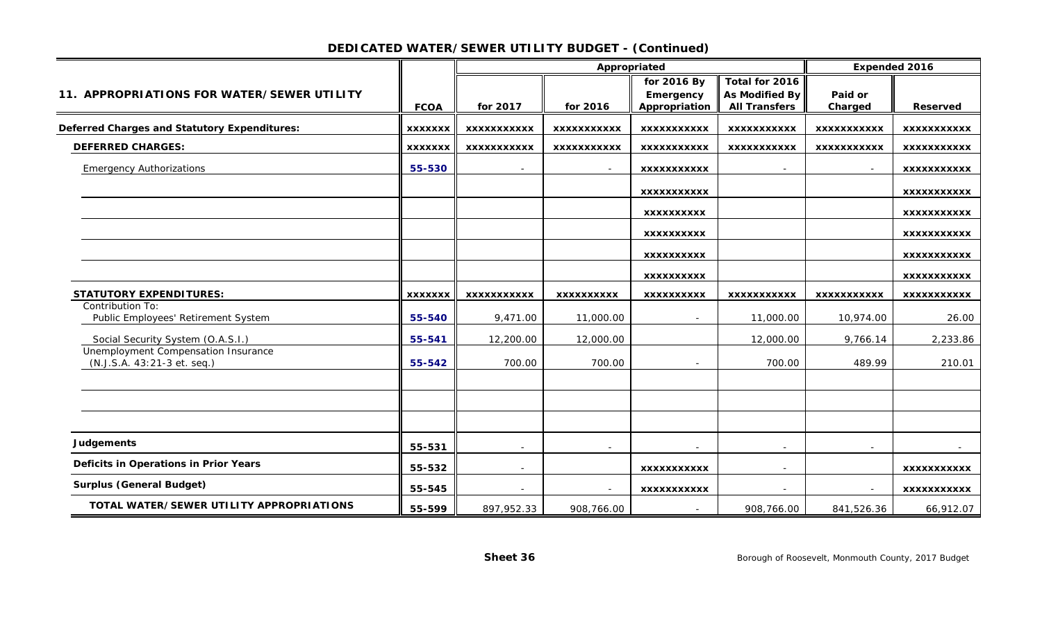## DEDICATED WATER/SEWER UTILITY BUDGET - (Continued)

| 11. APPROPRIATIONS FOR WATER/SEWER UTILITY | FCOA | Appropriated for 2017 | Appropriated for 2016 | for 2016 By Emergency Appropriation | Total for 2016 As Modified By All Transfers | Expended 2016 Paid or Charged | Expended 2016 Reserved |
|---|---|---|---|---|---|---|---|
| **Deferred Charges and Statutory Expenditures:** | xxxxxxx | xxxxxxxxxxx | xxxxxxxxxxx | xxxxxxxxxxx | xxxxxxxxxxx | xxxxxxxxxxx | xxxxxxxxxxx |
| **DEFERRED CHARGES:** | xxxxxxx | xxxxxxxxxxx | xxxxxxxxxxx | xxxxxxxxxxx | xxxxxxxxxxx | xxxxxxxxxxx | xxxxxxxxxxx |
| Emergency Authorizations | 55-530 | - | - | xxxxxxxxxxx | - | - | xxxxxxxxxxx |
| | | | | xxxxxxxxxxx | | | xxxxxxxxxxx |
| | | | | xxxxxxxxxx | | | xxxxxxxxxxx |
| | | | | xxxxxxxxxx | | | xxxxxxxxxxx |
| | | | | xxxxxxxxxx | | | xxxxxxxxxxx |
| | | | | xxxxxxxxxx | | | xxxxxxxxxxx |
| **STATUTORY EXPENDITURES:** | xxxxxxx | xxxxxxxxxxx | xxxxxxxxxx | xxxxxxxxxx | xxxxxxxxxxx | xxxxxxxxxxx | xxxxxxxxxxx |
| Contribution To: Public Employees' Retirement System | 55-540 | 9,471.00 | 11,000.00 | - | 11,000.00 | 10,974.00 | 26.00 |
| Social Security System (O.A.S.I.) | 55-541 | 12,200.00 | 12,000.00 | | 12,000.00 | 9,766.14 | 2,233.86 |
| Unemployment Compensation Insurance (N.J.S.A. 43:21-3 et. seq.) | 55-542 | 700.00 | 700.00 | - | 700.00 | 489.99 | 210.01 |
| | | | | | | | |
| | | | | | | | |
| | | | | | | | |
| **Judgements** | 55-531 | - | - | - | - | - | - |
| **Deficits in Operations in Prior Years** | 55-532 | - | | xxxxxxxxxxx | - | | xxxxxxxxxxx |
| **Surplus (General Budget)** | 55-545 | - | - | xxxxxxxxxxx | - | - | xxxxxxxxxxx |
| **TOTAL WATER/SEWER UTILITY APPROPRIATIONS** | 55-599 | 897,952.33 | 908,766.00 | - | 908,766.00 | 841,526.36 | 66,912.07 |

**Sheet 36**

Borough of Roosevelt, Monmouth County, 2017 Budget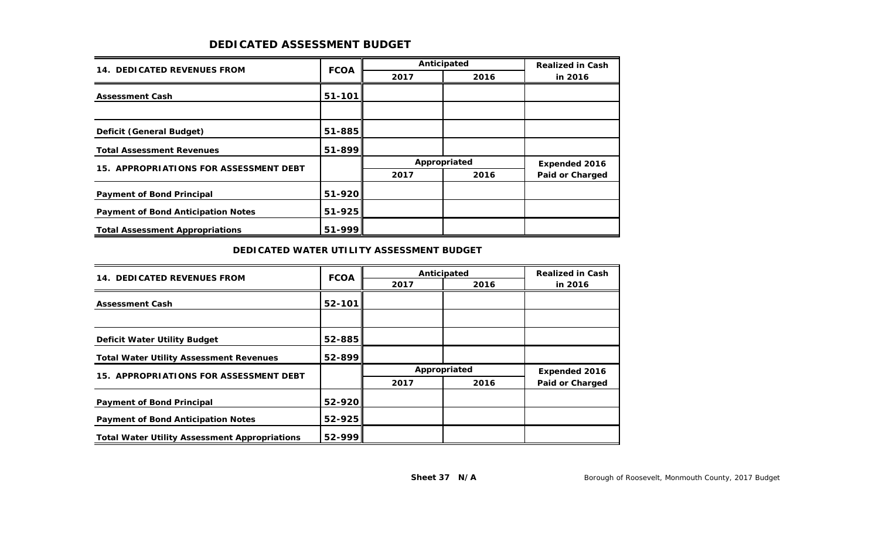## DEDICATED ASSESSMENT BUDGET

| 14. DEDICATED REVENUES FROM | FCOA | Anticipated | | Realized in Cash |
|---|---|---|---|---|
| | | 2017 | 2016 | in 2016 |
| Assessment Cash | 51-101 | | | |
| | | | | |
| Deficit (General Budget) | 51-885 | | | |
| Total Assessment Revenues | 51-899 | | | |
| 15. APPROPRIATIONS FOR ASSESSMENT DEBT | | Appropriated | | Expended 2016 |
| | | 2017 | 2016 | Paid or Charged |
| Payment of Bond Principal | 51-920 | | | |
| Payment of Bond Anticipation Notes | 51-925 | | | |
| Total Assessment Appropriations | 51-999 | | | |

### DEDICATED WATER UTILITY ASSESSMENT BUDGET

| 14. DEDICATED REVENUES FROM | FCOA | Anticipated | | Realized in Cash |
|---|---|---|---|---|
| | | 2017 | 2016 | in 2016 |
| Assessment Cash | 52-101 | | | |
| | | | | |
| Deficit Water Utility Budget | 52-885 | | | |
| Total Water Utility Assessment Revenues | 52-899 | | | |
| 15. APPROPRIATIONS FOR ASSESSMENT DEBT | | Appropriated | | Expended 2016 |
| | | 2017 | 2016 | Paid or Charged |
| Payment of Bond Principal | 52-920 | | | |
| Payment of Bond Anticipation Notes | 52-925 | | | |
| Total Water Utility Assessment Appropriations | 52-999 | | | |

**Sheet 37 N/A**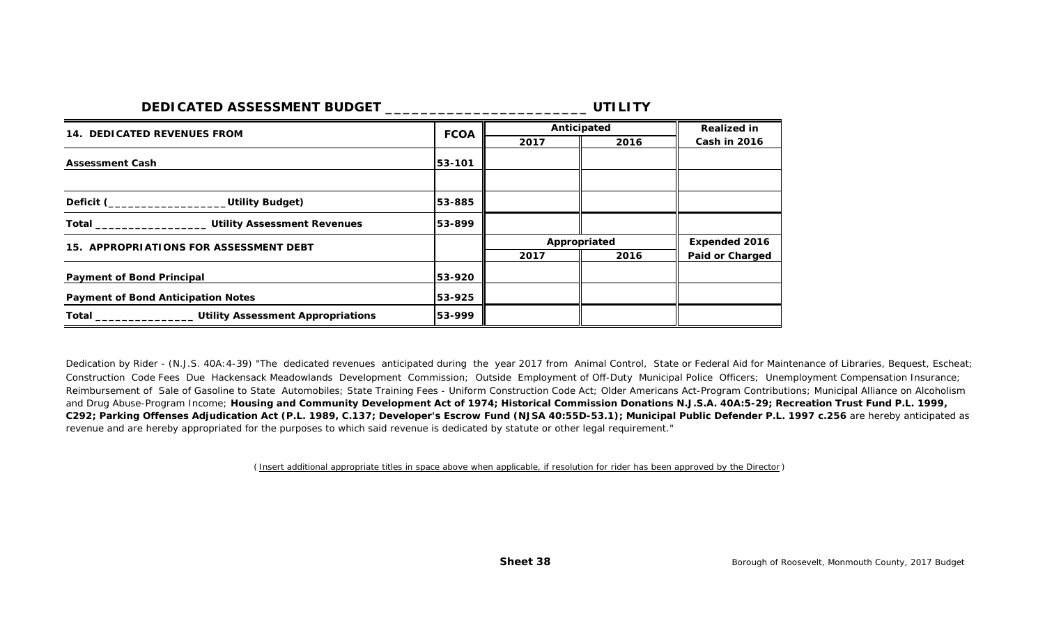## DEDICATED ASSESSMENT BUDGET _______________________ UTILITY

| 14. DEDICATED REVENUES FROM | FCOA | Anticipated | | Realized in |
|---|---|---|---|---|
| | | 2017 | 2016 | Cash in 2016 |
| Assessment Cash | 53-101 | | | |
| | | | | |
| Deficit (_________________Utility Budget) | 53-885 | | | |
| Total _________________ Utility Assessment Revenues | 53-899 | | | |
| **15. APPROPRIATIONS FOR ASSESSMENT DEBT** | | **Appropriated** | | **Expended 2016** |
| | | 2017 | 2016 | Paid or Charged |
| Payment of Bond Principal | 53-920 | | | |
| Payment of Bond Anticipation Notes | 53-925 | | | |
| Total _______________ Utility Assessment Appropriations | 53-999 | | | |

Dedication by Rider - (N.J.S. 40A:4-39) "The dedicated revenues anticipated during the year 2017 from Animal Control, State or Federal Aid for Maintenance of Libraries, Bequest, Escheat; Construction Code Fees Due Hackensack Meadowlands Development Commission; Outside Employment of Off-Duty Municipal Police Officers; Unemployment Compensation Insurance; Reimbursement of Sale of Gasoline to State Automobiles; State Training Fees - Uniform Construction Code Act; Older Americans Act-Program Contributions; Municipal Alliance on Alcoholism and Drug Abuse-Program Income; **Housing and Community Development Act of 1974; Historical Commission Donations N.J.S.A. 40A:5-29; Recreation Trust Fund P.L. 1999, C292; Parking Offenses Adjudication Act (P.L. 1989, C.137; Developer's Escrow Fund (NJSA 40:55D-53.1); Municipal Public Defender P.L. 1997 c.256** are hereby anticipated as revenue and are hereby appropriated for the purposes to which said revenue is dedicated by statute or other legal requirement."

( Insert additional appropriate titles in space above when applicable, if resolution for rider has been approved by the Director )

**Sheet 38**

Borough of Roosevelt, Monmouth County, 2017 Budget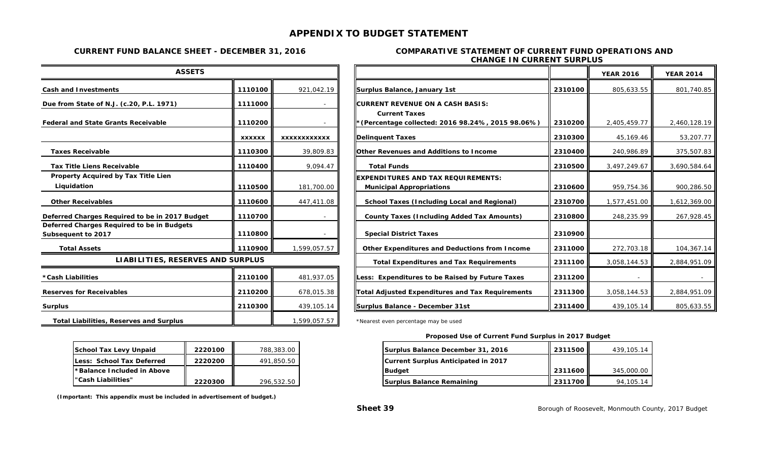# APPENDIX TO BUDGET STATEMENT

## CURRENT FUND BALANCE SHEET - DECEMBER 31, 2016

| ASSETS | | |
|---|---|---|
| Cash and Investments | 1110100 | 921,042.19 |
| Due from State of N.J. (c.20, P.L. 1971) | 1111000 | - |
| Federal and State Grants Receivable | 1110200 | - |
| | xxxxxx | xxxxxxxxxxx |
| Taxes Receivable | 1110300 | 39,809.83 |
| Tax Title Liens Receivable | 1110400 | 9,094.47 |
| Property Acquired by Tax Title Lien Liquidation | 1110500 | 181,700.00 |
| Other Receivables | 1110600 | 447,411.08 |
| Deferred Charges Required to be in 2017 Budget | 1110700 | - |
| Deferred Charges Required to be in Budgets Subsequent to 2017 | 1110800 | - |
| Total Assets | 1110900 | 1,599,057.57 |
| **LIABILITIES, RESERVES AND SURPLUS** | | |
| *Cash Liabilities | 2110100 | 481,937.05 |
| Reserves for Receivables | 2110200 | 678,015.38 |
| Surplus | 2110300 | 439,105.14 |
| Total Liabilities, Reserves and Surplus | | 1,599,057.57 |

| School Tax Levy Unpaid | 2220100 | 788,383.00 |
|---|---|---|
| Less: School Tax Deferred | 2220200 | 491,850.50 |
| *Balance Included in Above "Cash Liabilities" | 2220300 | 296,532.50 |

**(Important: This appendix must be included in advertisement of budget.)**

## COMPARATIVE STATEMENT OF CURRENT FUND OPERATIONS AND CHANGE IN CURRENT SURPLUS

| | | YEAR 2016 | YEAR 2014 |
|---|---|---|---|
| Surplus Balance, January 1st | 2310100 | 805,633.55 | 801,740.85 |
| CURRENT REVENUE ON A CASH BASIS: | | | |
| Current Taxes *(Percentage collected: 2016 98.24%, 2015 98.06%) | 2310200 | 2,405,459.77 | 2,460,128.19 |
| Delinquent Taxes | 2310300 | 45,169.46 | 53,207.77 |
| Other Revenues and Additions to Income | 2310400 | 240,986.89 | 375,507.83 |
| Total Funds | 2310500 | 3,497,249.67 | 3,690,584.64 |
| EXPENDITURES AND TAX REQUIREMENTS: | | | |
| Municipal Appropriations | 2310600 | 959,754.36 | 900,286.50 |
| School Taxes (Including Local and Regional) | 2310700 | 1,577,451.00 | 1,612,369.00 |
| County Taxes (Including Added Tax Amounts) | 2310800 | 248,235.99 | 267,928.45 |
| Special District Taxes | 2310900 | | |
| Other Expenditures and Deductions from Income | 2311000 | 272,703.18 | 104,367.14 |
| Total Expenditures and Tax Requirements | 2311100 | 3,058,144.53 | 2,884,951.09 |
| Less: Expenditures to be Raised by Future Taxes | 2311200 | - | - |
| Total Adjusted Expenditures and Tax Requirements | 2311300 | 3,058,144.53 | 2,884,951.09 |
| Surplus Balance - December 31st | 2311400 | 439,105.14 | 805,633.55 |

*Nearest even percentage may be used

### Proposed Use of Current Fund Surplus in 2017 Budget

| Surplus Balance December 31, 2016 | 2311500 | 439,105.14 |
|---|---|---|
| Current Surplus Anticipated in 2017 Budget | 2311600 | 345,000.00 |
| Surplus Balance Remaining | 2311700 | 94,105.14 |

**Sheet 39**

Borough of Roosevelt, Monmouth County, 2017 Budget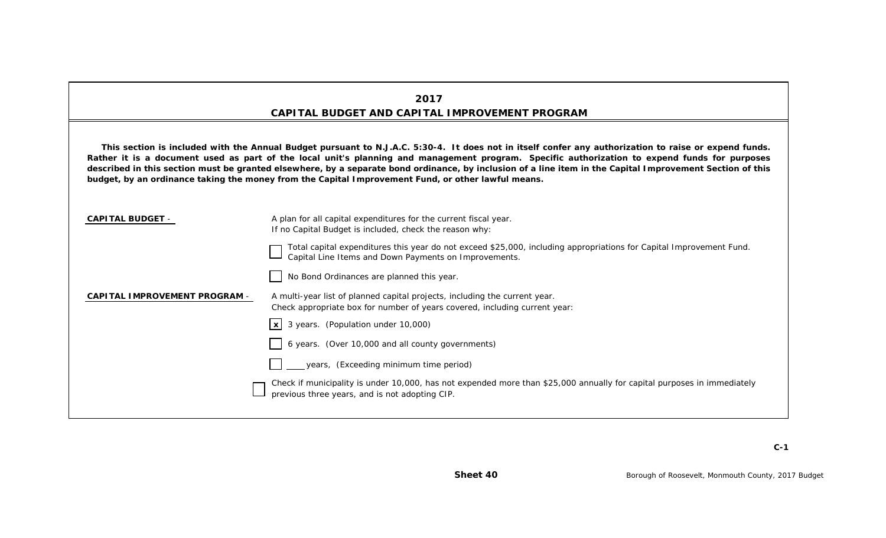# 2017
## CAPITAL BUDGET AND CAPITAL IMPROVEMENT PROGRAM

**This section is included with the Annual Budget pursuant to N.J.A.C. 5:30-4. It does not in itself confer any authorization to raise or expend funds. Rather it is a document used as part of the local unit's planning and management program. Specific authorization to expend funds for purposes described in this section must be granted elsewhere, by a separate bond ordinance, by inclusion of a line item in the Capital Improvement Section of this budget, by an ordinance taking the money from the Capital Improvement Fund, or other lawful means.**

**CAPITAL BUDGET** - A plan for all capital expenditures for the current fiscal year.
If no Capital Budget is included, check the reason why:

- [ ] Total capital expenditures this year do not exceed $25,000, including appropriations for Capital Improvement Fund. Capital Line Items and Down Payments on Improvements.
- [ ] No Bond Ordinances are planned this year.

**CAPITAL IMPROVEMENT PROGRAM** - A multi-year list of planned capital projects, including the current year.
Check appropriate box for number of years covered, including current year:

- [x] 3 years. (Population under 10,000)
- [ ] 6 years. (Over 10,000 and all county governments)
- [ ] ____ years, (Exceeding minimum time period)

- [ ] Check if municipality is under 10,000, has not expended more than $25,000 annually for capital purposes in immediately previous three years, and is not adopting CIP.

C-1

Sheet 40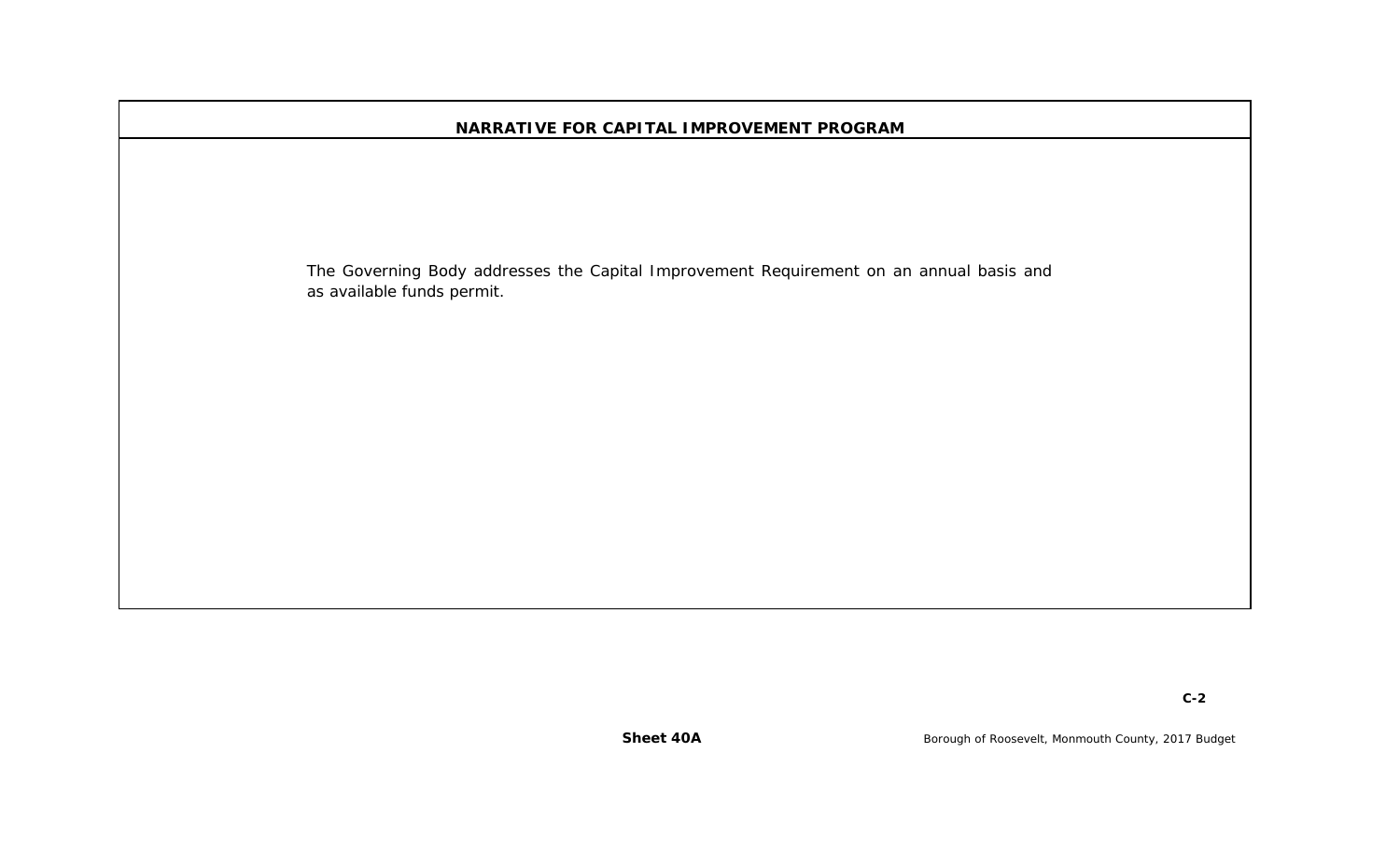## NARRATIVE FOR CAPITAL IMPROVEMENT PROGRAM

The Governing Body addresses the Capital Improvement Requirement on an annual basis and as available funds permit.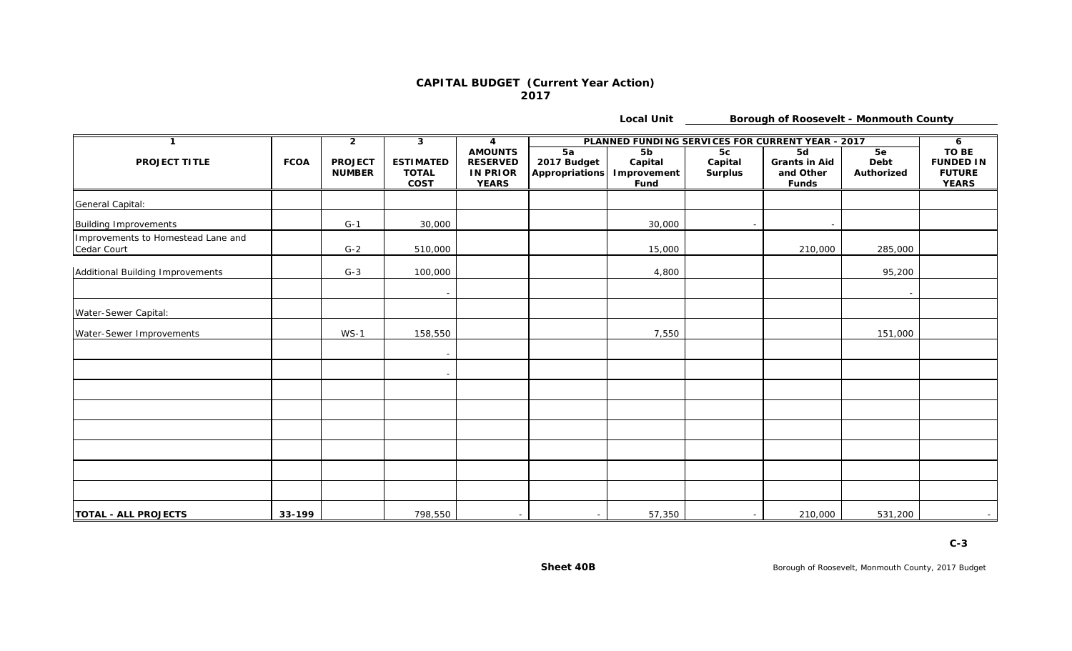## CAPITAL BUDGET (Current Year Action)
## 2017

**Local Unit** Borough of Roosevelt - Monmouth County

| 1 | | 2 | 3 | 4 | PLANNED FUNDING SERVICES FOR CURRENT YEAR - 2017 | | | | | 6 |
|---|---|---|---|---|---|---|---|---|---|---|
| **PROJECT TITLE** | **FCOA** | **PROJECT NUMBER** | **ESTIMATED TOTAL COST** | **AMOUNTS RESERVED IN PRIOR YEARS** | **5a 2017 Budget Appropriations** | **5b Capital Improvement Fund** | **5c Capital Surplus** | **5d Grants in Aid and Other Funds** | **5e Debt Authorized** | **TO BE FUNDED IN FUTURE YEARS** |
| General Capital: | | | | | | | | | | |
| Building Improvements | | G-1 | 30,000 | | | 30,000 | - | - | | |
| Improvements to Homestead Lane and Cedar Court | | G-2 | 510,000 | | | 15,000 | | 210,000 | 285,000 | |
| Additional Building Improvements | | G-3 | 100,000 | | | 4,800 | | | 95,200 | |
| | | | - | | | | | | - | |
| Water-Sewer Capital: | | | | | | | | | | |
| Water-Sewer Improvements | | WS-1 | 158,550 | | | 7,550 | | | 151,000 | |
| | | | - | | | | | | | |
| | | | - | | | | | | | |
| | | | | | | | | | | |
| | | | | | | | | | | |
| | | | | | | | | | | |
| | | | | | | | | | | |
| | | | | | | | | | | |
| | | | | | | | | | | |
| **TOTAL - ALL PROJECTS** | **33-199** | | 798,550 | - | - | 57,350 | - | 210,000 | 531,200 | - |

C-3

**Sheet 40B**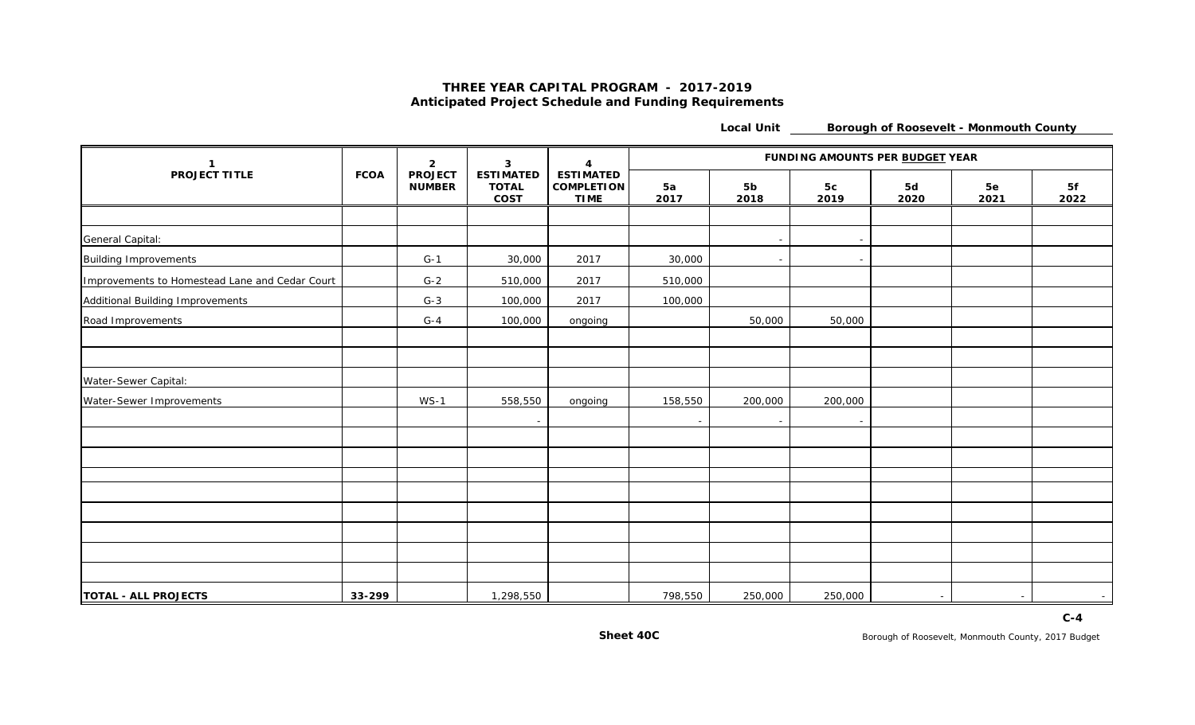# THREE YEAR CAPITAL PROGRAM - 2017-2019
## Anticipated Project Schedule and Funding Requirements

**Local Unit** Borough of Roosevelt - Monmouth County

| 1 PROJECT TITLE | FCOA | 2 PROJECT NUMBER | 3 ESTIMATED TOTAL COST | 4 ESTIMATED COMPLETION TIME | FUNDING AMOUNTS PER BUDGET YEAR 5a 2017 | 5b 2018 | 5c 2019 | 5d 2020 | 5e 2021 | 5f 2022 |
|---|---|---|---|---|---|---|---|---|---|---|
| | | | | | | | | | | |
| General Capital: | | | | | | - | - | | | |
| Building Improvements | | G-1 | 30,000 | 2017 | 30,000 | - | - | | | |
| Improvements to Homestead Lane and Cedar Court | | G-2 | 510,000 | 2017 | 510,000 | | | | | |
| Additional Building Improvements | | G-3 | 100,000 | 2017 | 100,000 | | | | | |
| Road Improvements | | G-4 | 100,000 | ongoing | | 50,000 | 50,000 | | | |
| | | | | | | | | | | |
| | | | | | | | | | | |
| Water-Sewer Capital: | | | | | | | | | | |
| Water-Sewer Improvements | | WS-1 | 558,550 | ongoing | 158,550 | 200,000 | 200,000 | | | |
| | | | - | | - | - | - | | | |
| | | | | | | | | | | |
| | | | | | | | | | | |
| | | | | | | | | | | |
| | | | | | | | | | | |
| | | | | | | | | | | |
| | | | | | | | | | | |
| | | | | | | | | | | |
| | | | | | | | | | | |
| **TOTAL - ALL PROJECTS** | **33-299** | | 1,298,550 | | 798,550 | 250,000 | 250,000 | - | - | - |

C-4

Sheet 40C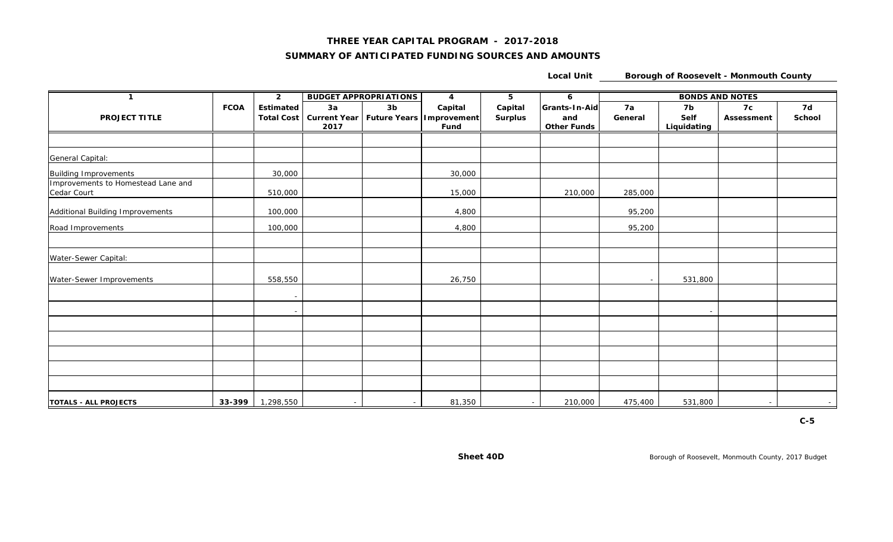# THREE YEAR CAPITAL PROGRAM - 2017-2018

## SUMMARY OF ANTICIPATED FUNDING SOURCES AND AMOUNTS

**Local Unit** Borough of Roosevelt - Monmouth County

| 1 | | 2 | BUDGET APPROPRIATIONS | | 4 | 5 | 6 | BONDS AND NOTES | | | |
|---|---|---|---|---|---|---|---|---|---|---|---|
| PROJECT TITLE | FCOA | Estimated Total Cost | 3a Current Year 2017 | 3b Future Years | Capital Improvement Fund | Capital Surplus | Grants-In-Aid and Other Funds | 7a General | 7b Self Liquidating | 7c Assessment | 7d School |
| | | | | | | | | | | | |
| General Capital: | | | | | | | | | | | |
| Building Improvements | | 30,000 | | | 30,000 | | | | | | |
| Improvements to Homestead Lane and Cedar Court | | 510,000 | | | 15,000 | | 210,000 | 285,000 | | | |
| Additional Building Improvements | | 100,000 | | | 4,800 | | | 95,200 | | | |
| Road Improvements | | 100,000 | | | 4,800 | | | 95,200 | | | |
| | | | | | | | | | | | |
| Water-Sewer Capital: | | | | | | | | | | | |
| Water-Sewer Improvements | | 558,550 | | | 26,750 | | | - | 531,800 | | |
| | | - | | | | | | | | | |
| | | - | | | | | | | - | | |
| | | | | | | | | | | | |
| | | | | | | | | | | | |
| | | | | | | | | | | | |
| | | | | | | | | | | | |
| | | | | | | | | | | | |
| **TOTALS - ALL PROJECTS** | **33-399** | 1,298,550 | - | - | 81,350 | - | 210,000 | 475,400 | 531,800 | - | - |

**C-5**

**Sheet 40D**

Borough of Roosevelt, Monmouth County, 2017 Budget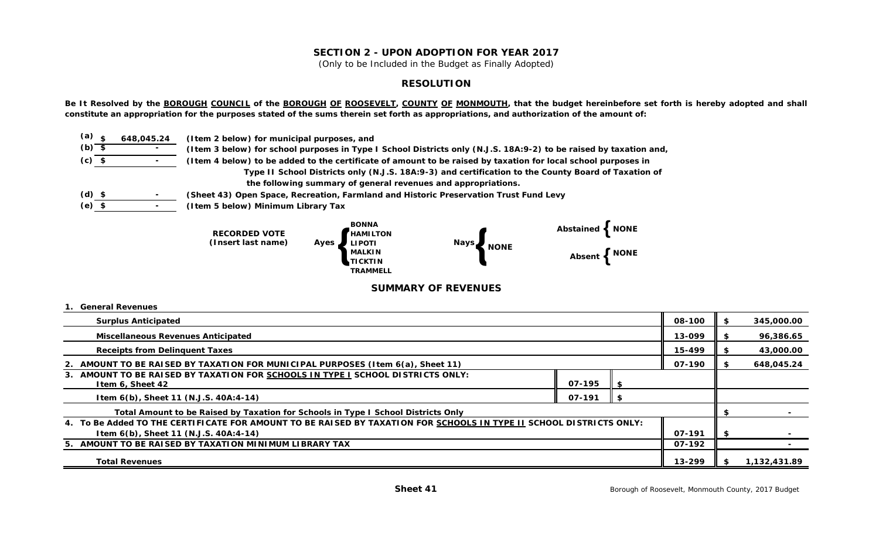## SECTION 2 - UPON ADOPTION FOR YEAR 2017

(Only to be Included in the Budget as Finally Adopted)

## RESOLUTION

**Be It Resolved by the BOROUGH COUNCIL of the BOROUGH OF ROOSEVELT, COUNTY OF MONMOUTH, that the budget hereinbefore set forth is hereby adopted and shall constitute an appropriation for the purposes stated of the sums therein set forth as appropriations, and authorization of the amount of:**

**(a) $ 648,045.24** (Item 2 below) for municipal purposes, and

**(b) $ -** (Item 3 below) for school purposes in Type I School Districts only (N.J.S. 18A:9-2) to be raised by taxation and,

**(c) $ -** (Item 4 below) to be added to the certificate of amount to be raised by taxation for local school purposes in Type II School Districts only (N.J.S. 18A:9-3) and certification to the County Board of Taxation of the following summary of general revenues and appropriations.

**(d) $ -** (Sheet 43) Open Space, Recreation, Farmland and Historic Preservation Trust Fund Levy

**(e) $ -** (Item 5 below) Minimum Library Tax

**RECORDED VOTE (Insert last name)**

| Ayes | Nays | Abstained | Absent |
|---|---|---|---|
| BONNA<br>HAMILTON<br>LIPOTI<br>MALKIN<br>TICKTIN<br>TRAMMELL | NONE | NONE | NONE |

## SUMMARY OF REVENUES

| | | | | | |
|---|---|---|---|---|---|
| **1. General Revenues** | | | | | |
| Surplus Anticipated | | | 08-100 | $ | 345,000.00 |
| Miscellaneous Revenues Anticipated | | | 13-099 | $ | 96,386.65 |
| Receipts from Delinquent Taxes | | | 15-499 | $ | 43,000.00 |
| **2. AMOUNT TO BE RAISED BY TAXATION FOR MUNICIPAL PURPOSES (Item 6(a), Sheet 11)** | | | 07-190 | $ | 648,045.24 |
| **3. AMOUNT TO BE RAISED BY TAXATION FOR SCHOOLS IN TYPE I SCHOOL DISTRICTS ONLY:** Item 6, Sheet 42 | 07-195 | $ | | | |
| Item 6(b), Sheet 11 (N.J.S. 40A:4-14) | 07-191 | $ | | | |
| Total Amount to be Raised by Taxation for Schools in Type I School Districts Only | | | | $ | - |
| **4. To Be Added TO THE CERTIFICATE FOR AMOUNT TO BE RAISED BY TAXATION FOR SCHOOLS IN TYPE II SCHOOL DISTRICTS ONLY:** Item 6(b), Sheet 11 (N.J.S. 40A:4-14) | | | 07-191 | $ | - |
| **5. AMOUNT TO BE RAISED BY TAXATION MINIMUM LIBRARY TAX** | | | 07-192 | | - |
| **Total Revenues** | | | 13-299 | $ | 1,132,431.89 |

**Sheet 41**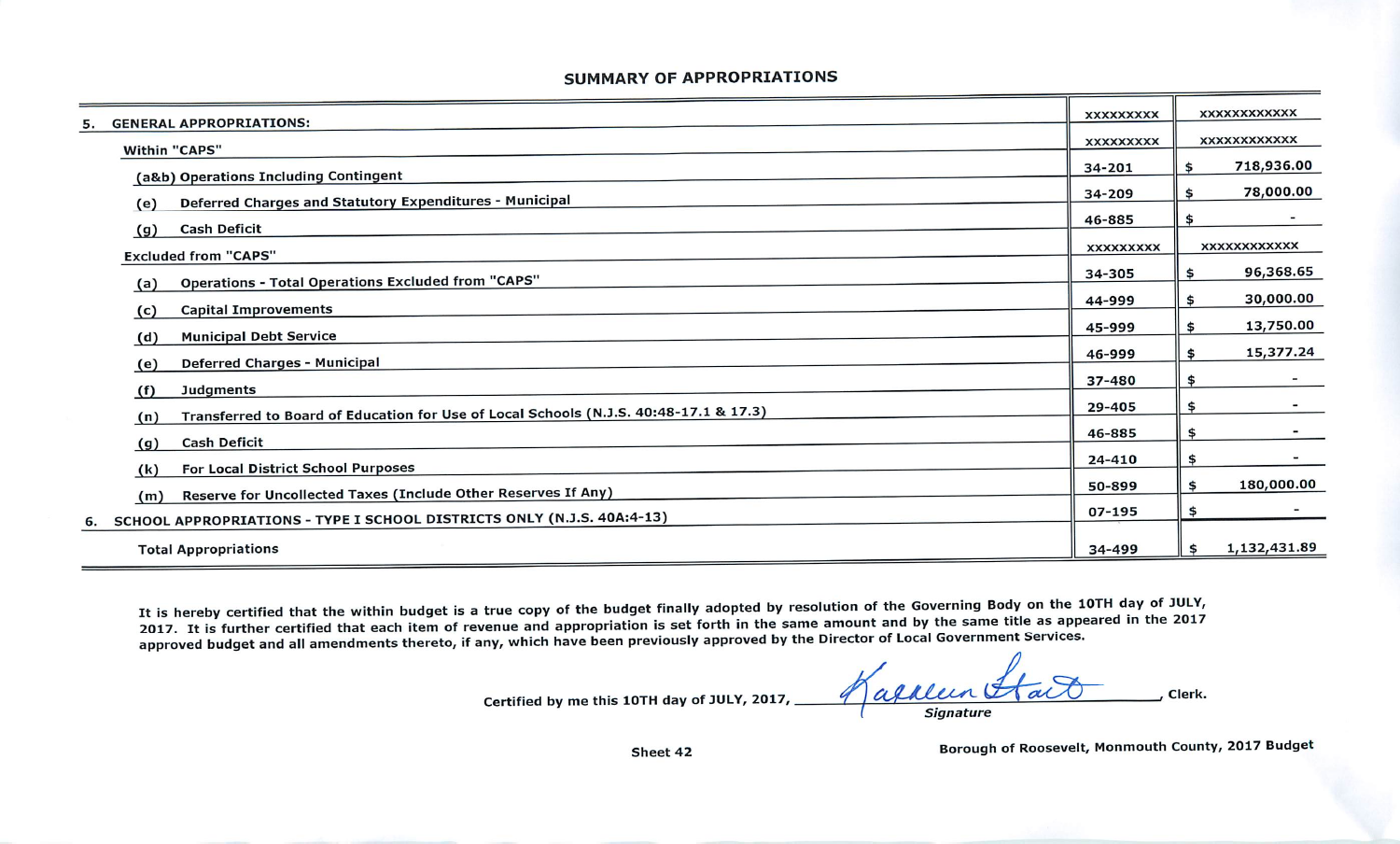## SUMMARY OF APPROPRIATIONS

| | | |
|---|---|---|
| 5. GENERAL APPROPRIATIONS: | XXXXXXXXX | XXXXXXXXXXXX |
| Within "CAPS" | XXXXXXXXX | XXXXXXXXXXXX |
| (a&b) Operations Including Contingent | 34-201 | $ 718,936.00 |
| (e) Deferred Charges and Statutory Expenditures - Municipal | 34-209 | $ 78,000.00 |
| (g) Cash Deficit | 46-885 | $ - |
| Excluded from "CAPS" | XXXXXXXXX | XXXXXXXXXXXX |
| (a) Operations - Total Operations Excluded from "CAPS" | 34-305 | $ 96,368.65 |
| (c) Capital Improvements | 44-999 | $ 30,000.00 |
| (d) Municipal Debt Service | 45-999 | $ 13,750.00 |
| (e) Deferred Charges - Municipal | 46-999 | $ 15,377.24 |
| (f) Judgments | 37-480 | $ - |
| (n) Transferred to Board of Education for Use of Local Schools (N.J.S. 40:48-17.1 & 17.3) | 29-405 | $ - |
| (g) Cash Deficit | 46-885 | $ - |
| (k) For Local District School Purposes | 24-410 | $ - |
| (m) Reserve for Uncollected Taxes (Include Other Reserves If Any) | 50-899 | $ 180,000.00 |
| 6. SCHOOL APPROPRIATIONS - TYPE I SCHOOL DISTRICTS ONLY (N.J.S. 40A:4-13) | 07-195 | $ - |
| Total Appropriations | 34-499 | $ 1,132,431.89 |

It is hereby certified that the within budget is a true copy of the budget finally adopted by resolution of the Governing Body on the 10TH day of JULY, 2017. It is further certified that each item of revenue and appropriation is set forth in the same amount and by the same title as appeared in the 2017 approved budget and all amendments thereto, if any, which have been previously approved by the Director of Local Government Services.

Certified by me this 10TH day of JULY, 2017, *Kathleen Hart*, Clerk.

Signature

Sheet 42

Borough of Roosevelt, Monmouth County, 2017 Budget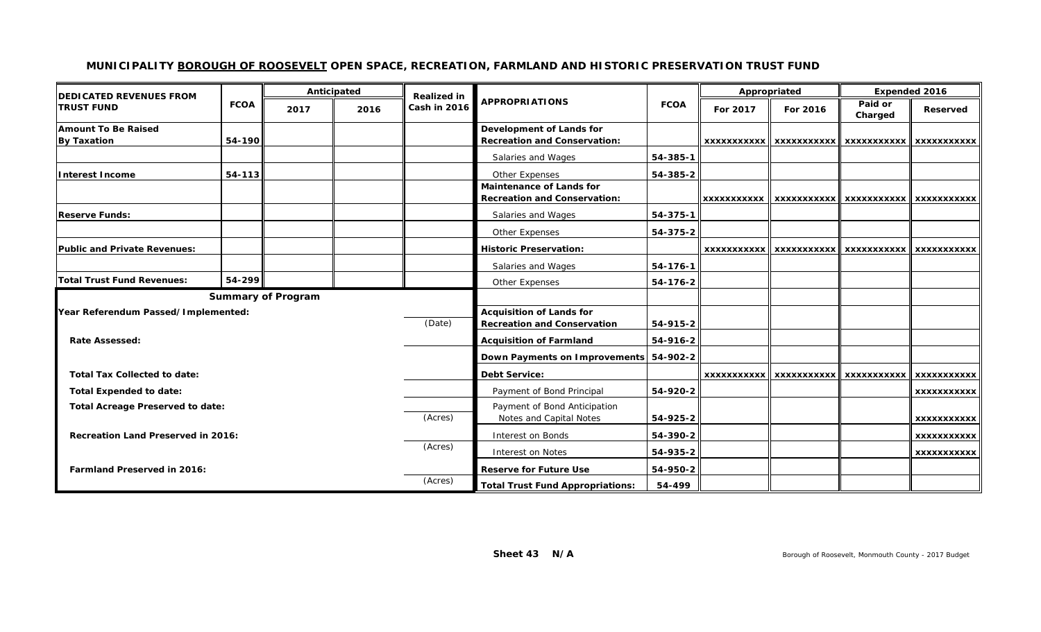**MUNICIPALITY BOROUGH OF ROOSEVELT OPEN SPACE, RECREATION, FARMLAND AND HISTORIC PRESERVATION TRUST FUND**

| DEDICATED REVENUES FROM TRUST FUND | FCOA | Anticipated | | Realized in Cash in 2016 | APPROPRIATIONS | FCOA | Appropriated | | Expended 2016 | |
|---|---|---|---|---|---|---|---|---|---|---|
| | | 2017 | 2016 | | | | For 2017 | For 2016 | Paid or Charged | Reserved |
| **Amount To Be Raised By Taxation** | 54-190 | | | | **Development of Lands for Recreation and Conservation:** | | xxxxxxxxxxx | xxxxxxxxxxx | xxxxxxxxxxx | xxxxxxxxxxx |
| | | | | | Salaries and Wages | 54-385-1 | | | | |
| **Interest Income** | 54-113 | | | | Other Expenses | 54-385-2 | | | | |
| | | | | | **Maintenance of Lands for Recreation and Conservation:** | | xxxxxxxxxxx | xxxxxxxxxxx | xxxxxxxxxxx | xxxxxxxxxxx |
| **Reserve Funds:** | | | | | Salaries and Wages | 54-375-1 | | | | |
| | | | | | Other Expenses | 54-375-2 | | | | |
| **Public and Private Revenues:** | | | | | **Historic Preservation:** | | xxxxxxxxxxx | xxxxxxxxxxx | xxxxxxxxxxx | xxxxxxxxxxx |
| | | | | | Salaries and Wages | 54-176-1 | | | | |
| **Total Trust Fund Revenues:** | 54-299 | | | | Other Expenses | 54-176-2 | | | | |
| **Summary of Program** | | | | | | | | | | |
| **Year Referendum Passed/Implemented:** | | | | (Date) | **Acquisition of Lands for Recreation and Conservation** | 54-915-2 | | | | |
| **Rate Assessed:** | | | | | **Acquisition of Farmland** | 54-916-2 | | | | |
| | | | | | **Down Payments on Improvements** | 54-902-2 | | | | |
| **Total Tax Collected to date:** | | | | | **Debt Service:** | | xxxxxxxxxxx | xxxxxxxxxxx | xxxxxxxxxxx | xxxxxxxxxxx |
| **Total Expended to date:** | | | | | Payment of Bond Principal | 54-920-2 | | | | xxxxxxxxxxx |
| **Total Acreage Preserved to date:** | | | | (Acres) | Payment of Bond Anticipation Notes and Capital Notes | 54-925-2 | | | | xxxxxxxxxxx |
| **Recreation Land Preserved in 2016:** | | | | | Interest on Bonds | 54-390-2 | | | | xxxxxxxxxxx |
| | | | | (Acres) | Interest on Notes | 54-935-2 | | | | xxxxxxxxxxx |
| **Farmland Preserved in 2016:** | | | | | **Reserve for Future Use** | 54-950-2 | | | | |
| | | | | (Acres) | **Total Trust Fund Appropriations:** | 54-499 | | | | |

**Sheet 43 N/A**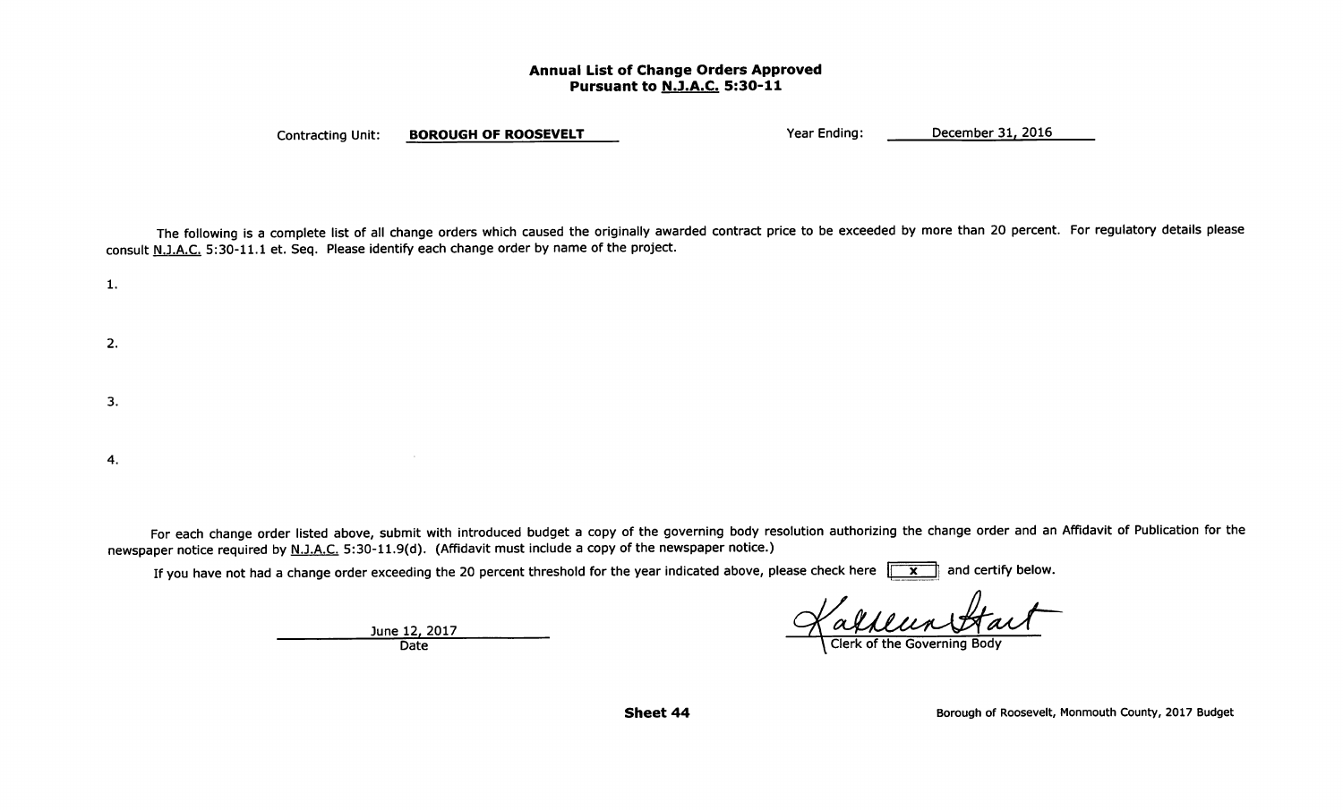**Annual List of Change Orders Approved**
**Pursuant to N.J.A.C. 5:30-11**

Contracting Unit: **BOROUGH OF ROOSEVELT**

Year Ending: December 31, 2016

The following is a complete list of all change orders which caused the originally awarded contract price to be exceeded by more than 20 percent. For regulatory details please consult N.J.A.C. 5:30-11.1 et. Seq. Please identify each change order by name of the project.

1.

2.

3.

4.

For each change order listed above, submit with introduced budget a copy of the governing body resolution authorizing the change order and an Affidavit of Publication for the newspaper notice required by N.J.A.C. 5:30-11.9(d). (Affidavit must include a copy of the newspaper notice.)

If you have not had a change order exceeding the 20 percent threshold for the year indicated above, please check here [ x ] and certify below.

June 12, 2017
Date

Kathleen Hart
Clerk of the Governing Body

**Sheet 44**

Borough of Roosevelt, Monmouth County, 2017 Budget